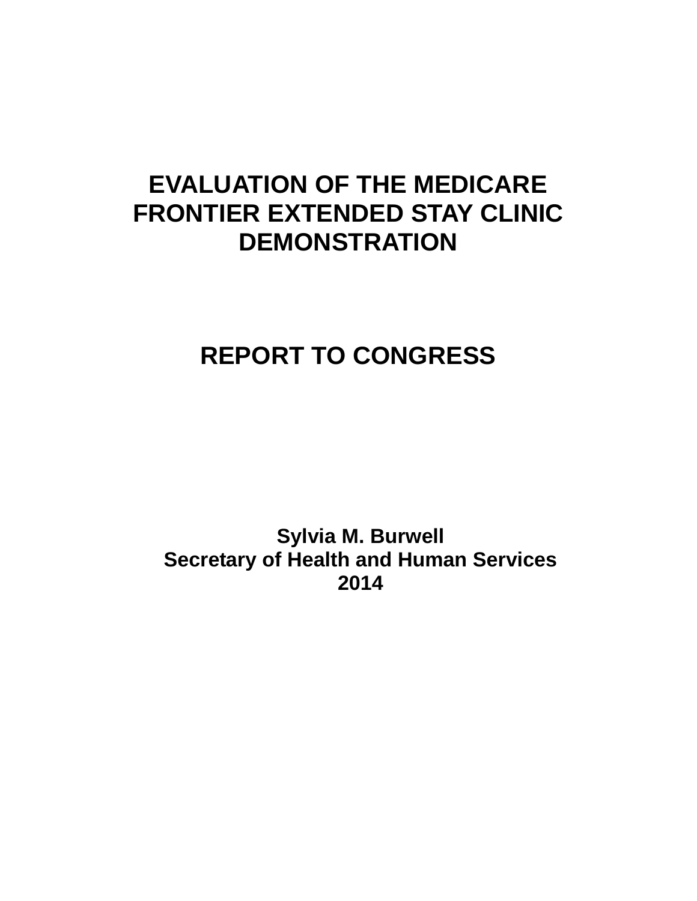# EVALUATION OF THE MEDICARE FRONTIER EXTENDED STAY CLINIC DEMONSTRATION

## REPORT TO CONGRESS

**Sylvia M. Burwell**
**Secretary of Health and Human Services**
**2014**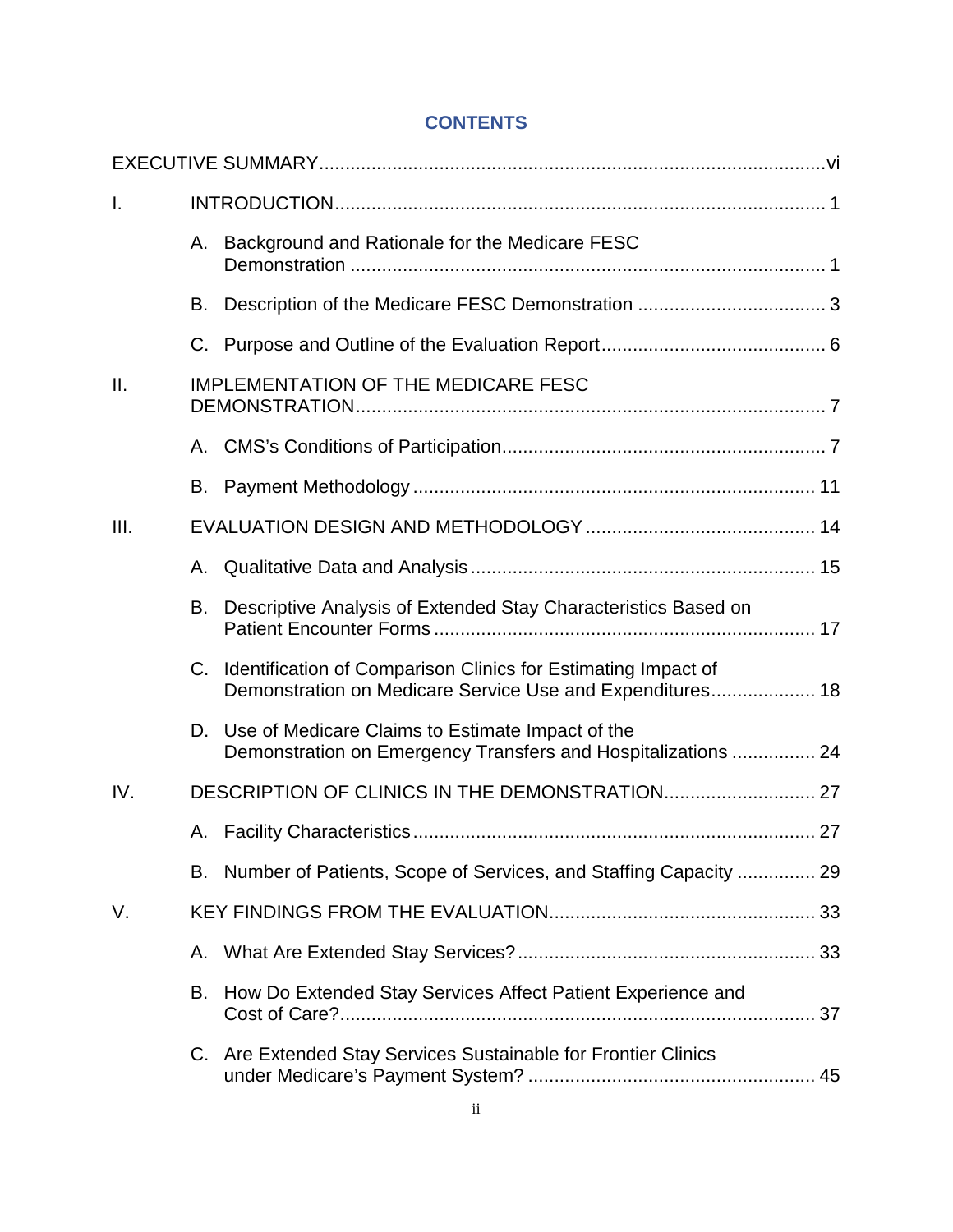# CONTENTS

EXECUTIVE SUMMARY ..... vi

I. INTRODUCTION ..... 1

- A. Background and Rationale for the Medicare FESC Demonstration ..... 1
- B. Description of the Medicare FESC Demonstration ..... 3
- C. Purpose and Outline of the Evaluation Report ..... 6

II. IMPLEMENTATION OF THE MEDICARE FESC DEMONSTRATION ..... 7

- A. CMS's Conditions of Participation ..... 7
- B. Payment Methodology ..... 11

III. EVALUATION DESIGN AND METHODOLOGY ..... 14

- A. Qualitative Data and Analysis ..... 15
- B. Descriptive Analysis of Extended Stay Characteristics Based on Patient Encounter Forms ..... 17
- C. Identification of Comparison Clinics for Estimating Impact of Demonstration on Medicare Service Use and Expenditures ..... 18
- D. Use of Medicare Claims to Estimate Impact of the Demonstration on Emergency Transfers and Hospitalizations ..... 24

IV. DESCRIPTION OF CLINICS IN THE DEMONSTRATION ..... 27

- A. Facility Characteristics ..... 27
- B. Number of Patients, Scope of Services, and Staffing Capacity ..... 29

V. KEY FINDINGS FROM THE EVALUATION ..... 33

- A. What Are Extended Stay Services? ..... 33
- B. How Do Extended Stay Services Affect Patient Experience and Cost of Care? ..... 37
- C. Are Extended Stay Services Sustainable for Frontier Clinics under Medicare's Payment System? ..... 45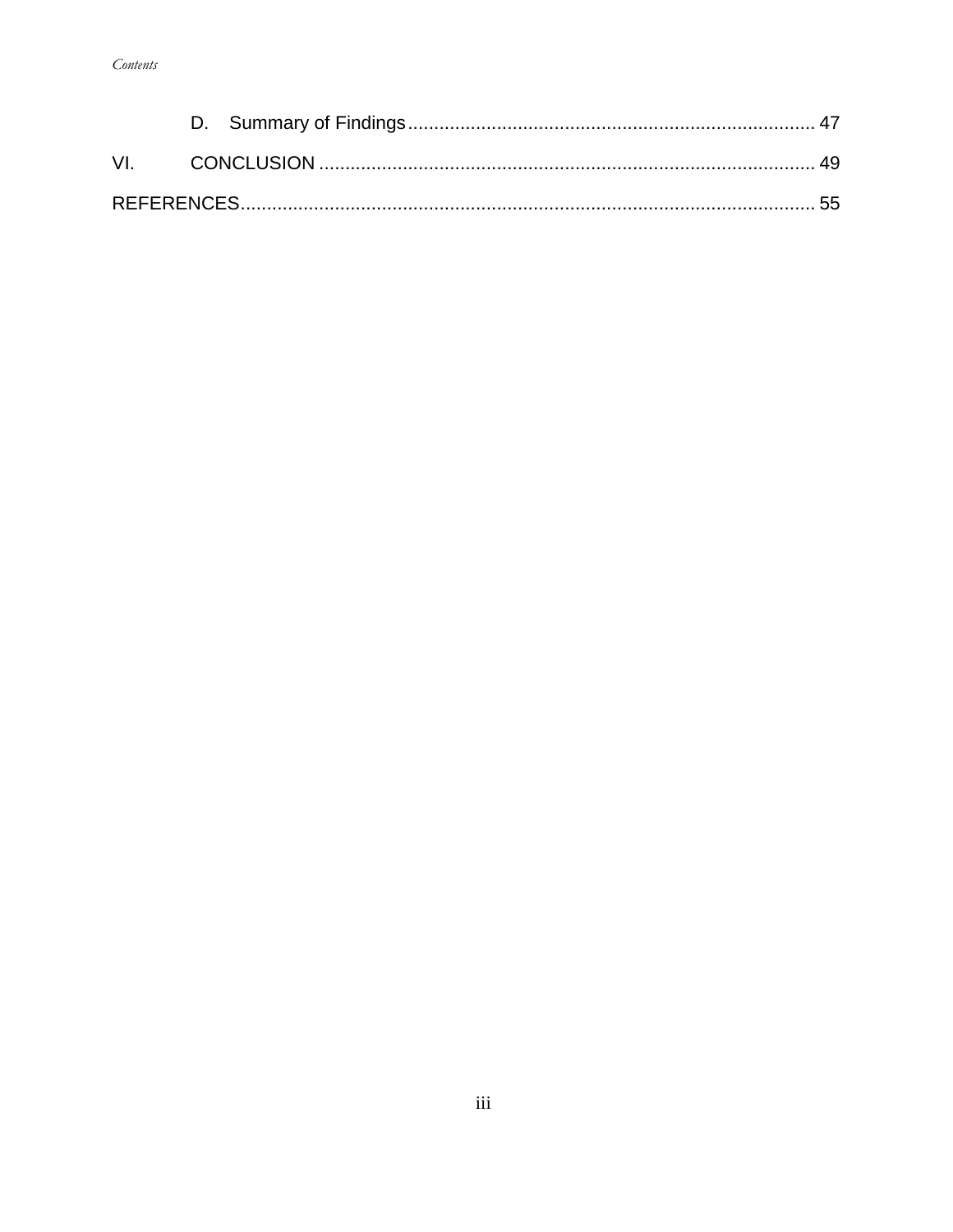D. Summary of Findings ........................................................................ 47

VI. CONCLUSION ........................................................................................ 49

REFERENCES .................................................................................................. 55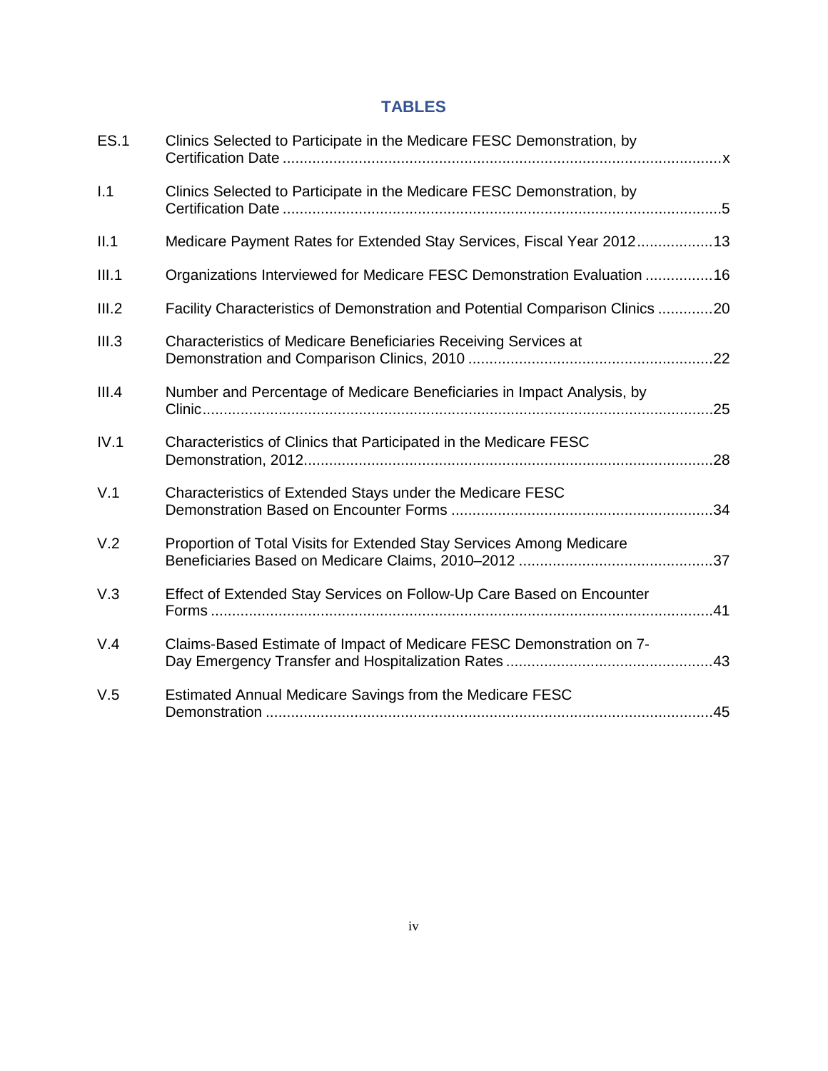# TABLES

| | | |
|---|---|---|
| ES.1 | Clinics Selected to Participate in the Medicare FESC Demonstration, by Certification Date | x |
| I.1 | Clinics Selected to Participate in the Medicare FESC Demonstration, by Certification Date | 5 |
| II.1 | Medicare Payment Rates for Extended Stay Services, Fiscal Year 2012 | 13 |
| III.1 | Organizations Interviewed for Medicare FESC Demonstration Evaluation | 16 |
| III.2 | Facility Characteristics of Demonstration and Potential Comparison Clinics | 20 |
| III.3 | Characteristics of Medicare Beneficiaries Receiving Services at Demonstration and Comparison Clinics, 2010 | 22 |
| III.4 | Number and Percentage of Medicare Beneficiaries in Impact Analysis, by Clinic | 25 |
| IV.1 | Characteristics of Clinics that Participated in the Medicare FESC Demonstration, 2012 | 28 |
| V.1 | Characteristics of Extended Stays under the Medicare FESC Demonstration Based on Encounter Forms | 34 |
| V.2 | Proportion of Total Visits for Extended Stay Services Among Medicare Beneficiaries Based on Medicare Claims, 2010–2012 | 37 |
| V.3 | Effect of Extended Stay Services on Follow-Up Care Based on Encounter Forms | 41 |
| V.4 | Claims-Based Estimate of Impact of Medicare FESC Demonstration on 7-Day Emergency Transfer and Hospitalization Rates | 43 |
| V.5 | Estimated Annual Medicare Savings from the Medicare FESC Demonstration | 45 |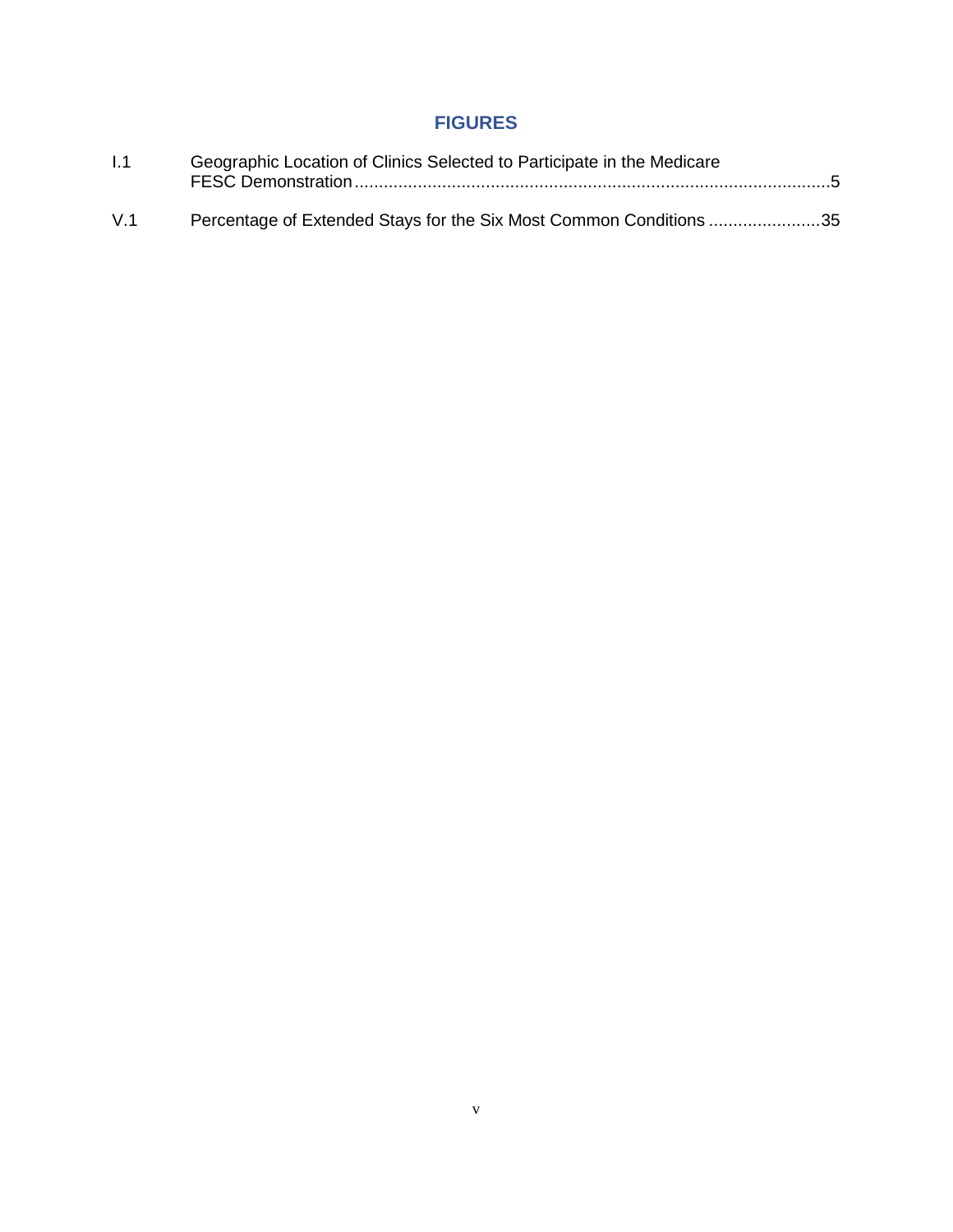# FIGURES

| | | |
|---|---|---|
| I.1 | Geographic Location of Clinics Selected to Participate in the Medicare FESC Demonstration | 5 |
| V.1 | Percentage of Extended Stays for the Six Most Common Conditions | 35 |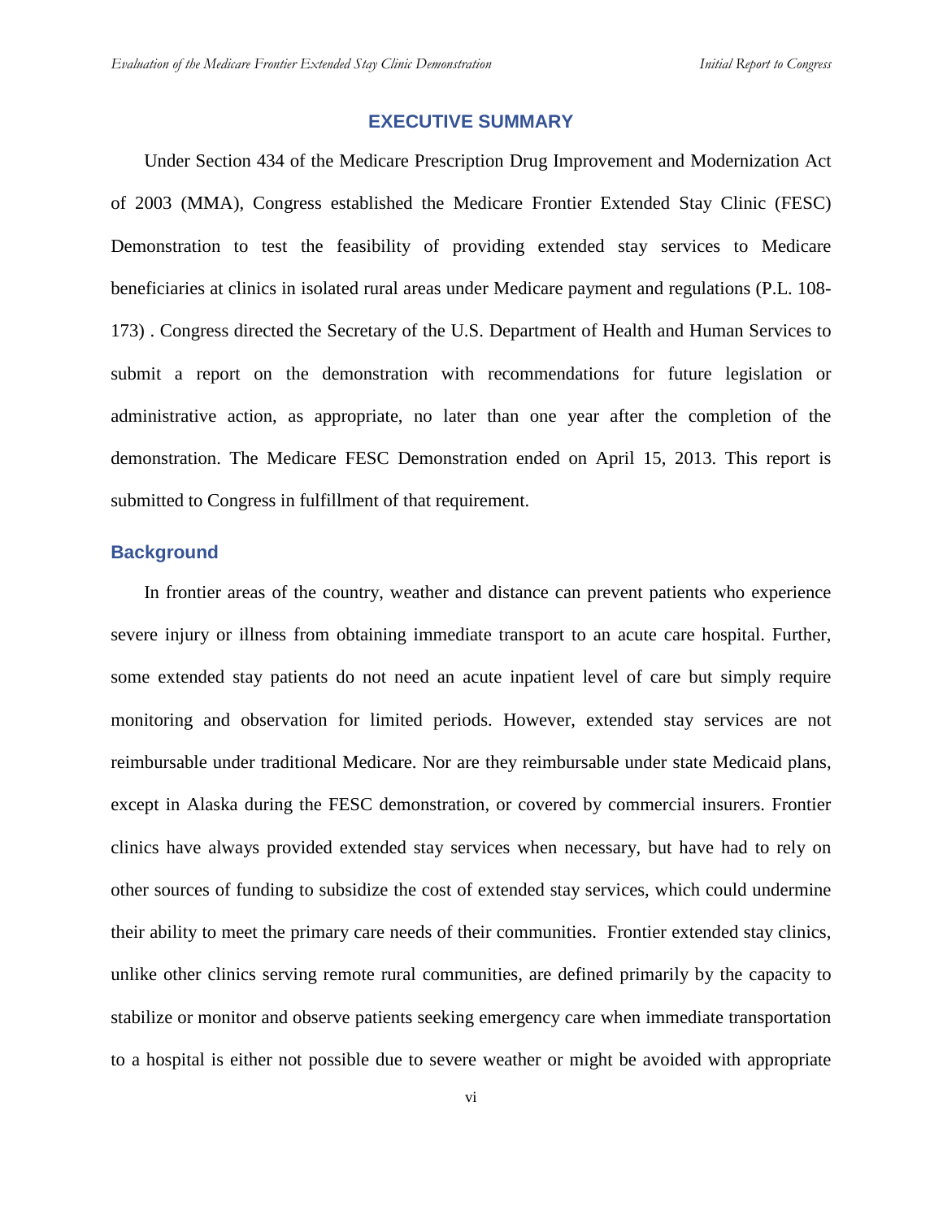# EXECUTIVE SUMMARY

Under Section 434 of the Medicare Prescription Drug Improvement and Modernization Act of 2003 (MMA), Congress established the Medicare Frontier Extended Stay Clinic (FESC) Demonstration to test the feasibility of providing extended stay services to Medicare beneficiaries at clinics in isolated rural areas under Medicare payment and regulations (P.L. 108-173) . Congress directed the Secretary of the U.S. Department of Health and Human Services to submit a report on the demonstration with recommendations for future legislation or administrative action, as appropriate, no later than one year after the completion of the demonstration. The Medicare FESC Demonstration ended on April 15, 2013. This report is submitted to Congress in fulfillment of that requirement.

## Background

In frontier areas of the country, weather and distance can prevent patients who experience severe injury or illness from obtaining immediate transport to an acute care hospital. Further, some extended stay patients do not need an acute inpatient level of care but simply require monitoring and observation for limited periods. However, extended stay services are not reimbursable under traditional Medicare. Nor are they reimbursable under state Medicaid plans, except in Alaska during the FESC demonstration, or covered by commercial insurers. Frontier clinics have always provided extended stay services when necessary, but have had to rely on other sources of funding to subsidize the cost of extended stay services, which could undermine their ability to meet the primary care needs of their communities. Frontier extended stay clinics, unlike other clinics serving remote rural communities, are defined primarily by the capacity to stabilize or monitor and observe patients seeking emergency care when immediate transportation to a hospital is either not possible due to severe weather or might be avoided with appropriate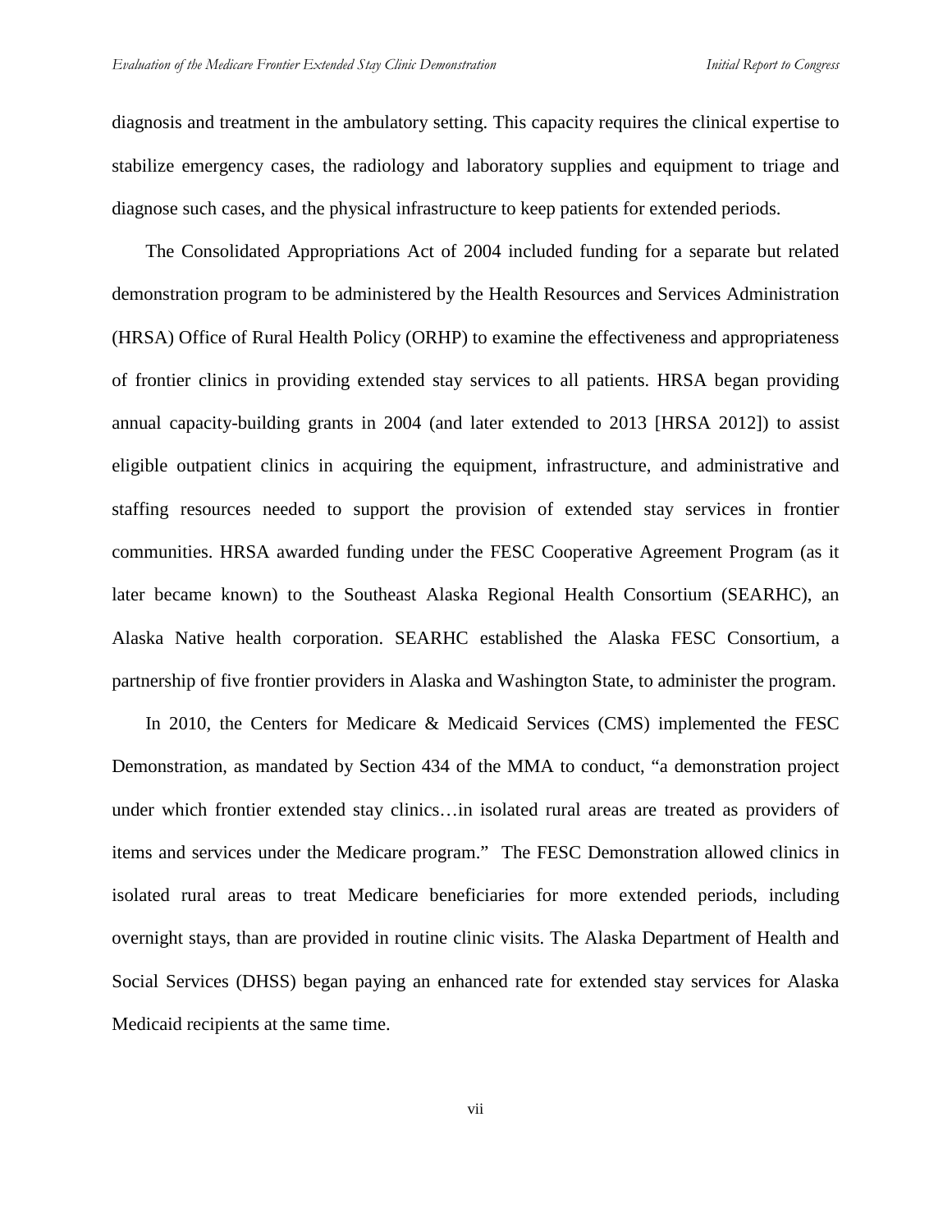diagnosis and treatment in the ambulatory setting. This capacity requires the clinical expertise to stabilize emergency cases, the radiology and laboratory supplies and equipment to triage and diagnose such cases, and the physical infrastructure to keep patients for extended periods.

The Consolidated Appropriations Act of 2004 included funding for a separate but related demonstration program to be administered by the Health Resources and Services Administration (HRSA) Office of Rural Health Policy (ORHP) to examine the effectiveness and appropriateness of frontier clinics in providing extended stay services to all patients. HRSA began providing annual capacity-building grants in 2004 (and later extended to 2013 [HRSA 2012]) to assist eligible outpatient clinics in acquiring the equipment, infrastructure, and administrative and staffing resources needed to support the provision of extended stay services in frontier communities. HRSA awarded funding under the FESC Cooperative Agreement Program (as it later became known) to the Southeast Alaska Regional Health Consortium (SEARHC), an Alaska Native health corporation. SEARHC established the Alaska FESC Consortium, a partnership of five frontier providers in Alaska and Washington State, to administer the program.

In 2010, the Centers for Medicare & Medicaid Services (CMS) implemented the FESC Demonstration, as mandated by Section 434 of the MMA to conduct, "a demonstration project under which frontier extended stay clinics…in isolated rural areas are treated as providers of items and services under the Medicare program." The FESC Demonstration allowed clinics in isolated rural areas to treat Medicare beneficiaries for more extended periods, including overnight stays, than are provided in routine clinic visits. The Alaska Department of Health and Social Services (DHSS) began paying an enhanced rate for extended stay services for Alaska Medicaid recipients at the same time.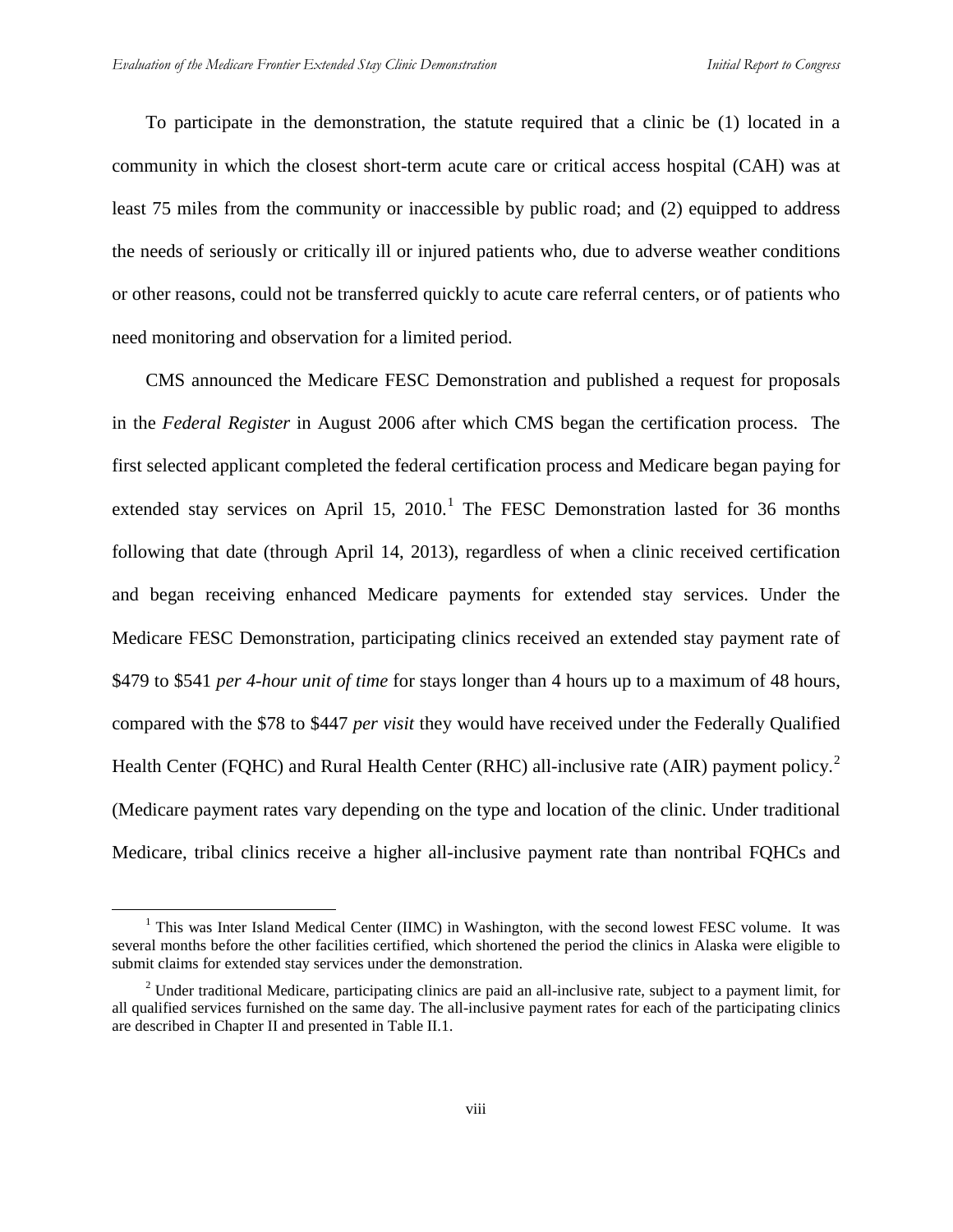To participate in the demonstration, the statute required that a clinic be (1) located in a community in which the closest short-term acute care or critical access hospital (CAH) was at least 75 miles from the community or inaccessible by public road; and (2) equipped to address the needs of seriously or critically ill or injured patients who, due to adverse weather conditions or other reasons, could not be transferred quickly to acute care referral centers, or of patients who need monitoring and observation for a limited period.

CMS announced the Medicare FESC Demonstration and published a request for proposals in the *Federal Register* in August 2006 after which CMS began the certification process. The first selected applicant completed the federal certification process and Medicare began paying for extended stay services on April 15, 2010.[1] The FESC Demonstration lasted for 36 months following that date (through April 14, 2013), regardless of when a clinic received certification and began receiving enhanced Medicare payments for extended stay services. Under the Medicare FESC Demonstration, participating clinics received an extended stay payment rate of \$479 to \$541 *per 4-hour unit of time* for stays longer than 4 hours up to a maximum of 48 hours, compared with the \$78 to \$447 *per visit* they would have received under the Federally Qualified Health Center (FQHC) and Rural Health Center (RHC) all-inclusive rate (AIR) payment policy.[2] (Medicare payment rates vary depending on the type and location of the clinic. Under traditional Medicare, tribal clinics receive a higher all-inclusive payment rate than nontribal FQHCs and

[1] This was Inter Island Medical Center (IIMC) in Washington, with the second lowest FESC volume. It was several months before the other facilities certified, which shortened the period the clinics in Alaska were eligible to submit claims for extended stay services under the demonstration.

[2] Under traditional Medicare, participating clinics are paid an all-inclusive rate, subject to a payment limit, for all qualified services furnished on the same day. The all-inclusive payment rates for each of the participating clinics are described in Chapter II and presented in Table II.1.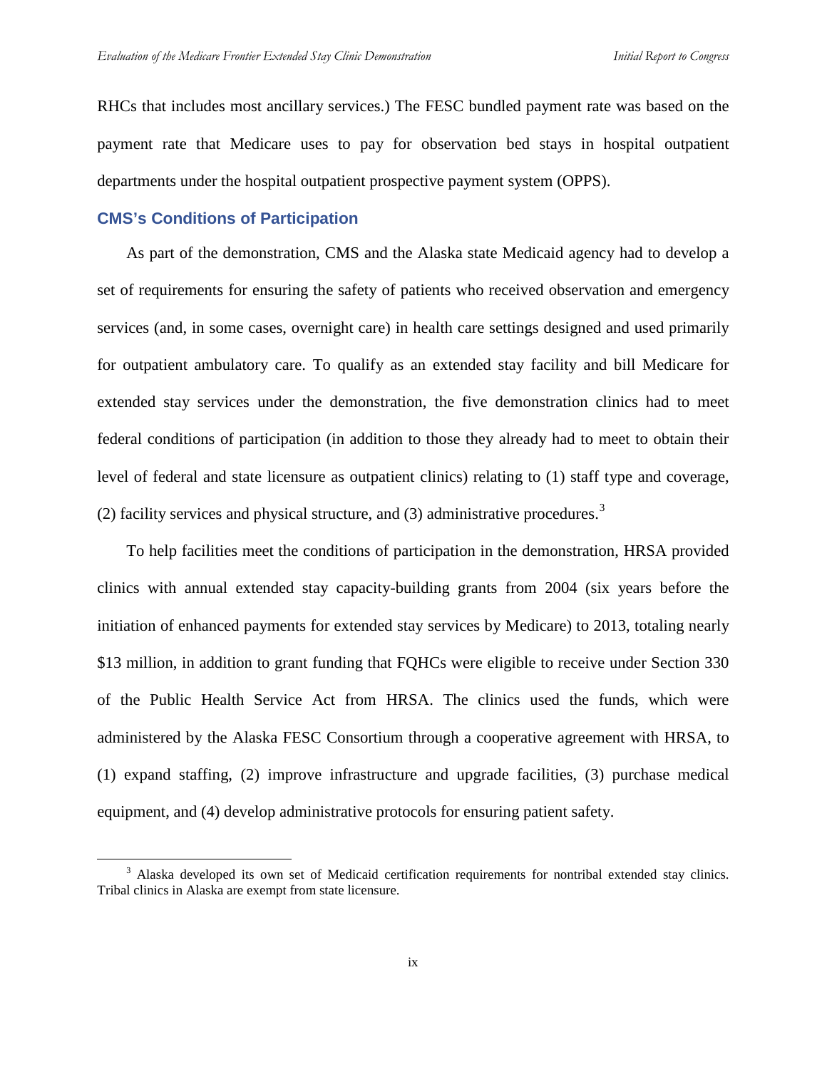RHCs that includes most ancillary services.) The FESC bundled payment rate was based on the payment rate that Medicare uses to pay for observation bed stays in hospital outpatient departments under the hospital outpatient prospective payment system (OPPS).

### CMS's Conditions of Participation

As part of the demonstration, CMS and the Alaska state Medicaid agency had to develop a set of requirements for ensuring the safety of patients who received observation and emergency services (and, in some cases, overnight care) in health care settings designed and used primarily for outpatient ambulatory care. To qualify as an extended stay facility and bill Medicare for extended stay services under the demonstration, the five demonstration clinics had to meet federal conditions of participation (in addition to those they already had to meet to obtain their level of federal and state licensure as outpatient clinics) relating to (1) staff type and coverage, (2) facility services and physical structure, and (3) administrative procedures.[3]

To help facilities meet the conditions of participation in the demonstration, HRSA provided clinics with annual extended stay capacity-building grants from 2004 (six years before the initiation of enhanced payments for extended stay services by Medicare) to 2013, totaling nearly $13 million, in addition to grant funding that FQHCs were eligible to receive under Section 330 of the Public Health Service Act from HRSA. The clinics used the funds, which were administered by the Alaska FESC Consortium through a cooperative agreement with HRSA, to (1) expand staffing, (2) improve infrastructure and upgrade facilities, (3) purchase medical equipment, and (4) develop administrative protocols for ensuring patient safety.

---

[3] Alaska developed its own set of Medicaid certification requirements for nontribal extended stay clinics. Tribal clinics in Alaska are exempt from state licensure.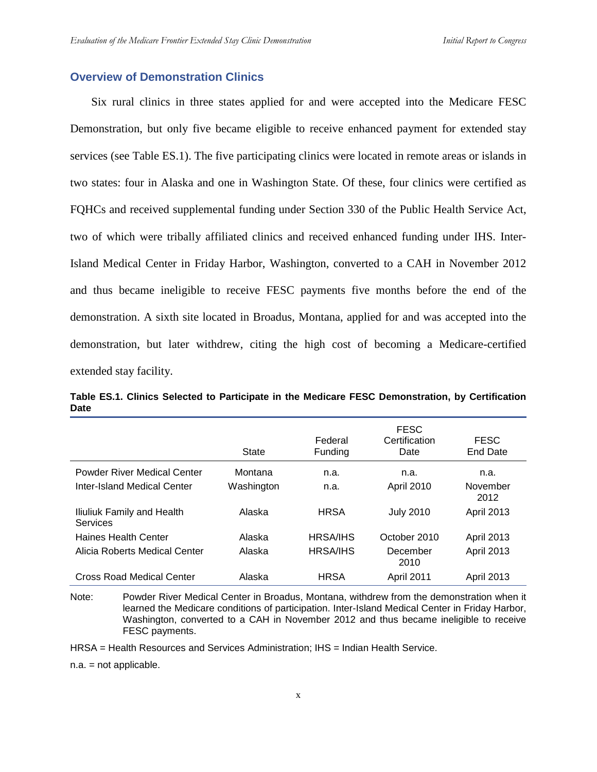## Overview of Demonstration Clinics

Six rural clinics in three states applied for and were accepted into the Medicare FESC Demonstration, but only five became eligible to receive enhanced payment for extended stay services (see Table ES.1). The five participating clinics were located in remote areas or islands in two states: four in Alaska and one in Washington State. Of these, four clinics were certified as FQHCs and received supplemental funding under Section 330 of the Public Health Service Act, two of which were tribally affiliated clinics and received enhanced funding under IHS. Inter-Island Medical Center in Friday Harbor, Washington, converted to a CAH in November 2012 and thus became ineligible to receive FESC payments five months before the end of the demonstration. A sixth site located in Broadus, Montana, applied for and was accepted into the demonstration, but later withdrew, citing the high cost of becoming a Medicare-certified extended stay facility.

**Table ES.1. Clinics Selected to Participate in the Medicare FESC Demonstration, by Certification Date**

| | State | Federal Funding | FESC Certification Date | FESC End Date |
|---|---|---|---|---|
| Powder River Medical Center | Montana | n.a. | n.a. | n.a. |
| Inter-Island Medical Center | Washington | n.a. | April 2010 | November 2012 |
| Iliuliuk Family and Health Services | Alaska | HRSA | July 2010 | April 2013 |
| Haines Health Center | Alaska | HRSA/IHS | October 2010 | April 2013 |
| Alicia Roberts Medical Center | Alaska | HRSA/IHS | December 2010 | April 2013 |
| Cross Road Medical Center | Alaska | HRSA | April 2011 | April 2013 |

Note: Powder River Medical Center in Broadus, Montana, withdrew from the demonstration when it learned the Medicare conditions of participation. Inter-Island Medical Center in Friday Harbor, Washington, converted to a CAH in November 2012 and thus became ineligible to receive FESC payments.

HRSA = Health Resources and Services Administration; IHS = Indian Health Service.

n.a. = not applicable.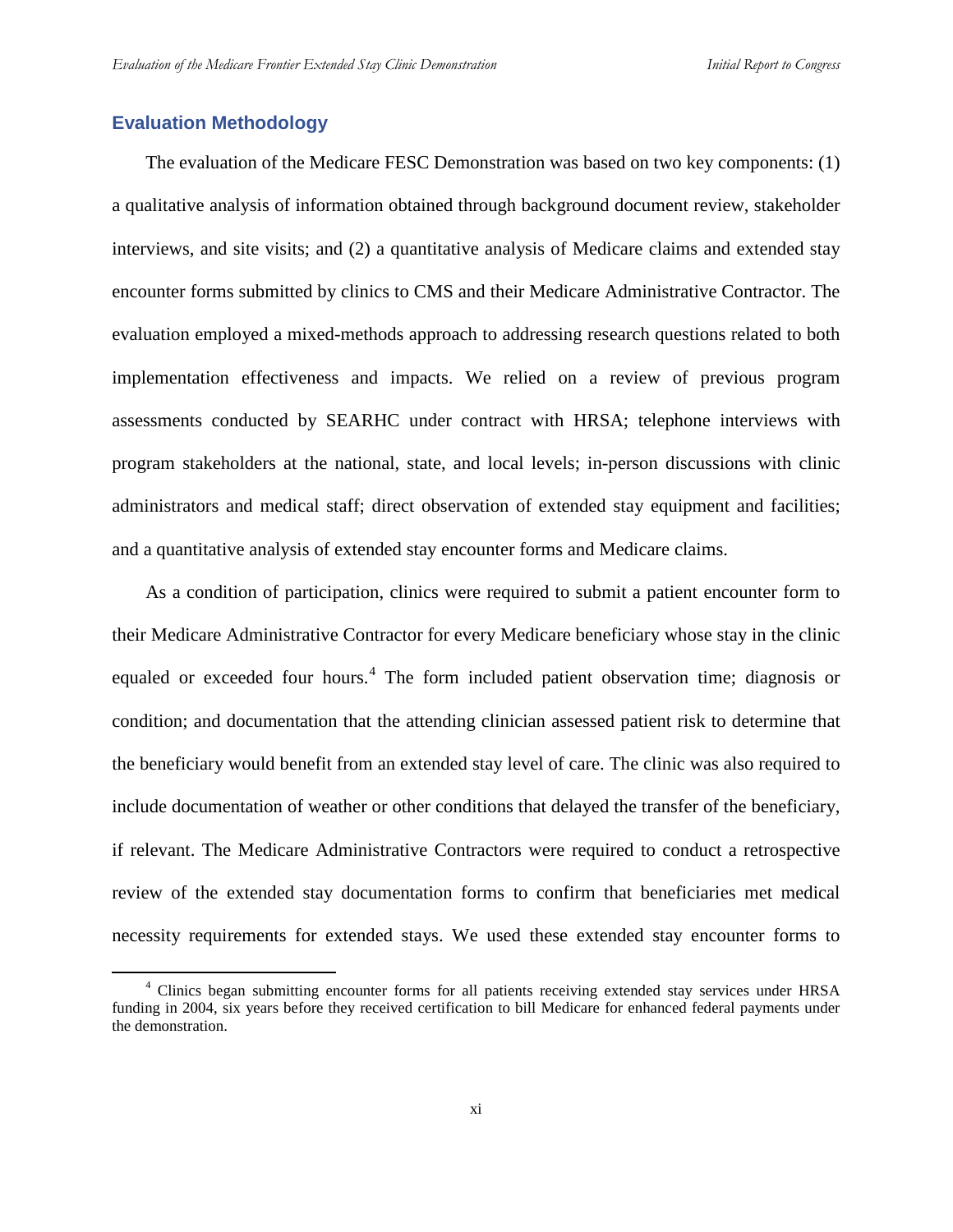## Evaluation Methodology

The evaluation of the Medicare FESC Demonstration was based on two key components: (1) a qualitative analysis of information obtained through background document review, stakeholder interviews, and site visits; and (2) a quantitative analysis of Medicare claims and extended stay encounter forms submitted by clinics to CMS and their Medicare Administrative Contractor. The evaluation employed a mixed-methods approach to addressing research questions related to both implementation effectiveness and impacts. We relied on a review of previous program assessments conducted by SEARHC under contract with HRSA; telephone interviews with program stakeholders at the national, state, and local levels; in-person discussions with clinic administrators and medical staff; direct observation of extended stay equipment and facilities; and a quantitative analysis of extended stay encounter forms and Medicare claims.

As a condition of participation, clinics were required to submit a patient encounter form to their Medicare Administrative Contractor for every Medicare beneficiary whose stay in the clinic equaled or exceeded four hours.[4] The form included patient observation time; diagnosis or condition; and documentation that the attending clinician assessed patient risk to determine that the beneficiary would benefit from an extended stay level of care. The clinic was also required to include documentation of weather or other conditions that delayed the transfer of the beneficiary, if relevant. The Medicare Administrative Contractors were required to conduct a retrospective review of the extended stay documentation forms to confirm that beneficiaries met medical necessity requirements for extended stays. We used these extended stay encounter forms to

[4] Clinics began submitting encounter forms for all patients receiving extended stay services under HRSA funding in 2004, six years before they received certification to bill Medicare for enhanced federal payments under the demonstration.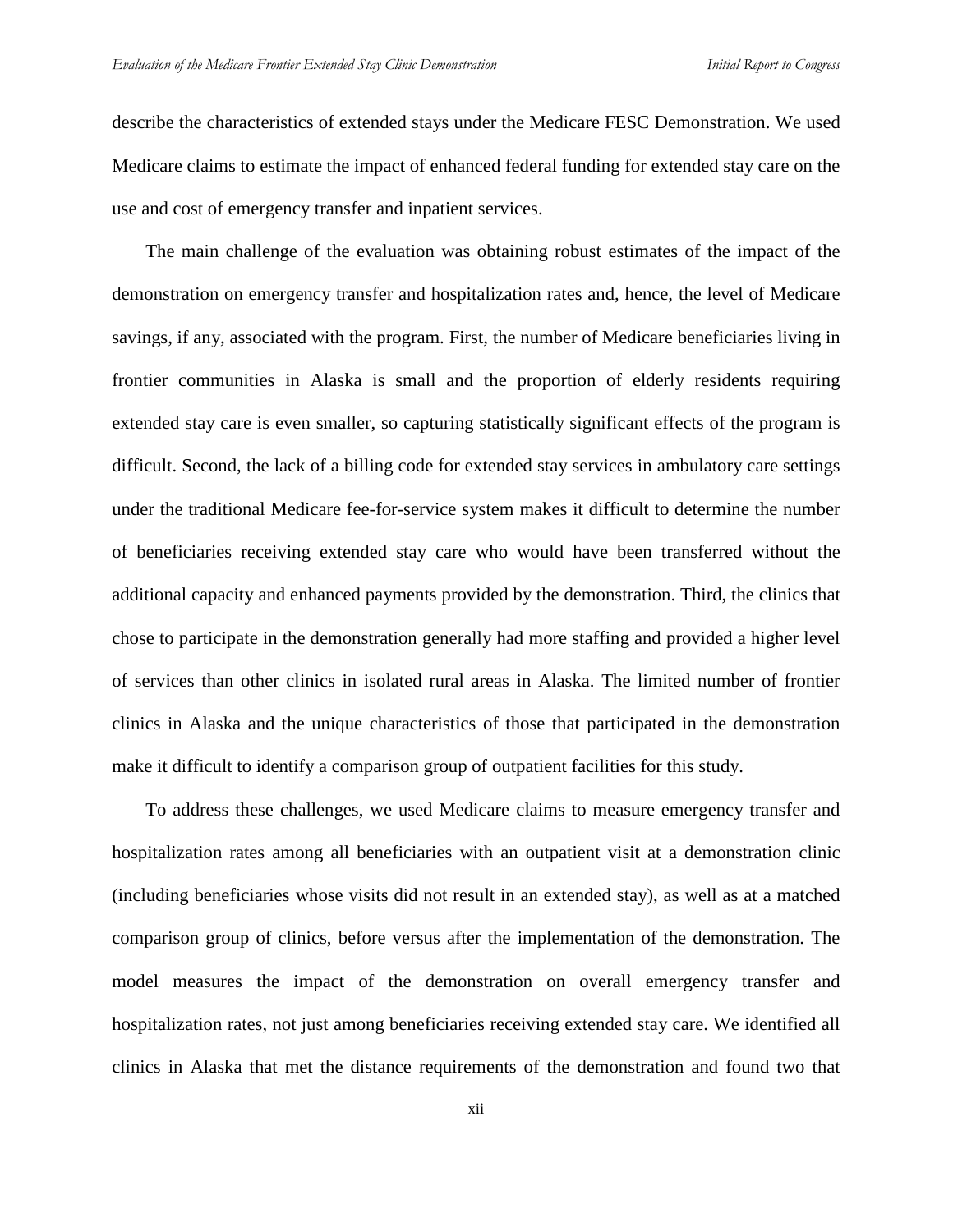describe the characteristics of extended stays under the Medicare FESC Demonstration. We used Medicare claims to estimate the impact of enhanced federal funding for extended stay care on the use and cost of emergency transfer and inpatient services.

The main challenge of the evaluation was obtaining robust estimates of the impact of the demonstration on emergency transfer and hospitalization rates and, hence, the level of Medicare savings, if any, associated with the program. First, the number of Medicare beneficiaries living in frontier communities in Alaska is small and the proportion of elderly residents requiring extended stay care is even smaller, so capturing statistically significant effects of the program is difficult. Second, the lack of a billing code for extended stay services in ambulatory care settings under the traditional Medicare fee-for-service system makes it difficult to determine the number of beneficiaries receiving extended stay care who would have been transferred without the additional capacity and enhanced payments provided by the demonstration. Third, the clinics that chose to participate in the demonstration generally had more staffing and provided a higher level of services than other clinics in isolated rural areas in Alaska. The limited number of frontier clinics in Alaska and the unique characteristics of those that participated in the demonstration make it difficult to identify a comparison group of outpatient facilities for this study.

To address these challenges, we used Medicare claims to measure emergency transfer and hospitalization rates among all beneficiaries with an outpatient visit at a demonstration clinic (including beneficiaries whose visits did not result in an extended stay), as well as at a matched comparison group of clinics, before versus after the implementation of the demonstration. The model measures the impact of the demonstration on overall emergency transfer and hospitalization rates, not just among beneficiaries receiving extended stay care. We identified all clinics in Alaska that met the distance requirements of the demonstration and found two that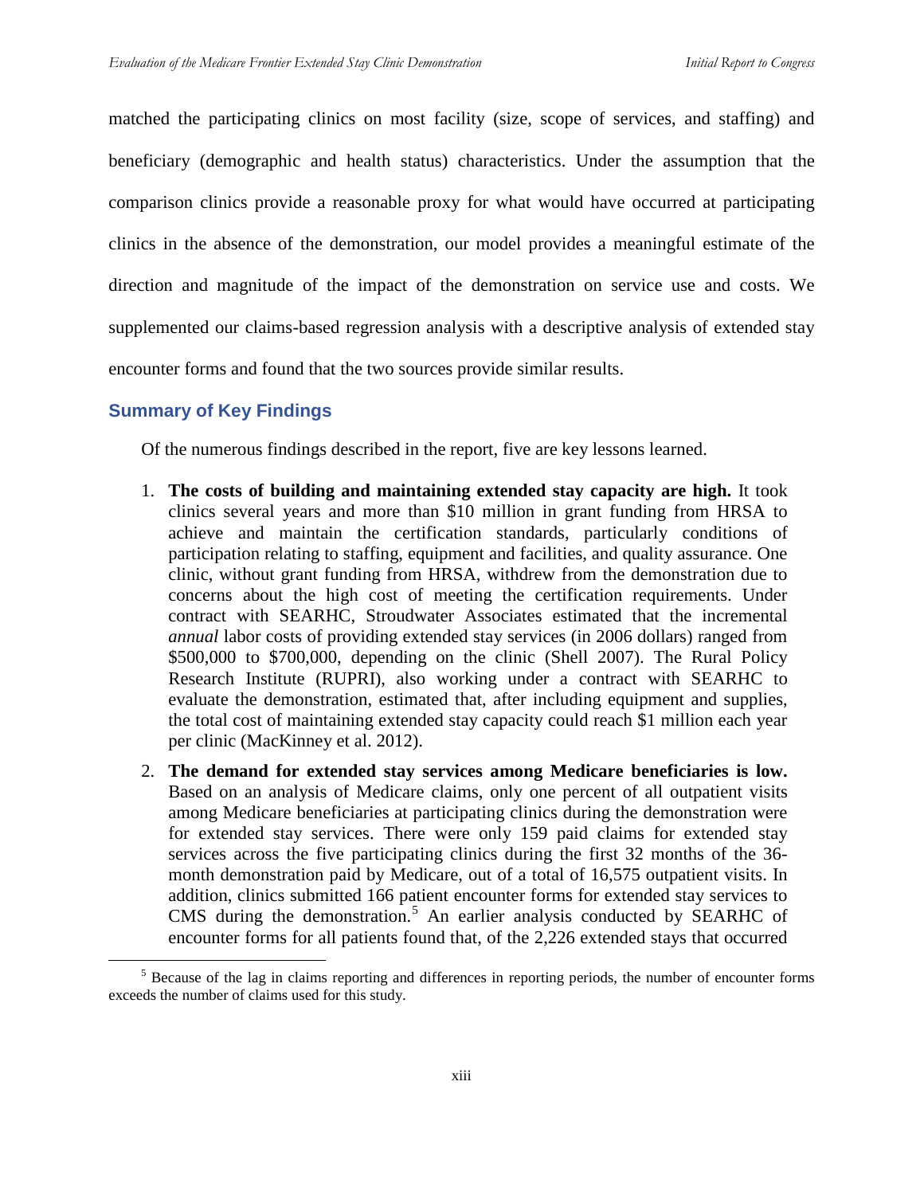matched the participating clinics on most facility (size, scope of services, and staffing) and beneficiary (demographic and health status) characteristics. Under the assumption that the comparison clinics provide a reasonable proxy for what would have occurred at participating clinics in the absence of the demonstration, our model provides a meaningful estimate of the direction and magnitude of the impact of the demonstration on service use and costs. We supplemented our claims-based regression analysis with a descriptive analysis of extended stay encounter forms and found that the two sources provide similar results.

### Summary of Key Findings

Of the numerous findings described in the report, five are key lessons learned.

1. **The costs of building and maintaining extended stay capacity are high.** It took clinics several years and more than $10 million in grant funding from HRSA to achieve and maintain the certification standards, particularly conditions of participation relating to staffing, equipment and facilities, and quality assurance. One clinic, without grant funding from HRSA, withdrew from the demonstration due to concerns about the high cost of meeting the certification requirements. Under contract with SEARHC, Stroudwater Associates estimated that the incremental *annual* labor costs of providing extended stay services (in 2006 dollars) ranged from $500,000 to $700,000, depending on the clinic (Shell 2007). The Rural Policy Research Institute (RUPRI), also working under a contract with SEARHC to evaluate the demonstration, estimated that, after including equipment and supplies, the total cost of maintaining extended stay capacity could reach $1 million each year per clinic (MacKinney et al. 2012).
2. **The demand for extended stay services among Medicare beneficiaries is low.** Based on an analysis of Medicare claims, only one percent of all outpatient visits among Medicare beneficiaries at participating clinics during the demonstration were for extended stay services. There were only 159 paid claims for extended stay services across the five participating clinics during the first 32 months of the 36-month demonstration paid by Medicare, out of a total of 16,575 outpatient visits. In addition, clinics submitted 166 patient encounter forms for extended stay services to CMS during the demonstration.[5] An earlier analysis conducted by SEARHC of encounter forms for all patients found that, of the 2,226 extended stays that occurred

[5] Because of the lag in claims reporting and differences in reporting periods, the number of encounter forms exceeds the number of claims used for this study.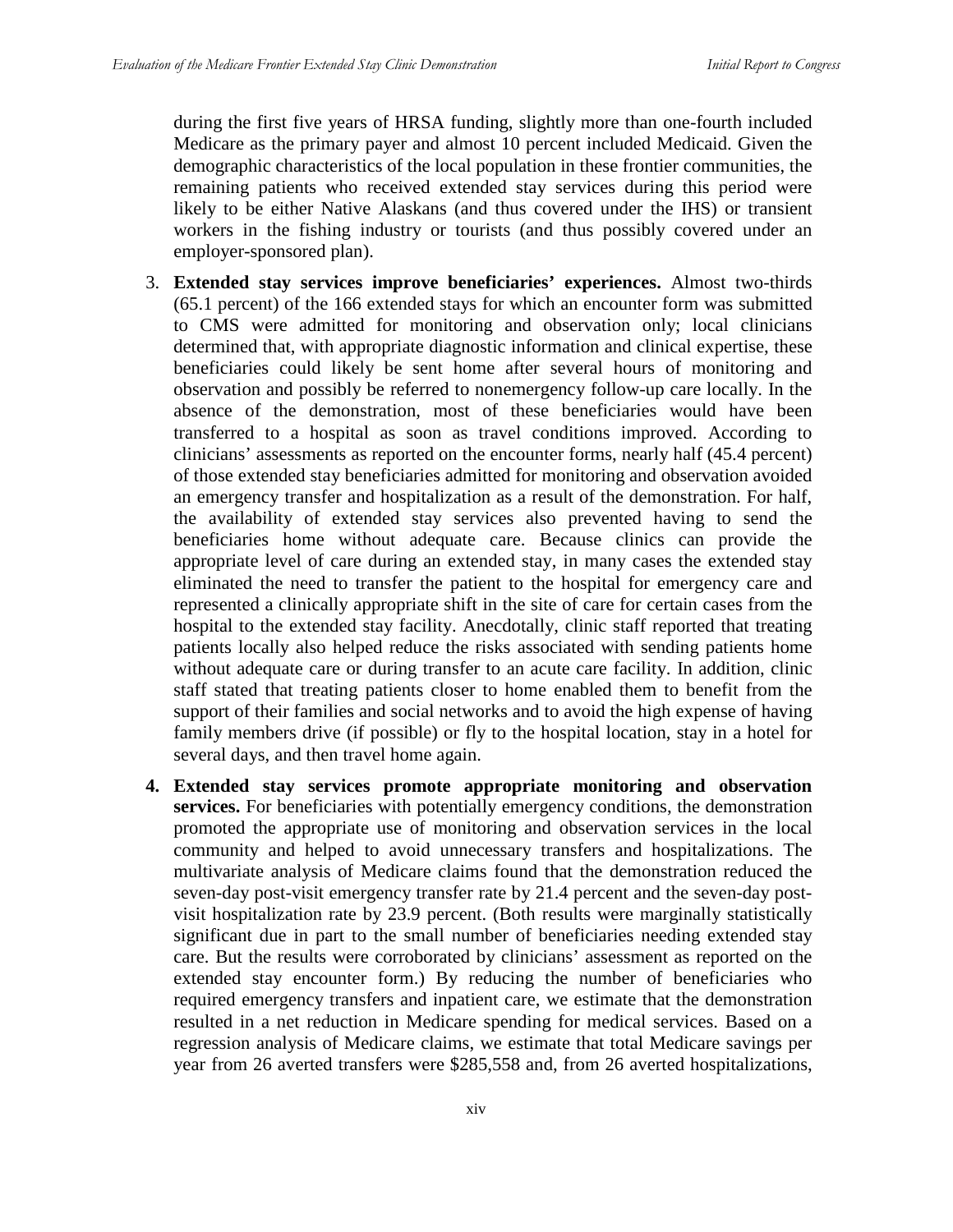during the first five years of HRSA funding, slightly more than one-fourth included Medicare as the primary payer and almost 10 percent included Medicaid. Given the demographic characteristics of the local population in these frontier communities, the remaining patients who received extended stay services during this period were likely to be either Native Alaskans (and thus covered under the IHS) or transient workers in the fishing industry or tourists (and thus possibly covered under an employer-sponsored plan).

3. **Extended stay services improve beneficiaries' experiences.** Almost two-thirds (65.1 percent) of the 166 extended stays for which an encounter form was submitted to CMS were admitted for monitoring and observation only; local clinicians determined that, with appropriate diagnostic information and clinical expertise, these beneficiaries could likely be sent home after several hours of monitoring and observation and possibly be referred to nonemergency follow-up care locally. In the absence of the demonstration, most of these beneficiaries would have been transferred to a hospital as soon as travel conditions improved. According to clinicians' assessments as reported on the encounter forms, nearly half (45.4 percent) of those extended stay beneficiaries admitted for monitoring and observation avoided an emergency transfer and hospitalization as a result of the demonstration. For half, the availability of extended stay services also prevented having to send the beneficiaries home without adequate care. Because clinics can provide the appropriate level of care during an extended stay, in many cases the extended stay eliminated the need to transfer the patient to the hospital for emergency care and represented a clinically appropriate shift in the site of care for certain cases from the hospital to the extended stay facility. Anecdotally, clinic staff reported that treating patients locally also helped reduce the risks associated with sending patients home without adequate care or during transfer to an acute care facility. In addition, clinic staff stated that treating patients closer to home enabled them to benefit from the support of their families and social networks and to avoid the high expense of having family members drive (if possible) or fly to the hospital location, stay in a hotel for several days, and then travel home again.

4. **Extended stay services promote appropriate monitoring and observation services.** For beneficiaries with potentially emergency conditions, the demonstration promoted the appropriate use of monitoring and observation services in the local community and helped to avoid unnecessary transfers and hospitalizations. The multivariate analysis of Medicare claims found that the demonstration reduced the seven-day post-visit emergency transfer rate by 21.4 percent and the seven-day post-visit hospitalization rate by 23.9 percent. (Both results were marginally statistically significant due in part to the small number of beneficiaries needing extended stay care. But the results were corroborated by clinicians' assessment as reported on the extended stay encounter form.) By reducing the number of beneficiaries who required emergency transfers and inpatient care, we estimate that the demonstration resulted in a net reduction in Medicare spending for medical services. Based on a regression analysis of Medicare claims, we estimate that total Medicare savings per year from 26 averted transfers were $285,558 and, from 26 averted hospitalizations,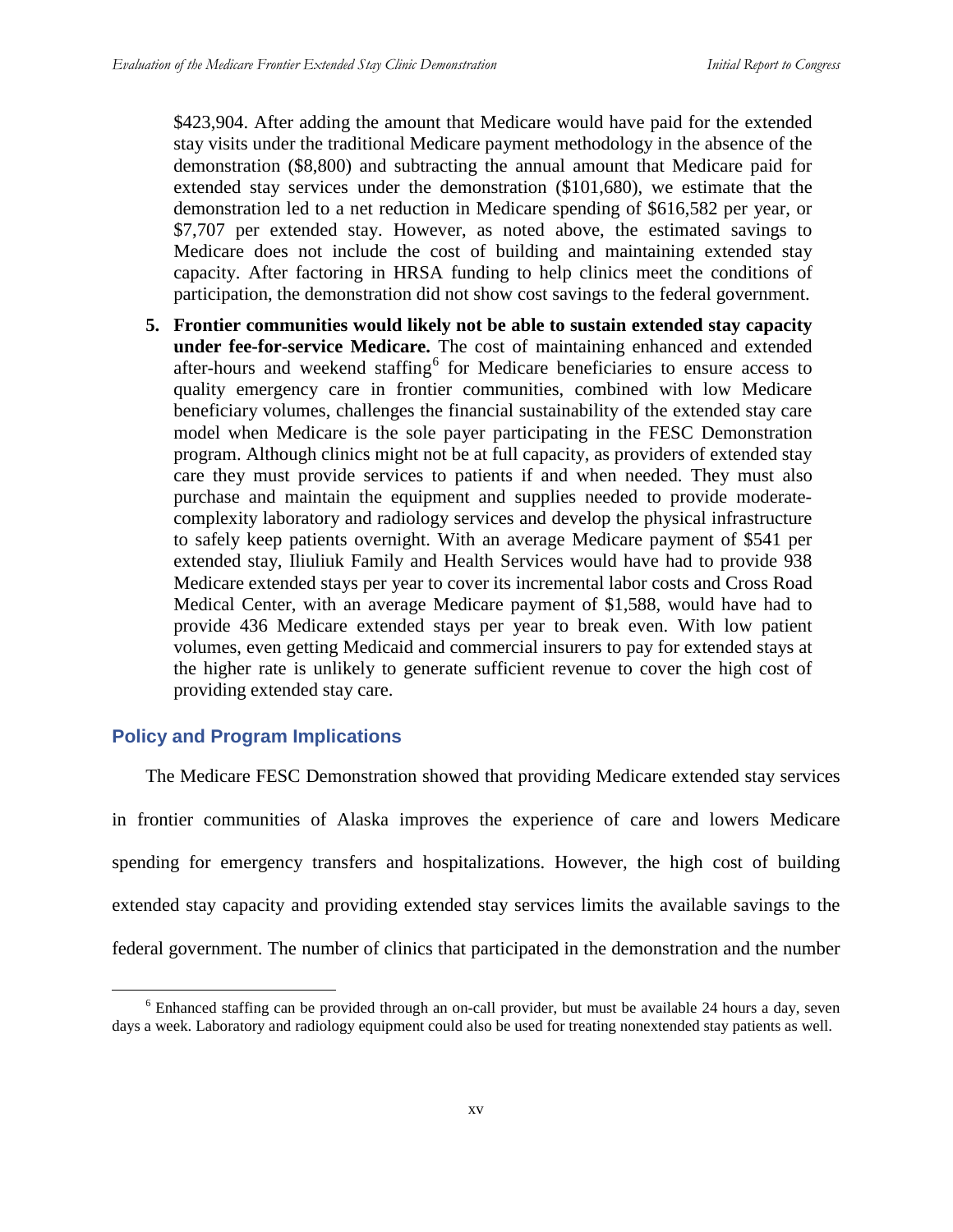\$423,904. After adding the amount that Medicare would have paid for the extended stay visits under the traditional Medicare payment methodology in the absence of the demonstration (\$8,800) and subtracting the annual amount that Medicare paid for extended stay services under the demonstration (\$101,680), we estimate that the demonstration led to a net reduction in Medicare spending of \$616,582 per year, or \$7,707 per extended stay. However, as noted above, the estimated savings to Medicare does not include the cost of building and maintaining extended stay capacity. After factoring in HRSA funding to help clinics meet the conditions of participation, the demonstration did not show cost savings to the federal government.

5. **Frontier communities would likely not be able to sustain extended stay capacity under fee-for-service Medicare.** The cost of maintaining enhanced and extended after-hours and weekend staffing[6] for Medicare beneficiaries to ensure access to quality emergency care in frontier communities, combined with low Medicare beneficiary volumes, challenges the financial sustainability of the extended stay care model when Medicare is the sole payer participating in the FESC Demonstration program. Although clinics might not be at full capacity, as providers of extended stay care they must provide services to patients if and when needed. They must also purchase and maintain the equipment and supplies needed to provide moderate-complexity laboratory and radiology services and develop the physical infrastructure to safely keep patients overnight. With an average Medicare payment of \$541 per extended stay, Iliuliuk Family and Health Services would have had to provide 938 Medicare extended stays per year to cover its incremental labor costs and Cross Road Medical Center, with an average Medicare payment of \$1,588, would have had to provide 436 Medicare extended stays per year to break even. With low patient volumes, even getting Medicaid and commercial insurers to pay for extended stays at the higher rate is unlikely to generate sufficient revenue to cover the high cost of providing extended stay care.

### Policy and Program Implications

The Medicare FESC Demonstration showed that providing Medicare extended stay services in frontier communities of Alaska improves the experience of care and lowers Medicare spending for emergency transfers and hospitalizations. However, the high cost of building extended stay capacity and providing extended stay services limits the available savings to the federal government. The number of clinics that participated in the demonstration and the number

[6] Enhanced staffing can be provided through an on-call provider, but must be available 24 hours a day, seven days a week. Laboratory and radiology equipment could also be used for treating nonextended stay patients as well.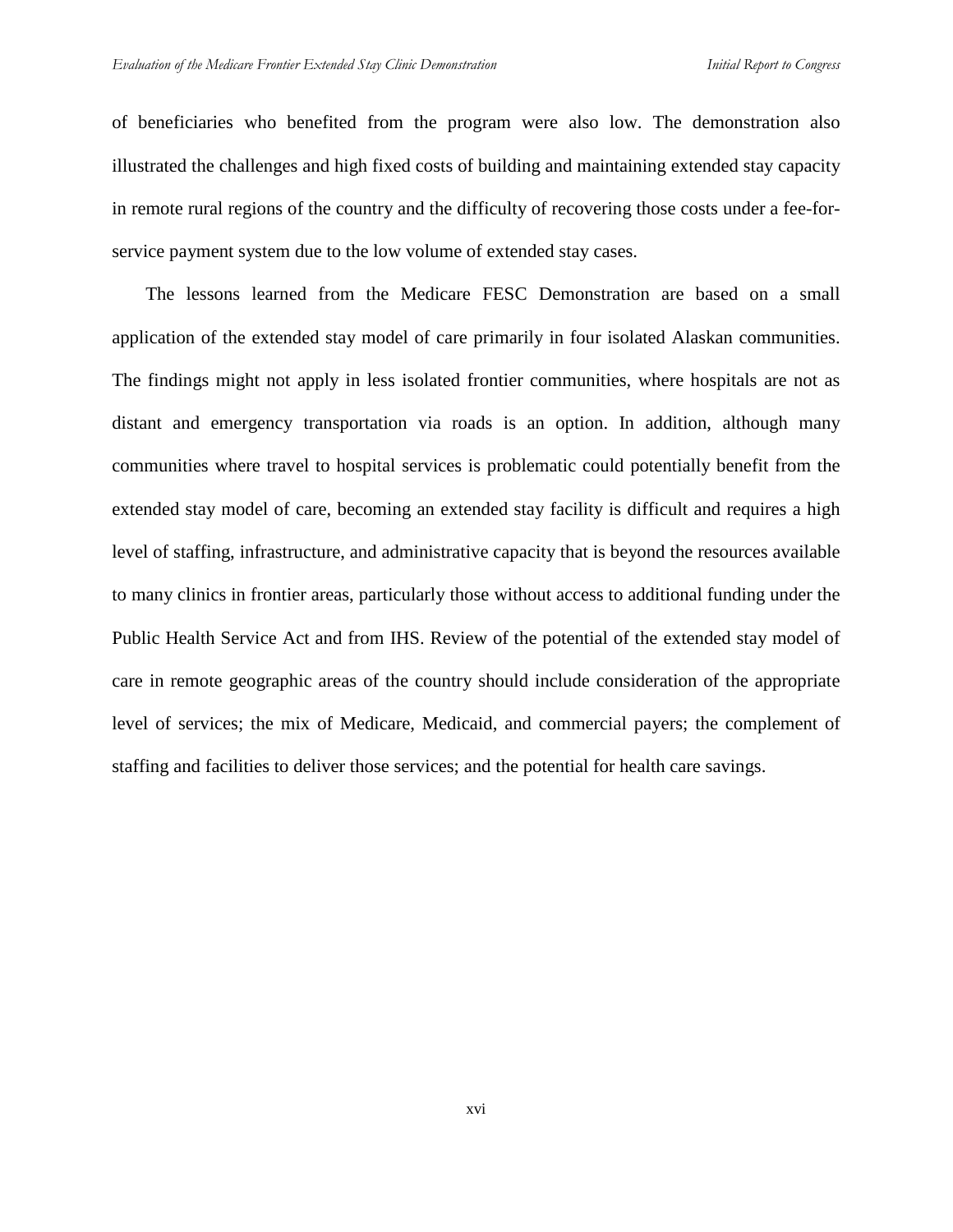of beneficiaries who benefited from the program were also low. The demonstration also illustrated the challenges and high fixed costs of building and maintaining extended stay capacity in remote rural regions of the country and the difficulty of recovering those costs under a fee-for-service payment system due to the low volume of extended stay cases.

The lessons learned from the Medicare FESC Demonstration are based on a small application of the extended stay model of care primarily in four isolated Alaskan communities. The findings might not apply in less isolated frontier communities, where hospitals are not as distant and emergency transportation via roads is an option. In addition, although many communities where travel to hospital services is problematic could potentially benefit from the extended stay model of care, becoming an extended stay facility is difficult and requires a high level of staffing, infrastructure, and administrative capacity that is beyond the resources available to many clinics in frontier areas, particularly those without access to additional funding under the Public Health Service Act and from IHS. Review of the potential of the extended stay model of care in remote geographic areas of the country should include consideration of the appropriate level of services; the mix of Medicare, Medicaid, and commercial payers; the complement of staffing and facilities to deliver those services; and the potential for health care savings.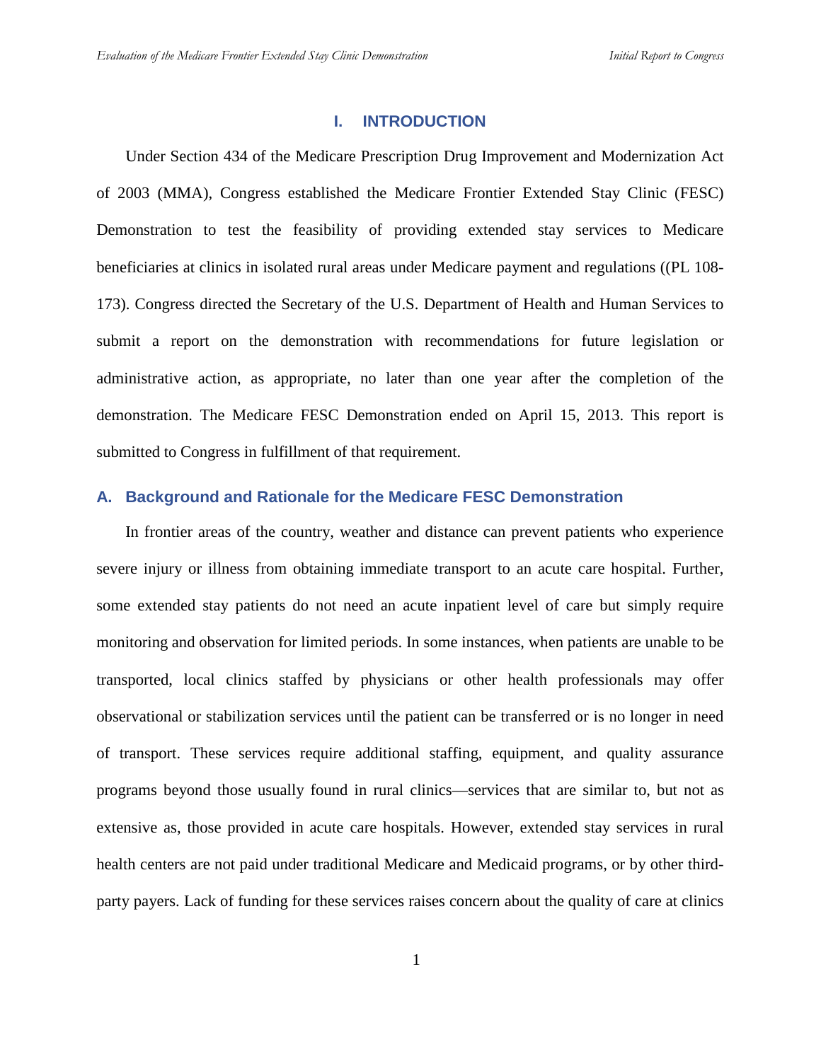# I. INTRODUCTION

Under Section 434 of the Medicare Prescription Drug Improvement and Modernization Act of 2003 (MMA), Congress established the Medicare Frontier Extended Stay Clinic (FESC) Demonstration to test the feasibility of providing extended stay services to Medicare beneficiaries at clinics in isolated rural areas under Medicare payment and regulations ((PL 108-173). Congress directed the Secretary of the U.S. Department of Health and Human Services to submit a report on the demonstration with recommendations for future legislation or administrative action, as appropriate, no later than one year after the completion of the demonstration. The Medicare FESC Demonstration ended on April 15, 2013. This report is submitted to Congress in fulfillment of that requirement.

## A. Background and Rationale for the Medicare FESC Demonstration

In frontier areas of the country, weather and distance can prevent patients who experience severe injury or illness from obtaining immediate transport to an acute care hospital. Further, some extended stay patients do not need an acute inpatient level of care but simply require monitoring and observation for limited periods. In some instances, when patients are unable to be transported, local clinics staffed by physicians or other health professionals may offer observational or stabilization services until the patient can be transferred or is no longer in need of transport. These services require additional staffing, equipment, and quality assurance programs beyond those usually found in rural clinics—services that are similar to, but not as extensive as, those provided in acute care hospitals. However, extended stay services in rural health centers are not paid under traditional Medicare and Medicaid programs, or by other third-party payers. Lack of funding for these services raises concern about the quality of care at clinics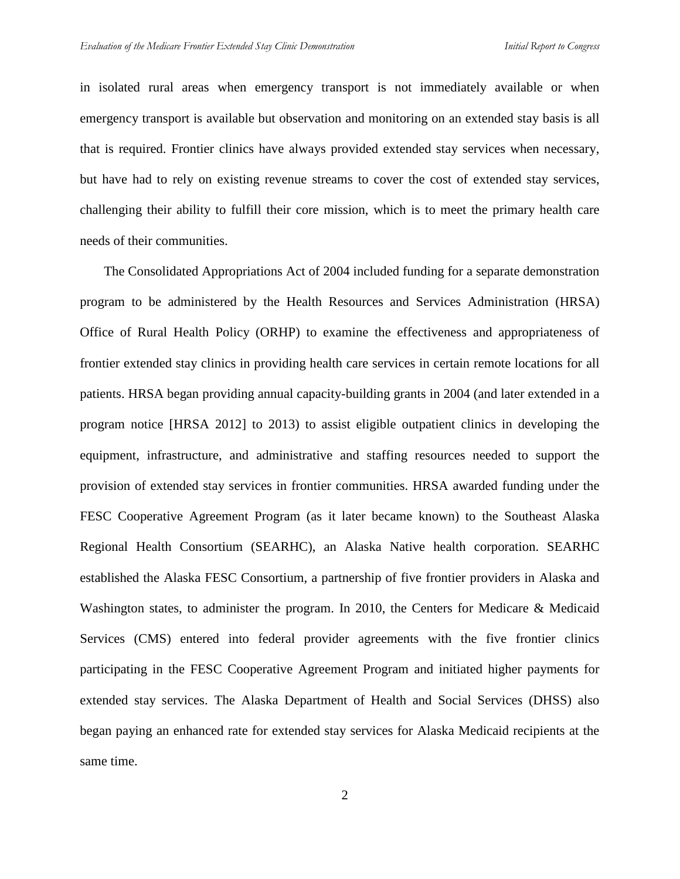in isolated rural areas when emergency transport is not immediately available or when emergency transport is available but observation and monitoring on an extended stay basis is all that is required. Frontier clinics have always provided extended stay services when necessary, but have had to rely on existing revenue streams to cover the cost of extended stay services, challenging their ability to fulfill their core mission, which is to meet the primary health care needs of their communities.

The Consolidated Appropriations Act of 2004 included funding for a separate demonstration program to be administered by the Health Resources and Services Administration (HRSA) Office of Rural Health Policy (ORHP) to examine the effectiveness and appropriateness of frontier extended stay clinics in providing health care services in certain remote locations for all patients. HRSA began providing annual capacity-building grants in 2004 (and later extended in a program notice [HRSA 2012] to 2013) to assist eligible outpatient clinics in developing the equipment, infrastructure, and administrative and staffing resources needed to support the provision of extended stay services in frontier communities. HRSA awarded funding under the FESC Cooperative Agreement Program (as it later became known) to the Southeast Alaska Regional Health Consortium (SEARHC), an Alaska Native health corporation. SEARHC established the Alaska FESC Consortium, a partnership of five frontier providers in Alaska and Washington states, to administer the program. In 2010, the Centers for Medicare & Medicaid Services (CMS) entered into federal provider agreements with the five frontier clinics participating in the FESC Cooperative Agreement Program and initiated higher payments for extended stay services. The Alaska Department of Health and Social Services (DHSS) also began paying an enhanced rate for extended stay services for Alaska Medicaid recipients at the same time.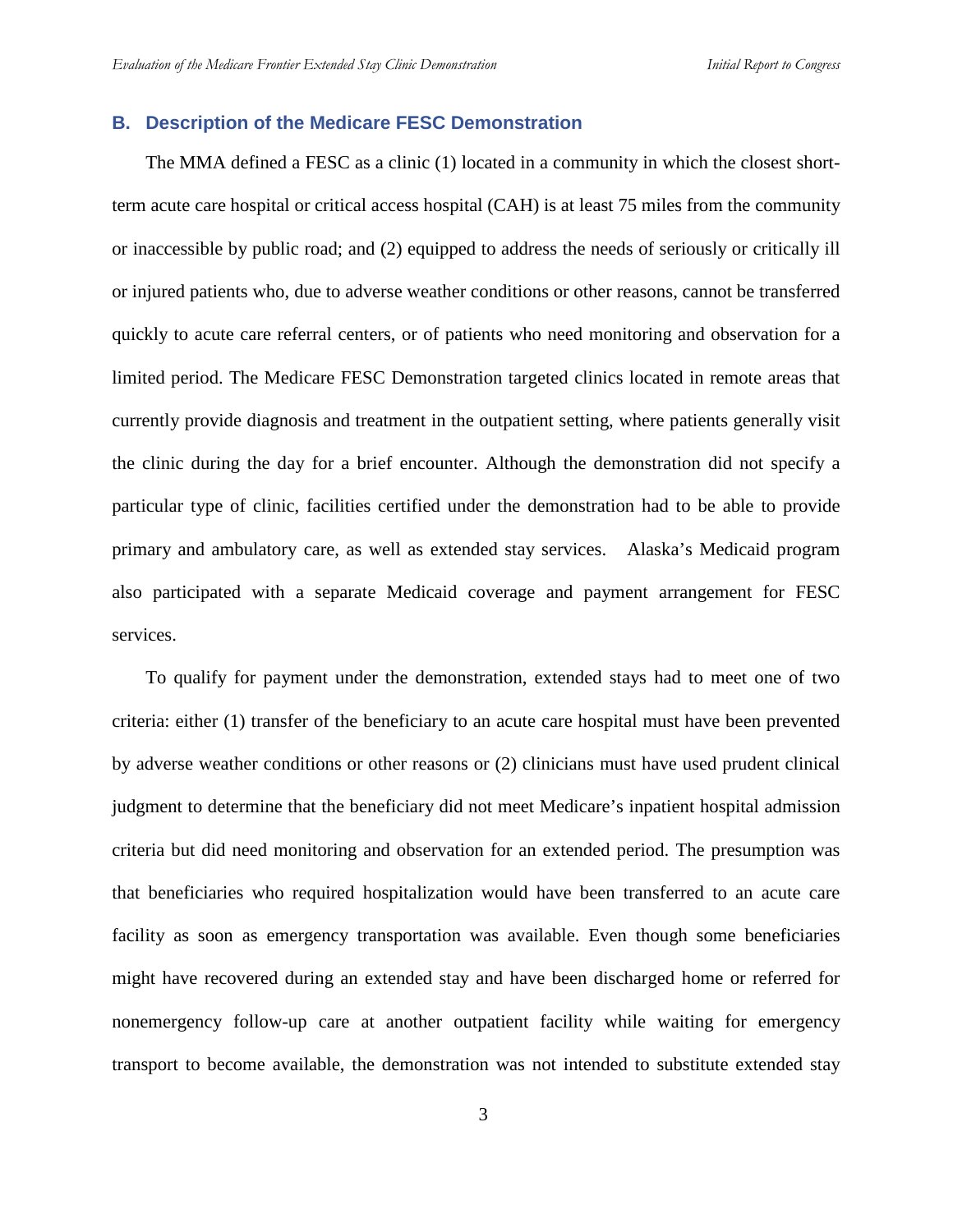## B. Description of the Medicare FESC Demonstration

The MMA defined a FESC as a clinic (1) located in a community in which the closest short-term acute care hospital or critical access hospital (CAH) is at least 75 miles from the community or inaccessible by public road; and (2) equipped to address the needs of seriously or critically ill or injured patients who, due to adverse weather conditions or other reasons, cannot be transferred quickly to acute care referral centers, or of patients who need monitoring and observation for a limited period. The Medicare FESC Demonstration targeted clinics located in remote areas that currently provide diagnosis and treatment in the outpatient setting, where patients generally visit the clinic during the day for a brief encounter. Although the demonstration did not specify a particular type of clinic, facilities certified under the demonstration had to be able to provide primary and ambulatory care, as well as extended stay services. Alaska's Medicaid program also participated with a separate Medicaid coverage and payment arrangement for FESC services.

To qualify for payment under the demonstration, extended stays had to meet one of two criteria: either (1) transfer of the beneficiary to an acute care hospital must have been prevented by adverse weather conditions or other reasons or (2) clinicians must have used prudent clinical judgment to determine that the beneficiary did not meet Medicare's inpatient hospital admission criteria but did need monitoring and observation for an extended period. The presumption was that beneficiaries who required hospitalization would have been transferred to an acute care facility as soon as emergency transportation was available. Even though some beneficiaries might have recovered during an extended stay and have been discharged home or referred for nonemergency follow-up care at another outpatient facility while waiting for emergency transport to become available, the demonstration was not intended to substitute extended stay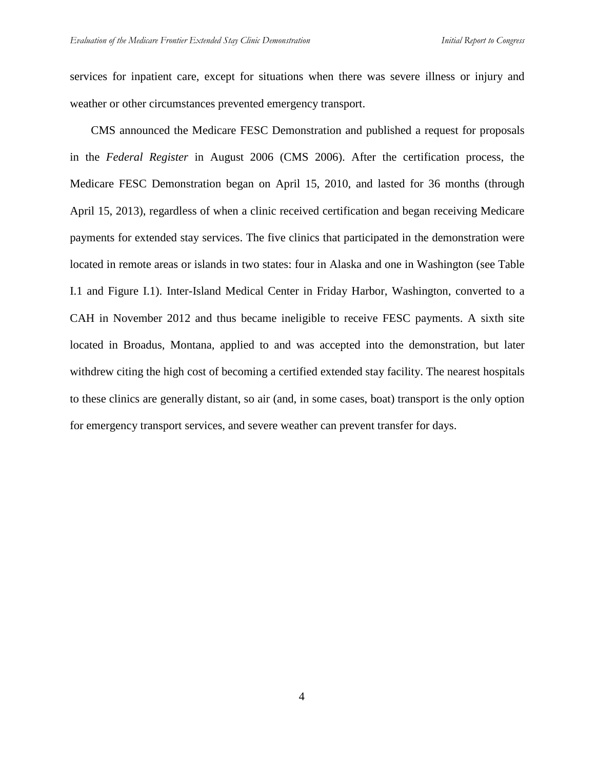services for inpatient care, except for situations when there was severe illness or injury and weather or other circumstances prevented emergency transport.

CMS announced the Medicare FESC Demonstration and published a request for proposals in the *Federal Register* in August 2006 (CMS 2006). After the certification process, the Medicare FESC Demonstration began on April 15, 2010, and lasted for 36 months (through April 15, 2013), regardless of when a clinic received certification and began receiving Medicare payments for extended stay services. The five clinics that participated in the demonstration were located in remote areas or islands in two states: four in Alaska and one in Washington (see Table I.1 and Figure I.1). Inter-Island Medical Center in Friday Harbor, Washington, converted to a CAH in November 2012 and thus became ineligible to receive FESC payments. A sixth site located in Broadus, Montana, applied to and was accepted into the demonstration, but later withdrew citing the high cost of becoming a certified extended stay facility. The nearest hospitals to these clinics are generally distant, so air (and, in some cases, boat) transport is the only option for emergency transport services, and severe weather can prevent transfer for days.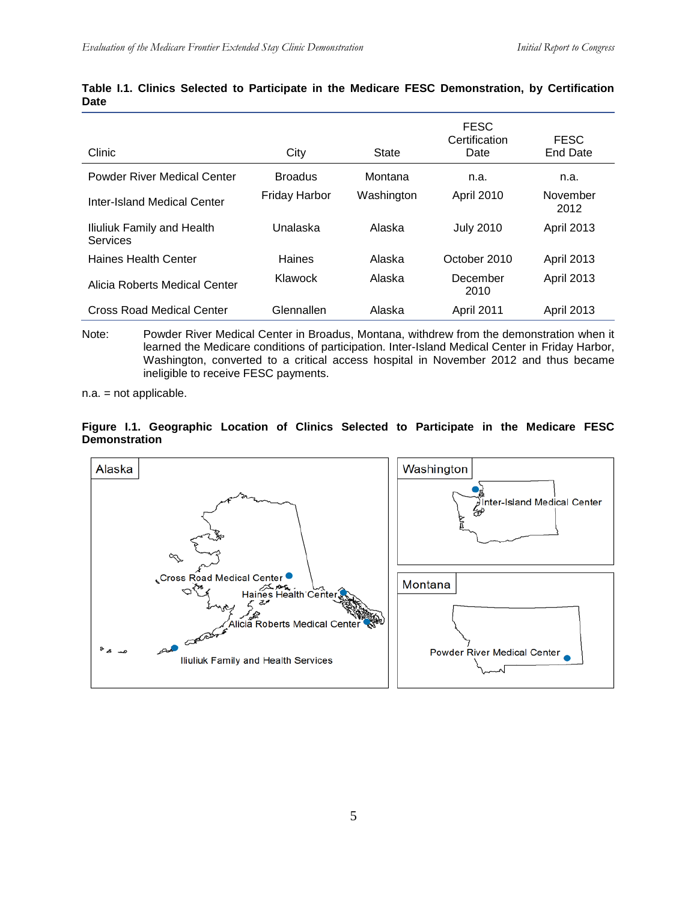**Table I.1. Clinics Selected to Participate in the Medicare FESC Demonstration, by Certification Date**

| Clinic | City | State | FESC Certification Date | FESC End Date |
|---|---|---|---|---|
| Powder River Medical Center | Broadus | Montana | n.a. | n.a. |
| Inter-Island Medical Center | Friday Harbor | Washington | April 2010 | November 2012 |
| Iliuliuk Family and Health Services | Unalaska | Alaska | July 2010 | April 2013 |
| Haines Health Center | Haines | Alaska | October 2010 | April 2013 |
| Alicia Roberts Medical Center | Klawock | Alaska | December 2010 | April 2013 |
| Cross Road Medical Center | Glennallen | Alaska | April 2011 | April 2013 |

Note: Powder River Medical Center in Broadus, Montana, withdrew from the demonstration when it learned the Medicare conditions of participation. Inter-Island Medical Center in Friday Harbor, Washington, converted to a critical access hospital in November 2012 and thus became ineligible to receive FESC payments.

n.a. = not applicable.

**Figure I.1. Geographic Location of Clinics Selected to Participate in the Medicare FESC Demonstration**

Alaska: Cross Road Medical Center; Haines Health Center; Alicia Roberts Medical Center; Iliuliuk Family and Health Services

Washington: Inter-Island Medical Center

Montana: Powder River Medical Center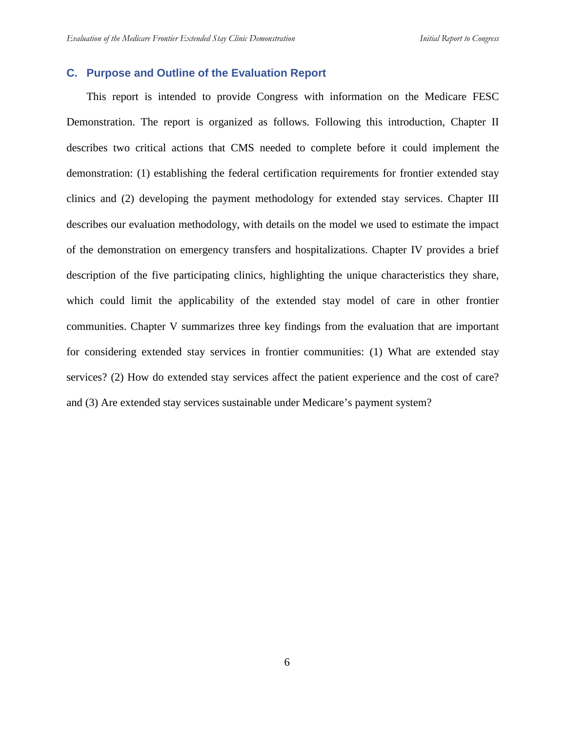## C. Purpose and Outline of the Evaluation Report

This report is intended to provide Congress with information on the Medicare FESC Demonstration. The report is organized as follows. Following this introduction, Chapter II describes two critical actions that CMS needed to complete before it could implement the demonstration: (1) establishing the federal certification requirements for frontier extended stay clinics and (2) developing the payment methodology for extended stay services. Chapter III describes our evaluation methodology, with details on the model we used to estimate the impact of the demonstration on emergency transfers and hospitalizations. Chapter IV provides a brief description of the five participating clinics, highlighting the unique characteristics they share, which could limit the applicability of the extended stay model of care in other frontier communities. Chapter V summarizes three key findings from the evaluation that are important for considering extended stay services in frontier communities: (1) What are extended stay services? (2) How do extended stay services affect the patient experience and the cost of care? and (3) Are extended stay services sustainable under Medicare's payment system?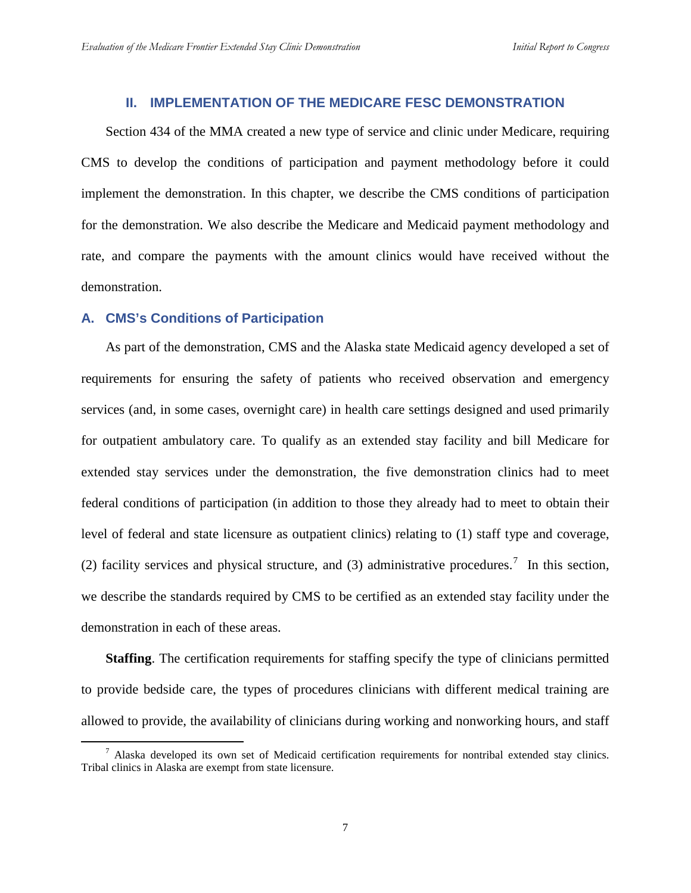## II. IMPLEMENTATION OF THE MEDICARE FESC DEMONSTRATION

Section 434 of the MMA created a new type of service and clinic under Medicare, requiring CMS to develop the conditions of participation and payment methodology before it could implement the demonstration. In this chapter, we describe the CMS conditions of participation for the demonstration. We also describe the Medicare and Medicaid payment methodology and rate, and compare the payments with the amount clinics would have received without the demonstration.

### A. CMS's Conditions of Participation

As part of the demonstration, CMS and the Alaska state Medicaid agency developed a set of requirements for ensuring the safety of patients who received observation and emergency services (and, in some cases, overnight care) in health care settings designed and used primarily for outpatient ambulatory care. To qualify as an extended stay facility and bill Medicare for extended stay services under the demonstration, the five demonstration clinics had to meet federal conditions of participation (in addition to those they already had to meet to obtain their level of federal and state licensure as outpatient clinics) relating to (1) staff type and coverage, (2) facility services and physical structure, and (3) administrative procedures.[7] In this section, we describe the standards required by CMS to be certified as an extended stay facility under the demonstration in each of these areas.

**Staffing**. The certification requirements for staffing specify the type of clinicians permitted to provide bedside care, the types of procedures clinicians with different medical training are allowed to provide, the availability of clinicians during working and nonworking hours, and staff

[7] Alaska developed its own set of Medicaid certification requirements for nontribal extended stay clinics. Tribal clinics in Alaska are exempt from state licensure.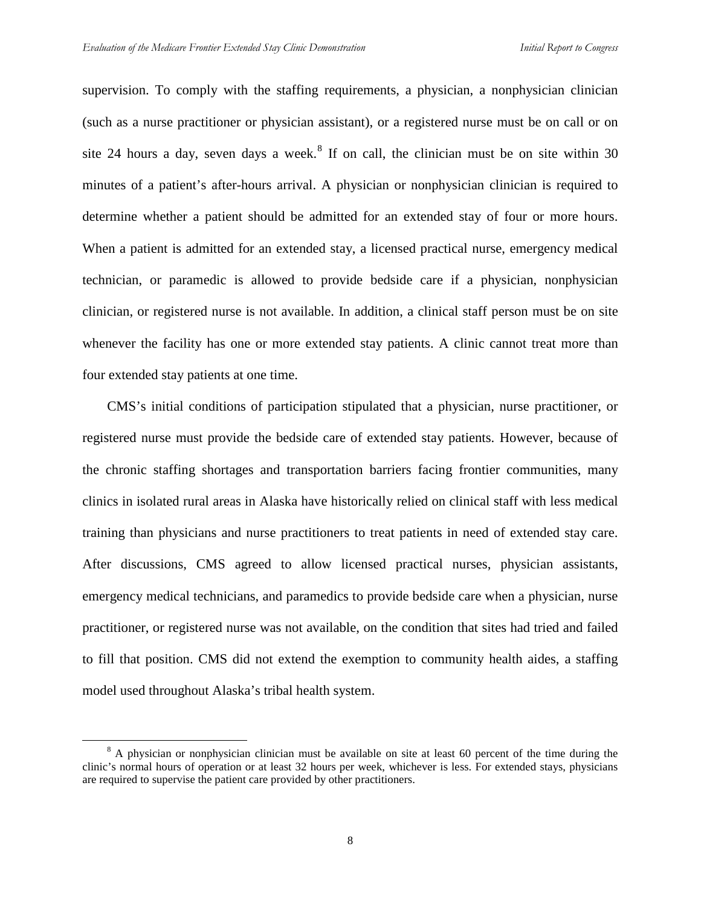supervision. To comply with the staffing requirements, a physician, a nonphysician clinician (such as a nurse practitioner or physician assistant), or a registered nurse must be on call or on site 24 hours a day, seven days a week.[8] If on call, the clinician must be on site within 30 minutes of a patient's after-hours arrival. A physician or nonphysician clinician is required to determine whether a patient should be admitted for an extended stay of four or more hours. When a patient is admitted for an extended stay, a licensed practical nurse, emergency medical technician, or paramedic is allowed to provide bedside care if a physician, nonphysician clinician, or registered nurse is not available. In addition, a clinical staff person must be on site whenever the facility has one or more extended stay patients. A clinic cannot treat more than four extended stay patients at one time.

CMS's initial conditions of participation stipulated that a physician, nurse practitioner, or registered nurse must provide the bedside care of extended stay patients. However, because of the chronic staffing shortages and transportation barriers facing frontier communities, many clinics in isolated rural areas in Alaska have historically relied on clinical staff with less medical training than physicians and nurse practitioners to treat patients in need of extended stay care. After discussions, CMS agreed to allow licensed practical nurses, physician assistants, emergency medical technicians, and paramedics to provide bedside care when a physician, nurse practitioner, or registered nurse was not available, on the condition that sites had tried and failed to fill that position. CMS did not extend the exemption to community health aides, a staffing model used throughout Alaska's tribal health system.

---

[8] A physician or nonphysician clinician must be available on site at least 60 percent of the time during the clinic's normal hours of operation or at least 32 hours per week, whichever is less. For extended stays, physicians are required to supervise the patient care provided by other practitioners.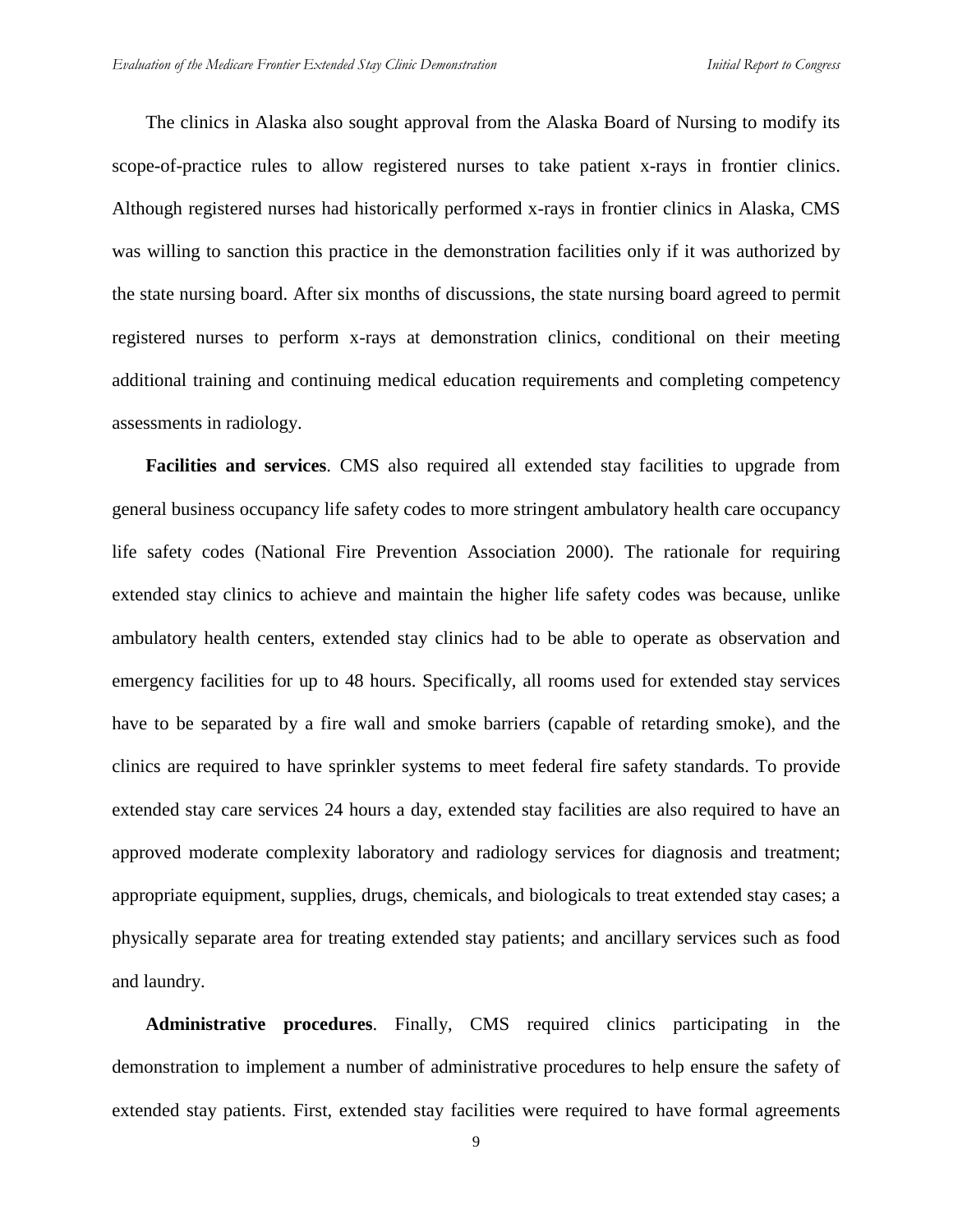The clinics in Alaska also sought approval from the Alaska Board of Nursing to modify its scope-of-practice rules to allow registered nurses to take patient x-rays in frontier clinics. Although registered nurses had historically performed x-rays in frontier clinics in Alaska, CMS was willing to sanction this practice in the demonstration facilities only if it was authorized by the state nursing board. After six months of discussions, the state nursing board agreed to permit registered nurses to perform x-rays at demonstration clinics, conditional on their meeting additional training and continuing medical education requirements and completing competency assessments in radiology.

**Facilities and services**. CMS also required all extended stay facilities to upgrade from general business occupancy life safety codes to more stringent ambulatory health care occupancy life safety codes (National Fire Prevention Association 2000). The rationale for requiring extended stay clinics to achieve and maintain the higher life safety codes was because, unlike ambulatory health centers, extended stay clinics had to be able to operate as observation and emergency facilities for up to 48 hours. Specifically, all rooms used for extended stay services have to be separated by a fire wall and smoke barriers (capable of retarding smoke), and the clinics are required to have sprinkler systems to meet federal fire safety standards. To provide extended stay care services 24 hours a day, extended stay facilities are also required to have an approved moderate complexity laboratory and radiology services for diagnosis and treatment; appropriate equipment, supplies, drugs, chemicals, and biologicals to treat extended stay cases; a physically separate area for treating extended stay patients; and ancillary services such as food and laundry.

**Administrative procedures**. Finally, CMS required clinics participating in the demonstration to implement a number of administrative procedures to help ensure the safety of extended stay patients. First, extended stay facilities were required to have formal agreements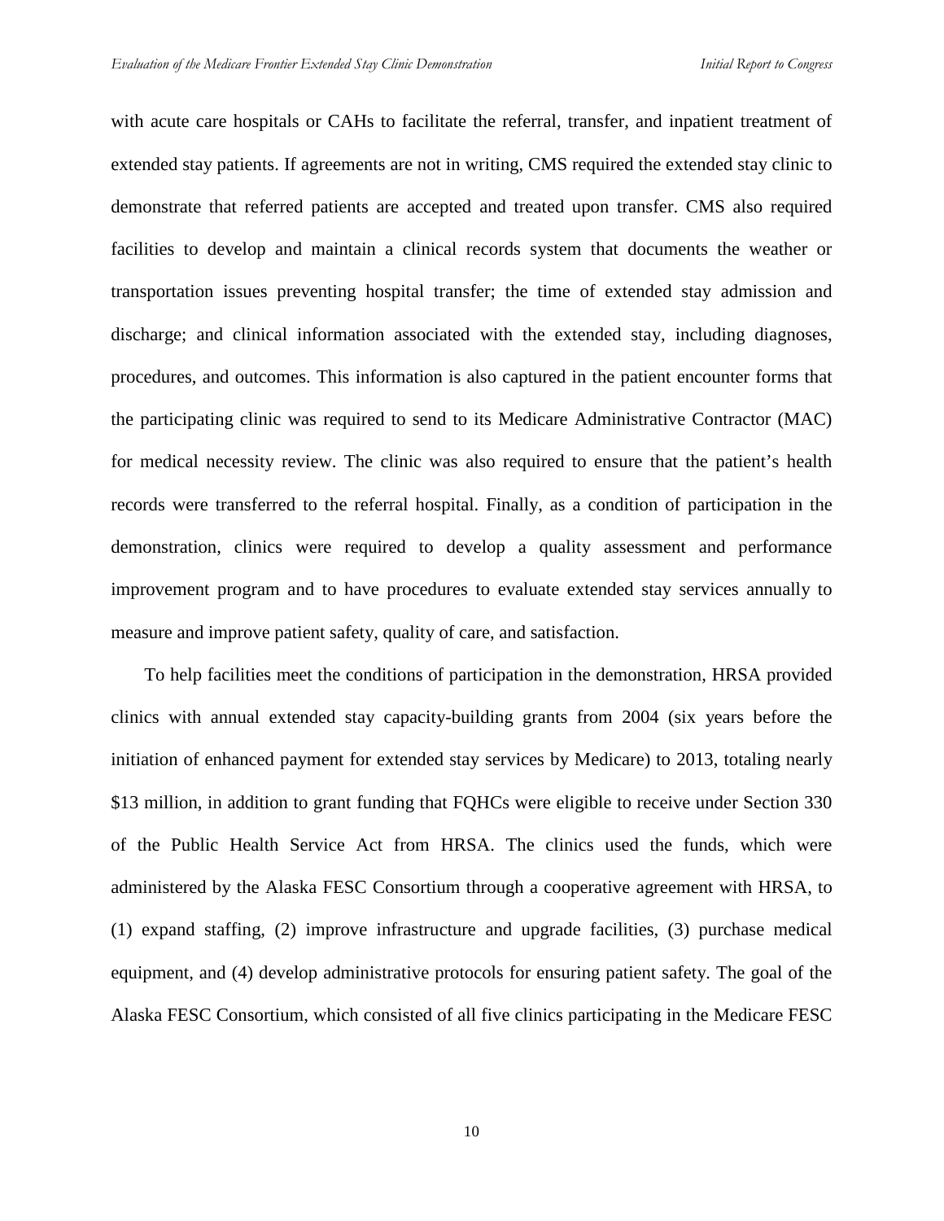with acute care hospitals or CAHs to facilitate the referral, transfer, and inpatient treatment of extended stay patients. If agreements are not in writing, CMS required the extended stay clinic to demonstrate that referred patients are accepted and treated upon transfer. CMS also required facilities to develop and maintain a clinical records system that documents the weather or transportation issues preventing hospital transfer; the time of extended stay admission and discharge; and clinical information associated with the extended stay, including diagnoses, procedures, and outcomes. This information is also captured in the patient encounter forms that the participating clinic was required to send to its Medicare Administrative Contractor (MAC) for medical necessity review. The clinic was also required to ensure that the patient's health records were transferred to the referral hospital. Finally, as a condition of participation in the demonstration, clinics were required to develop a quality assessment and performance improvement program and to have procedures to evaluate extended stay services annually to measure and improve patient safety, quality of care, and satisfaction.

To help facilities meet the conditions of participation in the demonstration, HRSA provided clinics with annual extended stay capacity-building grants from 2004 (six years before the initiation of enhanced payment for extended stay services by Medicare) to 2013, totaling nearly $13 million, in addition to grant funding that FQHCs were eligible to receive under Section 330 of the Public Health Service Act from HRSA. The clinics used the funds, which were administered by the Alaska FESC Consortium through a cooperative agreement with HRSA, to (1) expand staffing, (2) improve infrastructure and upgrade facilities, (3) purchase medical equipment, and (4) develop administrative protocols for ensuring patient safety. The goal of the Alaska FESC Consortium, which consisted of all five clinics participating in the Medicare FESC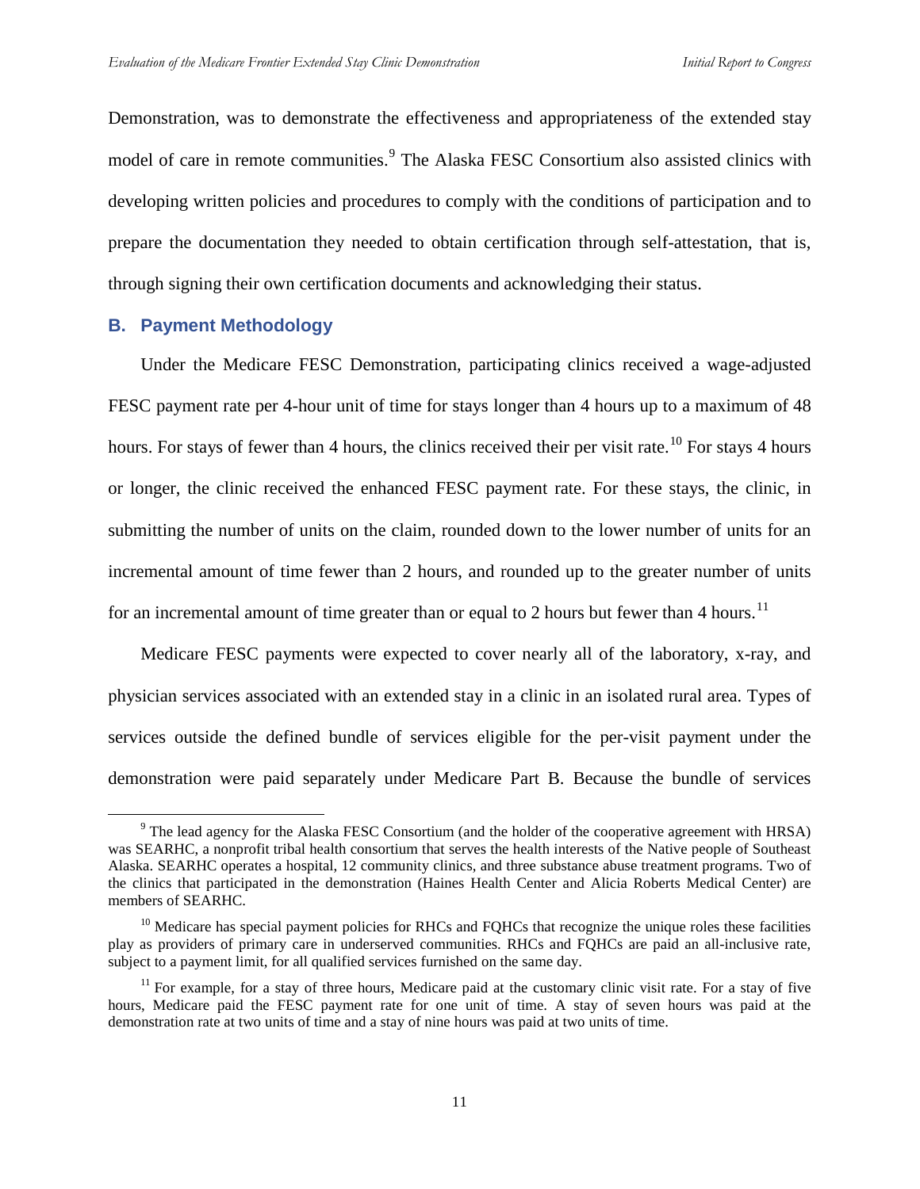Demonstration, was to demonstrate the effectiveness and appropriateness of the extended stay model of care in remote communities.[9] The Alaska FESC Consortium also assisted clinics with developing written policies and procedures to comply with the conditions of participation and to prepare the documentation they needed to obtain certification through self-attestation, that is, through signing their own certification documents and acknowledging their status.

## B. Payment Methodology

Under the Medicare FESC Demonstration, participating clinics received a wage-adjusted FESC payment rate per 4-hour unit of time for stays longer than 4 hours up to a maximum of 48 hours. For stays of fewer than 4 hours, the clinics received their per visit rate.[10] For stays 4 hours or longer, the clinic received the enhanced FESC payment rate. For these stays, the clinic, in submitting the number of units on the claim, rounded down to the lower number of units for an incremental amount of time fewer than 2 hours, and rounded up to the greater number of units for an incremental amount of time greater than or equal to 2 hours but fewer than 4 hours.[11]

Medicare FESC payments were expected to cover nearly all of the laboratory, x-ray, and physician services associated with an extended stay in a clinic in an isolated rural area. Types of services outside the defined bundle of services eligible for the per-visit payment under the demonstration were paid separately under Medicare Part B. Because the bundle of services

---

[9] The lead agency for the Alaska FESC Consortium (and the holder of the cooperative agreement with HRSA) was SEARHC, a nonprofit tribal health consortium that serves the health interests of the Native people of Southeast Alaska. SEARHC operates a hospital, 12 community clinics, and three substance abuse treatment programs. Two of the clinics that participated in the demonstration (Haines Health Center and Alicia Roberts Medical Center) are members of SEARHC.

[10] Medicare has special payment policies for RHCs and FQHCs that recognize the unique roles these facilities play as providers of primary care in underserved communities. RHCs and FQHCs are paid an all-inclusive rate, subject to a payment limit, for all qualified services furnished on the same day.

[11] For example, for a stay of three hours, Medicare paid at the customary clinic visit rate. For a stay of five hours, Medicare paid the FESC payment rate for one unit of time. A stay of seven hours was paid at the demonstration rate at two units of time and a stay of nine hours was paid at two units of time.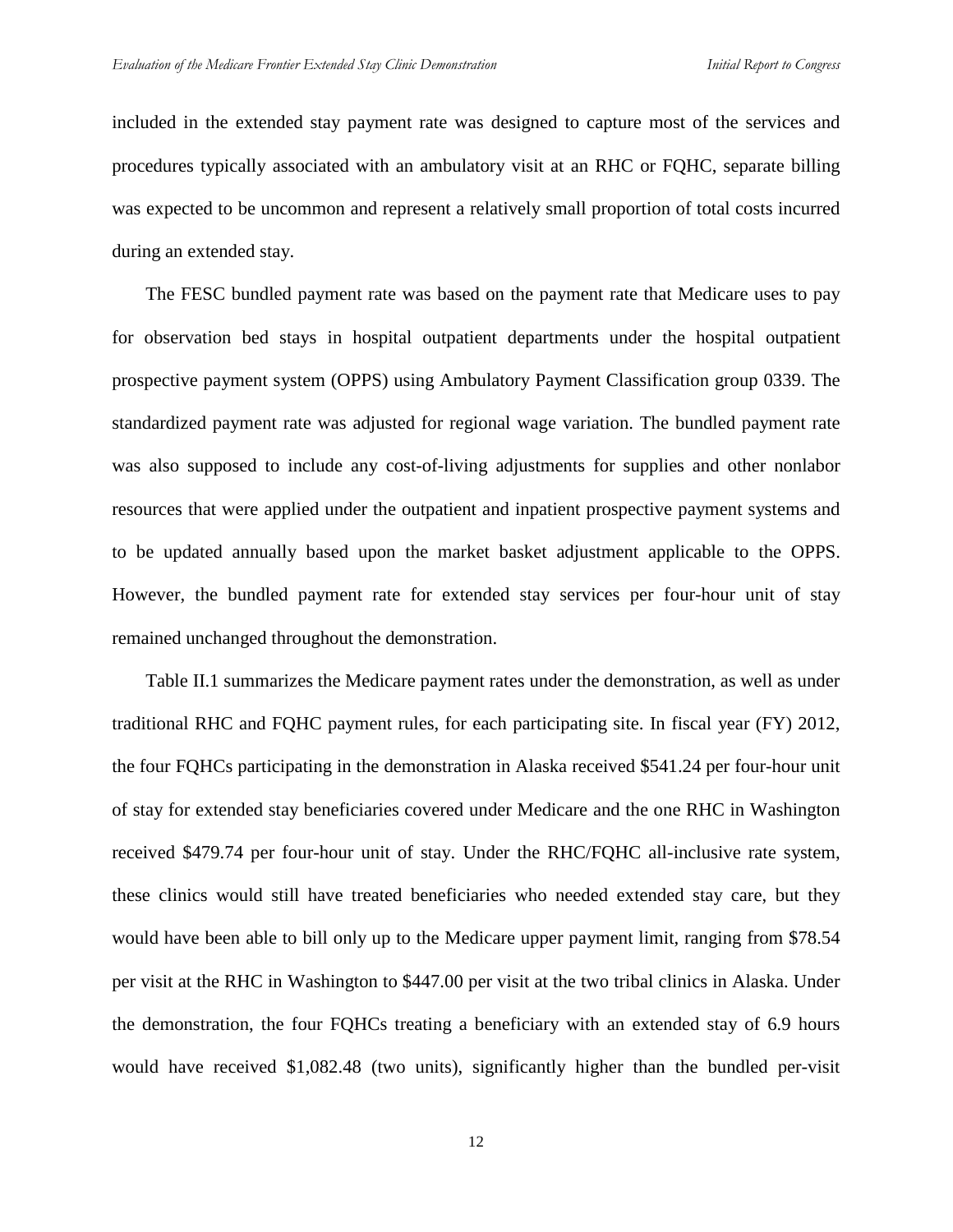included in the extended stay payment rate was designed to capture most of the services and procedures typically associated with an ambulatory visit at an RHC or FQHC, separate billing was expected to be uncommon and represent a relatively small proportion of total costs incurred during an extended stay.

The FESC bundled payment rate was based on the payment rate that Medicare uses to pay for observation bed stays in hospital outpatient departments under the hospital outpatient prospective payment system (OPPS) using Ambulatory Payment Classification group 0339. The standardized payment rate was adjusted for regional wage variation. The bundled payment rate was also supposed to include any cost-of-living adjustments for supplies and other nonlabor resources that were applied under the outpatient and inpatient prospective payment systems and to be updated annually based upon the market basket adjustment applicable to the OPPS. However, the bundled payment rate for extended stay services per four-hour unit of stay remained unchanged throughout the demonstration.

Table II.1 summarizes the Medicare payment rates under the demonstration, as well as under traditional RHC and FQHC payment rules, for each participating site. In fiscal year (FY) 2012, the four FQHCs participating in the demonstration in Alaska received $541.24 per four-hour unit of stay for extended stay beneficiaries covered under Medicare and the one RHC in Washington received $479.74 per four-hour unit of stay. Under the RHC/FQHC all-inclusive rate system, these clinics would still have treated beneficiaries who needed extended stay care, but they would have been able to bill only up to the Medicare upper payment limit, ranging from $78.54 per visit at the RHC in Washington to $447.00 per visit at the two tribal clinics in Alaska. Under the demonstration, the four FQHCs treating a beneficiary with an extended stay of 6.9 hours would have received $1,082.48 (two units), significantly higher than the bundled per-visit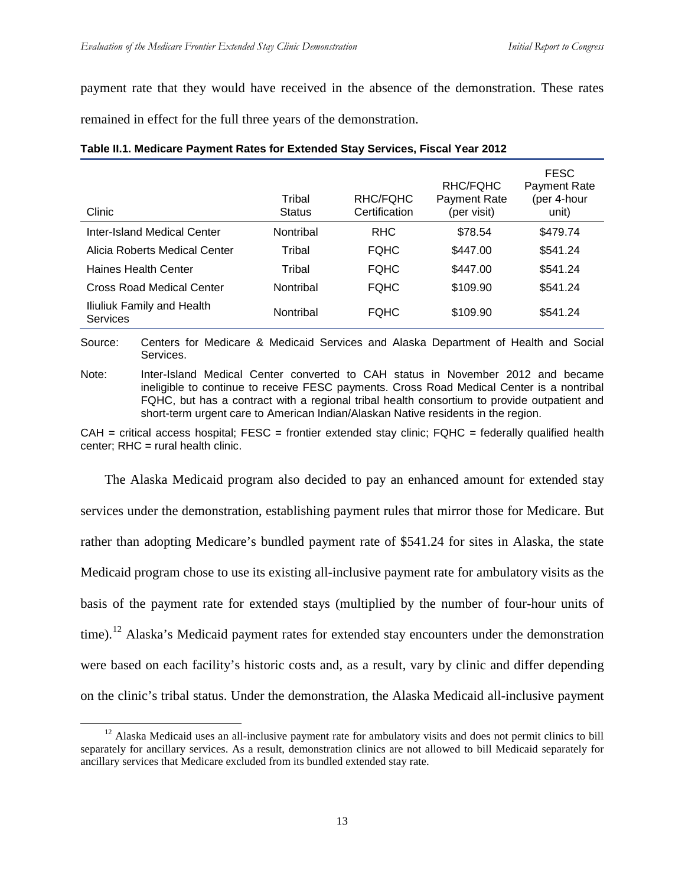payment rate that they would have received in the absence of the demonstration. These rates remained in effect for the full three years of the demonstration.

**Table II.1. Medicare Payment Rates for Extended Stay Services, Fiscal Year 2012**

| Clinic | Tribal Status | RHC/FQHC Certification | RHC/FQHC Payment Rate (per visit) | FESC Payment Rate (per 4-hour unit) |
|---|---|---|---|---|
| Inter-Island Medical Center | Nontribal | RHC | $78.54 | $479.74 |
| Alicia Roberts Medical Center | Tribal | FQHC | $447.00 | $541.24 |
| Haines Health Center | Tribal | FQHC | $447.00 | $541.24 |
| Cross Road Medical Center | Nontribal | FQHC | $109.90 | $541.24 |
| Iliuliuk Family and Health Services | Nontribal | FQHC | $109.90 | $541.24 |

Source: Centers for Medicare & Medicaid Services and Alaska Department of Health and Social Services.

Note: Inter-Island Medical Center converted to CAH status in November 2012 and became ineligible to continue to receive FESC payments. Cross Road Medical Center is a nontribal FQHC, but has a contract with a regional tribal health consortium to provide outpatient and short-term urgent care to American Indian/Alaskan Native residents in the region.

CAH = critical access hospital; FESC = frontier extended stay clinic; FQHC = federally qualified health center; RHC = rural health clinic.

The Alaska Medicaid program also decided to pay an enhanced amount for extended stay services under the demonstration, establishing payment rules that mirror those for Medicare. But rather than adopting Medicare's bundled payment rate of $541.24 for sites in Alaska, the state Medicaid program chose to use its existing all-inclusive payment rate for ambulatory visits as the basis of the payment rate for extended stays (multiplied by the number of four-hour units of time).[12] Alaska's Medicaid payment rates for extended stay encounters under the demonstration were based on each facility's historic costs and, as a result, vary by clinic and differ depending on the clinic's tribal status. Under the demonstration, the Alaska Medicaid all-inclusive payment

[12] Alaska Medicaid uses an all-inclusive payment rate for ambulatory visits and does not permit clinics to bill separately for ancillary services. As a result, demonstration clinics are not allowed to bill Medicaid separately for ancillary services that Medicare excluded from its bundled extended stay rate.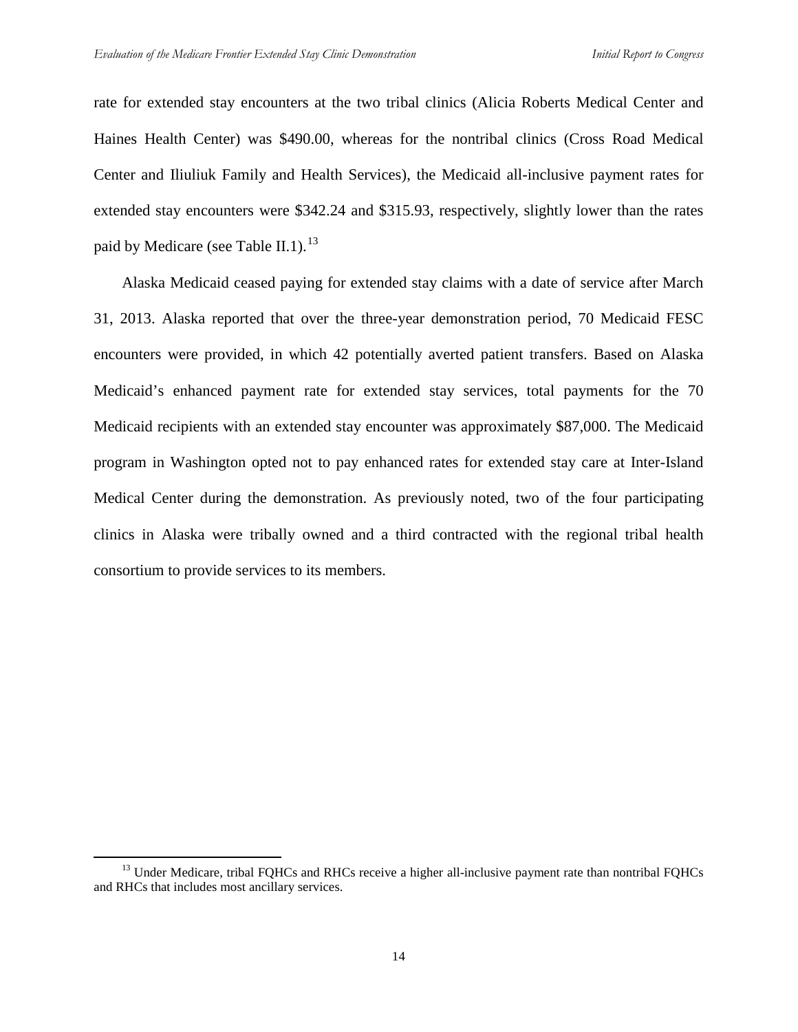rate for extended stay encounters at the two tribal clinics (Alicia Roberts Medical Center and Haines Health Center) was $490.00, whereas for the nontribal clinics (Cross Road Medical Center and Iliuliuk Family and Health Services), the Medicaid all-inclusive payment rates for extended stay encounters were $342.24 and $315.93, respectively, slightly lower than the rates paid by Medicare (see Table II.1).[13]

Alaska Medicaid ceased paying for extended stay claims with a date of service after March 31, 2013. Alaska reported that over the three-year demonstration period, 70 Medicaid FESC encounters were provided, in which 42 potentially averted patient transfers. Based on Alaska Medicaid's enhanced payment rate for extended stay services, total payments for the 70 Medicaid recipients with an extended stay encounter was approximately $87,000. The Medicaid program in Washington opted not to pay enhanced rates for extended stay care at Inter-Island Medical Center during the demonstration. As previously noted, two of the four participating clinics in Alaska were tribally owned and a third contracted with the regional tribal health consortium to provide services to its members.

[13] Under Medicare, tribal FQHCs and RHCs receive a higher all-inclusive payment rate than nontribal FQHCs and RHCs that includes most ancillary services.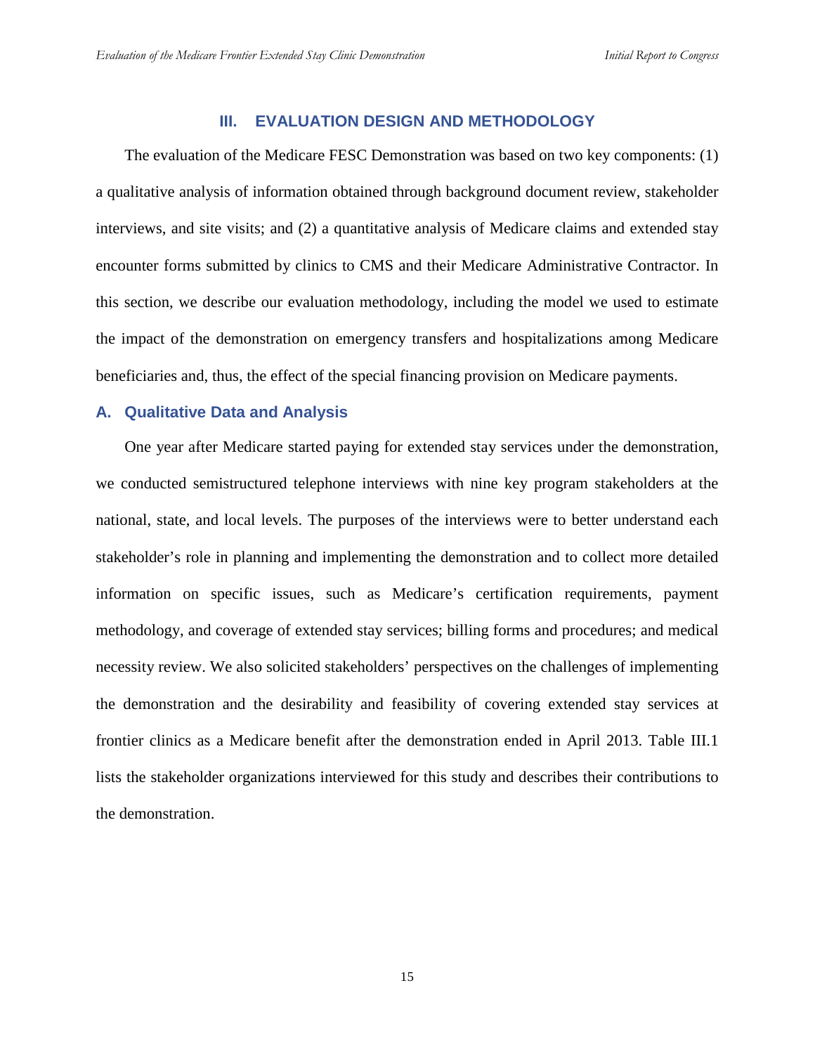## III. EVALUATION DESIGN AND METHODOLOGY

The evaluation of the Medicare FESC Demonstration was based on two key components: (1) a qualitative analysis of information obtained through background document review, stakeholder interviews, and site visits; and (2) a quantitative analysis of Medicare claims and extended stay encounter forms submitted by clinics to CMS and their Medicare Administrative Contractor. In this section, we describe our evaluation methodology, including the model we used to estimate the impact of the demonstration on emergency transfers and hospitalizations among Medicare beneficiaries and, thus, the effect of the special financing provision on Medicare payments.

### A. Qualitative Data and Analysis

One year after Medicare started paying for extended stay services under the demonstration, we conducted semistructured telephone interviews with nine key program stakeholders at the national, state, and local levels. The purposes of the interviews were to better understand each stakeholder's role in planning and implementing the demonstration and to collect more detailed information on specific issues, such as Medicare's certification requirements, payment methodology, and coverage of extended stay services; billing forms and procedures; and medical necessity review. We also solicited stakeholders' perspectives on the challenges of implementing the demonstration and the desirability and feasibility of covering extended stay services at frontier clinics as a Medicare benefit after the demonstration ended in April 2013. Table III.1 lists the stakeholder organizations interviewed for this study and describes their contributions to the demonstration.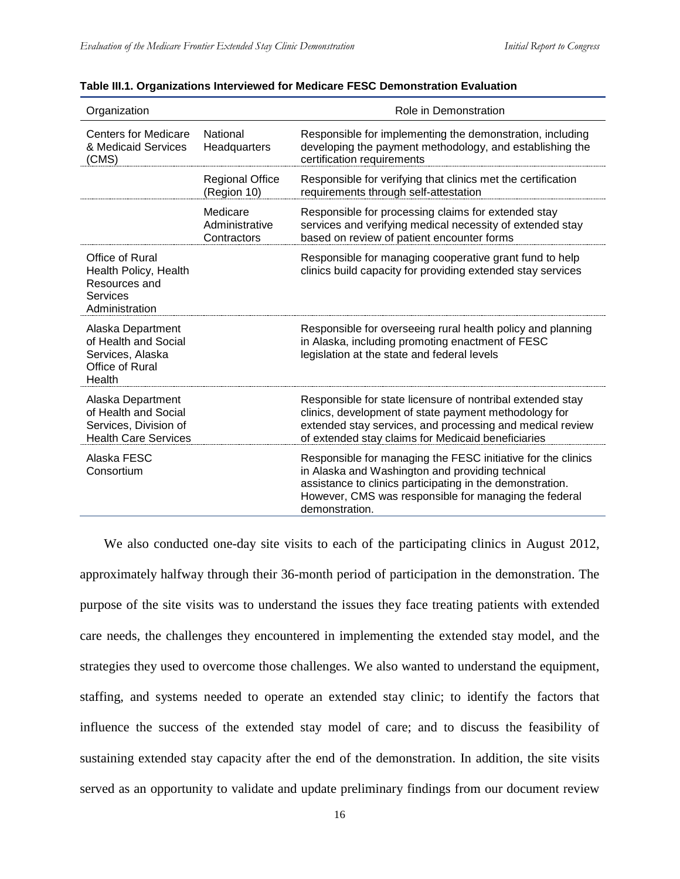**Table III.1. Organizations Interviewed for Medicare FESC Demonstration Evaluation**

| Organization | | Role in Demonstration |
|---|---|---|
| Centers for Medicare & Medicaid Services (CMS) | National Headquarters | Responsible for implementing the demonstration, including developing the payment methodology, and establishing the certification requirements |
| | Regional Office (Region 10) | Responsible for verifying that clinics met the certification requirements through self-attestation |
| | Medicare Administrative Contractors | Responsible for processing claims for extended stay services and verifying medical necessity of extended stay based on review of patient encounter forms |
| Office of Rural Health Policy, Health Resources and Services Administration | | Responsible for managing cooperative grant fund to help clinics build capacity for providing extended stay services |
| Alaska Department of Health and Social Services, Alaska Office of Rural Health | | Responsible for overseeing rural health policy and planning in Alaska, including promoting enactment of FESC legislation at the state and federal levels |
| Alaska Department of Health and Social Services, Division of Health Care Services | | Responsible for state licensure of nontribal extended stay clinics, development of state payment methodology for extended stay services, and processing and medical review of extended stay claims for Medicaid beneficiaries |
| Alaska FESC Consortium | | Responsible for managing the FESC initiative for the clinics in Alaska and Washington and providing technical assistance to clinics participating in the demonstration. However, CMS was responsible for managing the federal demonstration. |

We also conducted one-day site visits to each of the participating clinics in August 2012, approximately halfway through their 36-month period of participation in the demonstration. The purpose of the site visits was to understand the issues they face treating patients with extended care needs, the challenges they encountered in implementing the extended stay model, and the strategies they used to overcome those challenges. We also wanted to understand the equipment, staffing, and systems needed to operate an extended stay clinic; to identify the factors that influence the success of the extended stay model of care; and to discuss the feasibility of sustaining extended stay capacity after the end of the demonstration. In addition, the site visits served as an opportunity to validate and update preliminary findings from our document review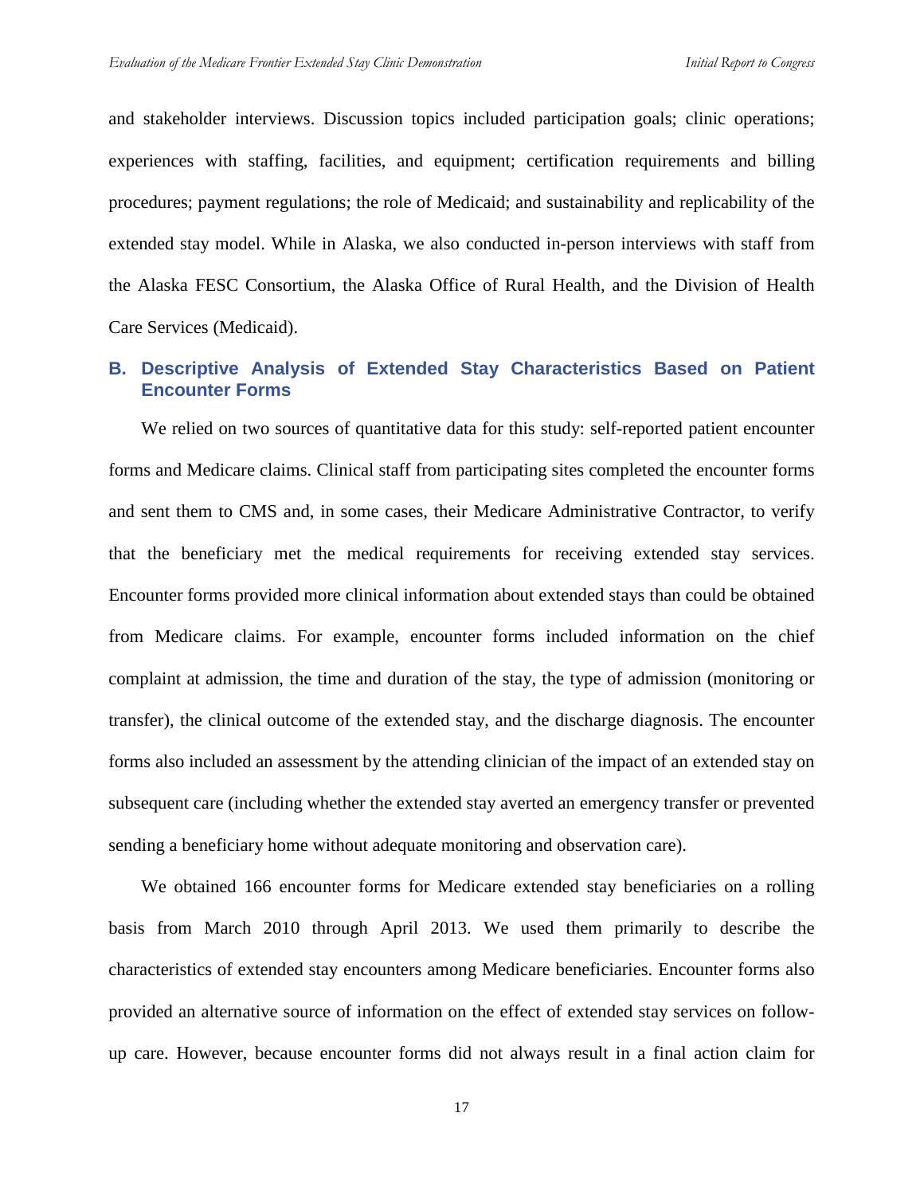and stakeholder interviews. Discussion topics included participation goals; clinic operations; experiences with staffing, facilities, and equipment; certification requirements and billing procedures; payment regulations; the role of Medicaid; and sustainability and replicability of the extended stay model. While in Alaska, we also conducted in-person interviews with staff from the Alaska FESC Consortium, the Alaska Office of Rural Health, and the Division of Health Care Services (Medicaid).

## B. Descriptive Analysis of Extended Stay Characteristics Based on Patient Encounter Forms

We relied on two sources of quantitative data for this study: self-reported patient encounter forms and Medicare claims. Clinical staff from participating sites completed the encounter forms and sent them to CMS and, in some cases, their Medicare Administrative Contractor, to verify that the beneficiary met the medical requirements for receiving extended stay services. Encounter forms provided more clinical information about extended stays than could be obtained from Medicare claims. For example, encounter forms included information on the chief complaint at admission, the time and duration of the stay, the type of admission (monitoring or transfer), the clinical outcome of the extended stay, and the discharge diagnosis. The encounter forms also included an assessment by the attending clinician of the impact of an extended stay on subsequent care (including whether the extended stay averted an emergency transfer or prevented sending a beneficiary home without adequate monitoring and observation care).

We obtained 166 encounter forms for Medicare extended stay beneficiaries on a rolling basis from March 2010 through April 2013. We used them primarily to describe the characteristics of extended stay encounters among Medicare beneficiaries. Encounter forms also provided an alternative source of information on the effect of extended stay services on follow-up care. However, because encounter forms did not always result in a final action claim for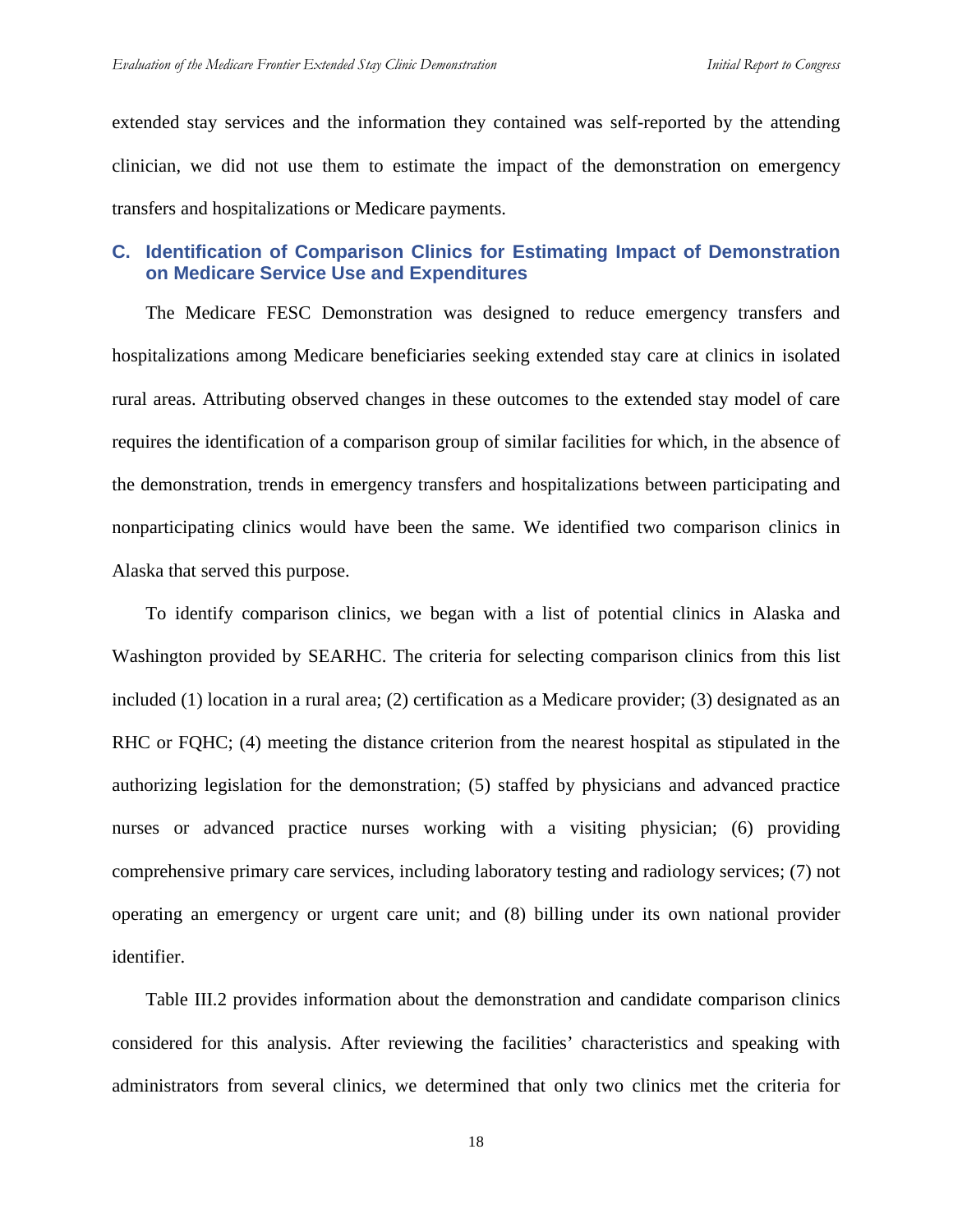extended stay services and the information they contained was self-reported by the attending clinician, we did not use them to estimate the impact of the demonstration on emergency transfers and hospitalizations or Medicare payments.

## C. Identification of Comparison Clinics for Estimating Impact of Demonstration on Medicare Service Use and Expenditures

The Medicare FESC Demonstration was designed to reduce emergency transfers and hospitalizations among Medicare beneficiaries seeking extended stay care at clinics in isolated rural areas. Attributing observed changes in these outcomes to the extended stay model of care requires the identification of a comparison group of similar facilities for which, in the absence of the demonstration, trends in emergency transfers and hospitalizations between participating and nonparticipating clinics would have been the same. We identified two comparison clinics in Alaska that served this purpose.

To identify comparison clinics, we began with a list of potential clinics in Alaska and Washington provided by SEARHC. The criteria for selecting comparison clinics from this list included (1) location in a rural area; (2) certification as a Medicare provider; (3) designated as an RHC or FQHC; (4) meeting the distance criterion from the nearest hospital as stipulated in the authorizing legislation for the demonstration; (5) staffed by physicians and advanced practice nurses or advanced practice nurses working with a visiting physician; (6) providing comprehensive primary care services, including laboratory testing and radiology services; (7) not operating an emergency or urgent care unit; and (8) billing under its own national provider identifier.

Table III.2 provides information about the demonstration and candidate comparison clinics considered for this analysis. After reviewing the facilities' characteristics and speaking with administrators from several clinics, we determined that only two clinics met the criteria for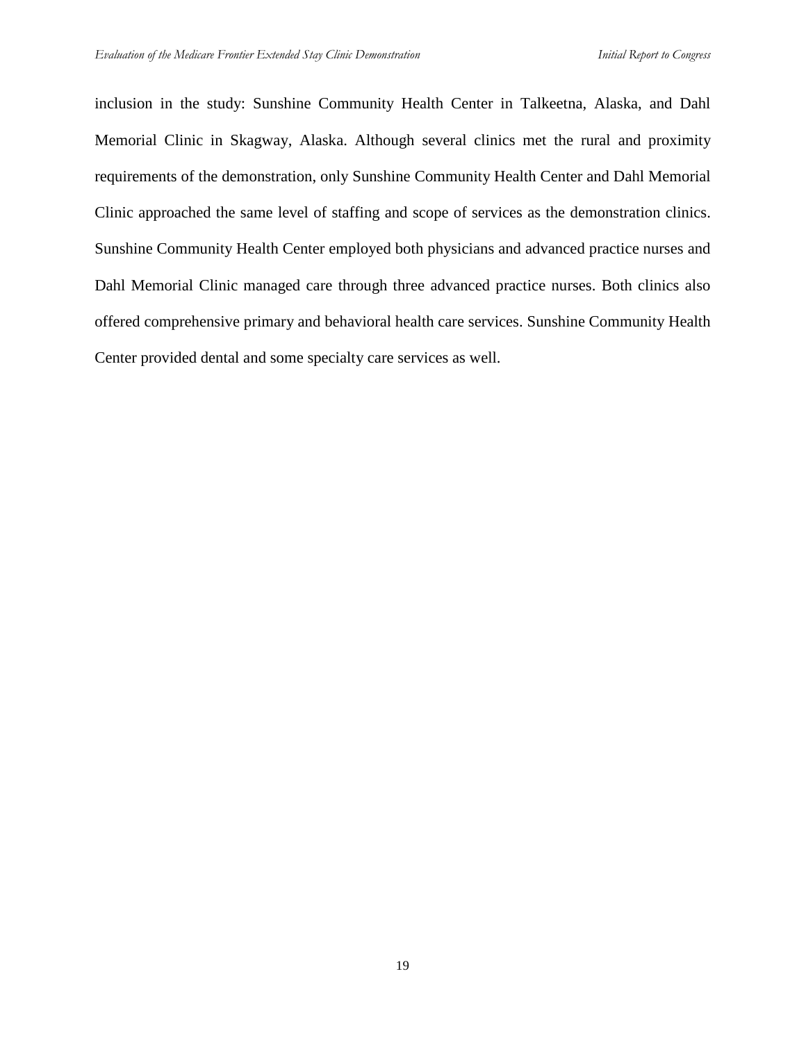inclusion in the study: Sunshine Community Health Center in Talkeetna, Alaska, and Dahl Memorial Clinic in Skagway, Alaska. Although several clinics met the rural and proximity requirements of the demonstration, only Sunshine Community Health Center and Dahl Memorial Clinic approached the same level of staffing and scope of services as the demonstration clinics. Sunshine Community Health Center employed both physicians and advanced practice nurses and Dahl Memorial Clinic managed care through three advanced practice nurses. Both clinics also offered comprehensive primary and behavioral health care services. Sunshine Community Health Center provided dental and some specialty care services as well.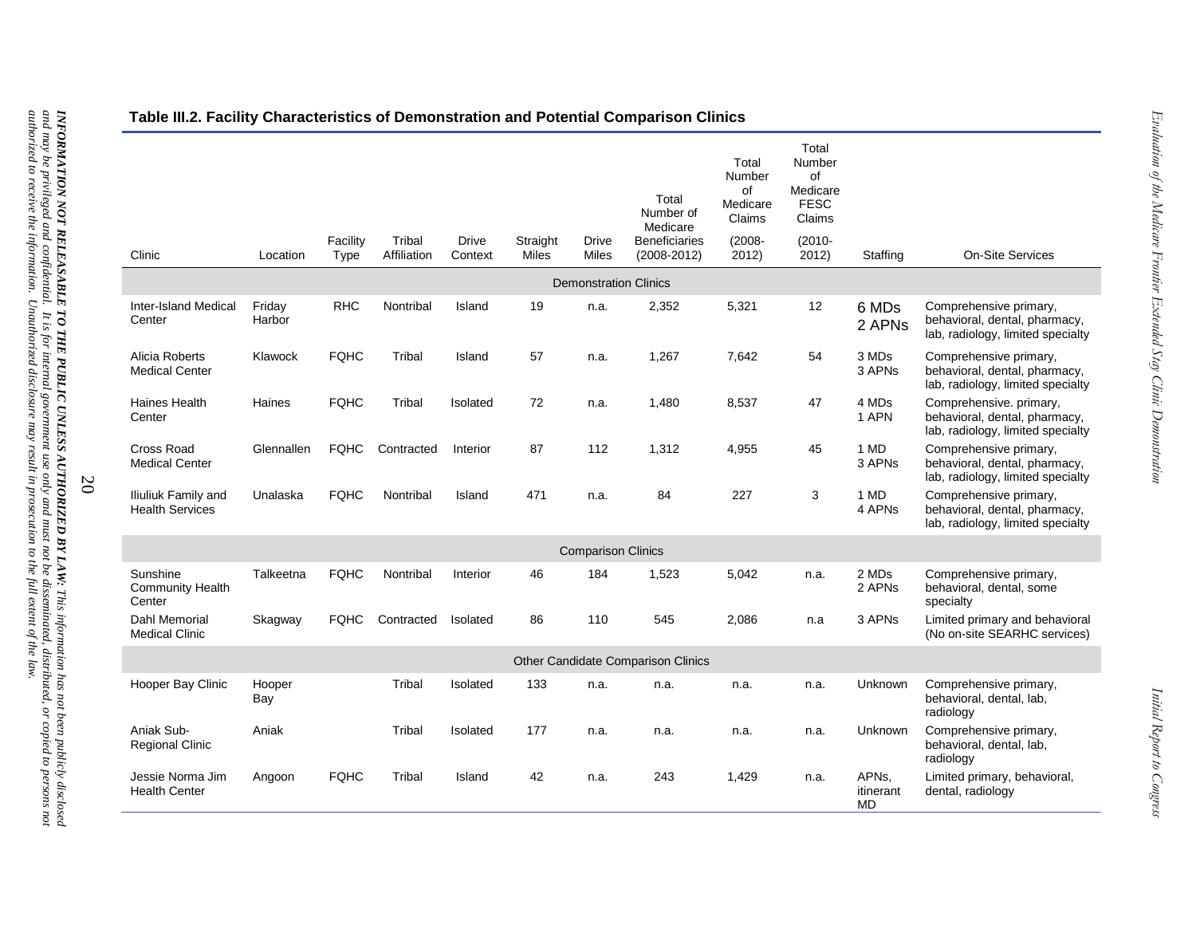**Table III.2. Facility Characteristics of Demonstration and Potential Comparison Clinics**

| Clinic | Location | Facility Type | Tribal Affiliation | Drive Context | Straight Miles | Drive Miles | Total Number of Medicare Beneficiaries (2008-2012) | Total Number of Medicare Claims (2008-2012) | Total Number of Medicare FESC Claims (2010-2012) | Staffing | On-Site Services |
|---|---|---|---|---|---|---|---|---|---|---|---|
| **Demonstration Clinics** | | | | | | | | | | | |
| Inter-Island Medical Center | Friday Harbor | RHC | Nontribal | Island | 19 | n.a. | 2,352 | 5,321 | 12 | 6 MDs 2 APNs | Comprehensive primary, behavioral, dental, pharmacy, lab, radiology, limited specialty |
| Alicia Roberts Medical Center | Klawock | FQHC | Tribal | Island | 57 | n.a. | 1,267 | 7,642 | 54 | 3 MDs 3 APNs | Comprehensive primary, behavioral, dental, pharmacy, lab, radiology, limited specialty |
| Haines Health Center | Haines | FQHC | Tribal | Isolated | 72 | n.a. | 1,480 | 8,537 | 47 | 4 MDs 1 APN | Comprehensive. primary, behavioral, dental, pharmacy, lab, radiology, limited specialty |
| Cross Road Medical Center | Glennallen | FQHC | Contracted | Interior | 87 | 112 | 1,312 | 4,955 | 45 | 1 MD 3 APNs | Comprehensive primary, behavioral, dental, pharmacy, lab, radiology, limited specialty |
| Iliuliuk Family and Health Services | Unalaska | FQHC | Nontribal | Island | 471 | n.a. | 84 | 227 | 3 | 1 MD 4 APNs | Comprehensive primary, behavioral, dental, pharmacy, lab, radiology, limited specialty |
| **Comparison Clinics** | | | | | | | | | | | |
| Sunshine Community Health Center | Talkeetna | FQHC | Nontribal | Interior | 46 | 184 | 1,523 | 5,042 | n.a. | 2 MDs 2 APNs | Comprehensive primary, behavioral, dental, some specialty |
| Dahl Memorial Medical Clinic | Skagway | FQHC | Contracted | Isolated | 86 | 110 | 545 | 2,086 | n.a | 3 APNs | Limited primary and behavioral (No on-site SEARHC services) |
| **Other Candidate Comparison Clinics** | | | | | | | | | | | |
| Hooper Bay Clinic | Hooper Bay | | Tribal | Isolated | 133 | n.a. | n.a. | n.a. | n.a. | Unknown | Comprehensive primary, behavioral, dental, lab, radiology |
| Aniak Sub-Regional Clinic | Aniak | | Tribal | Isolated | 177 | n.a. | n.a. | n.a. | n.a. | Unknown | Comprehensive primary, behavioral, dental, lab, radiology |
| Jessie Norma Jim Health Center | Angoon | FQHC | Tribal | Island | 42 | n.a. | 243 | 1,429 | n.a. | APNs, itinerant MD | Limited primary, behavioral, dental, radiology |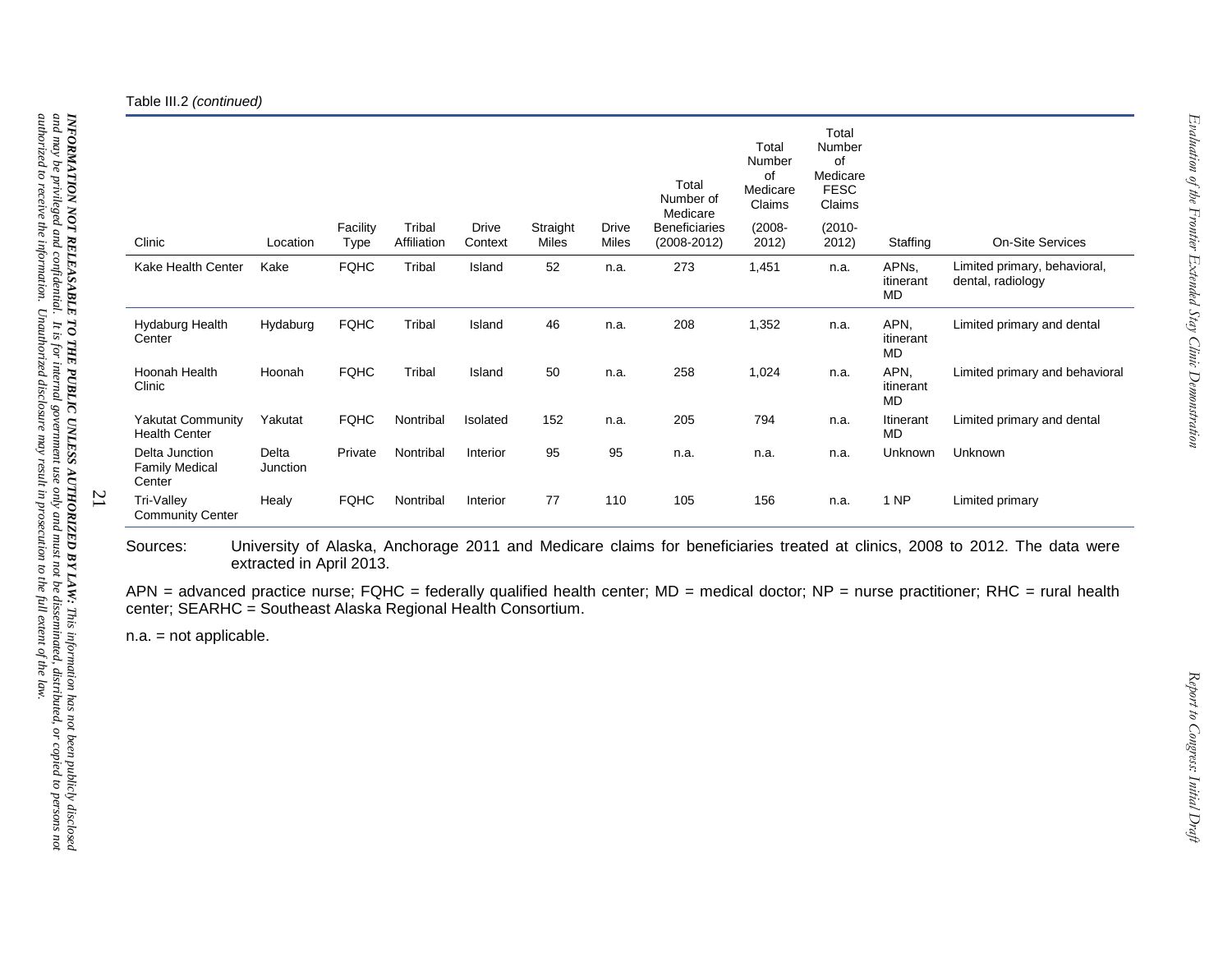Table III.2 *(continued)*

| Clinic | Location | Facility Type | Tribal Affiliation | Drive Context | Straight Miles | Drive Miles | Total Number of Medicare Beneficiaries (2008-2012) | Total Number of Medicare Claims (2008-2012) | Total Number of Medicare FESC Claims (2010-2012) | Staffing | On-Site Services |
|---|---|---|---|---|---|---|---|---|---|---|---|
| Kake Health Center | Kake | FQHC | Tribal | Island | 52 | n.a. | 273 | 1,451 | n.a. | APNs, itinerant MD | Limited primary, behavioral, dental, radiology |
| Hydaburg Health Center | Hydaburg | FQHC | Tribal | Island | 46 | n.a. | 208 | 1,352 | n.a. | APN, itinerant MD | Limited primary and dental |
| Hoonah Health Clinic | Hoonah | FQHC | Tribal | Island | 50 | n.a. | 258 | 1,024 | n.a. | APN, itinerant MD | Limited primary and behavioral |
| Yakutat Community Health Center | Yakutat | FQHC | Nontribal | Isolated | 152 | n.a. | 205 | 794 | n.a. | Itinerant MD | Limited primary and dental |
| Delta Junction Family Medical Center | Delta Junction | Private | Nontribal | Interior | 95 | 95 | n.a. | n.a. | n.a. | Unknown | Unknown |
| Tri-Valley Community Center | Healy | FQHC | Nontribal | Interior | 77 | 110 | 105 | 156 | n.a. | 1 NP | Limited primary |

Sources: University of Alaska, Anchorage 2011 and Medicare claims for beneficiaries treated at clinics, 2008 to 2012. The data were extracted in April 2013.

APN = advanced practice nurse; FQHC = federally qualified health center; MD = medical doctor; NP = nurse practitioner; RHC = rural health center; SEARHC = Southeast Alaska Regional Health Consortium.

n.a. = not applicable.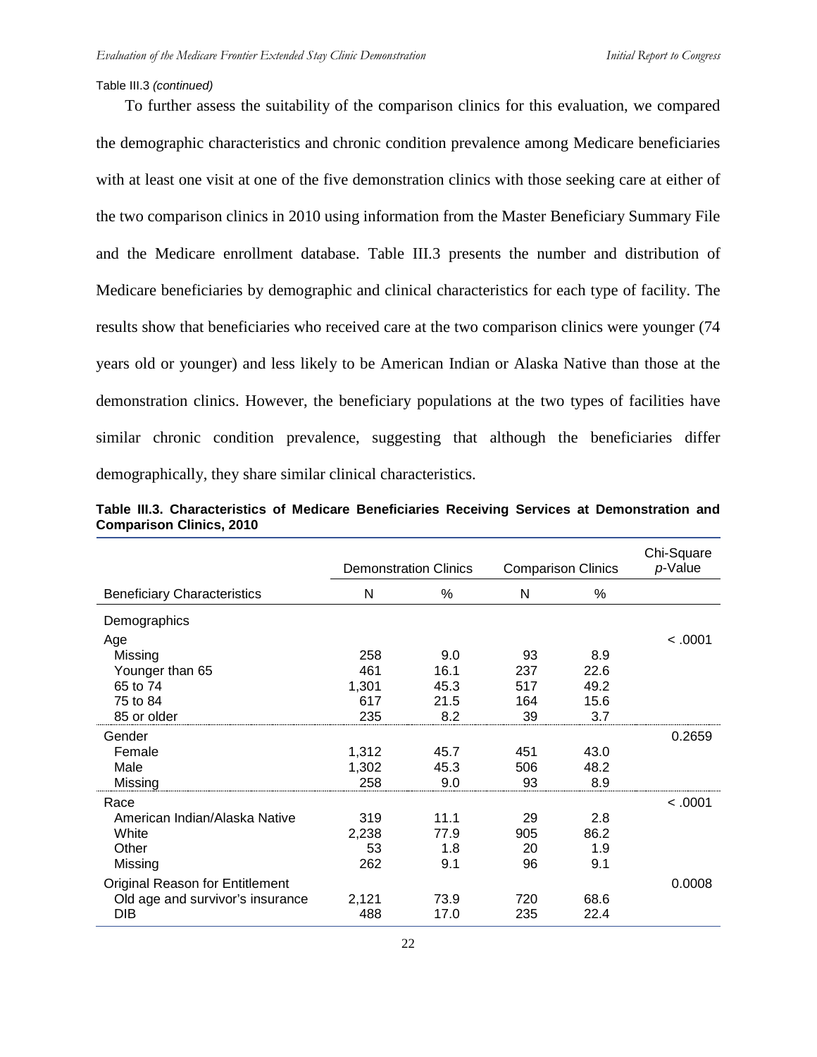Table III.3 *(continued)*

To further assess the suitability of the comparison clinics for this evaluation, we compared the demographic characteristics and chronic condition prevalence among Medicare beneficiaries with at least one visit at one of the five demonstration clinics with those seeking care at either of the two comparison clinics in 2010 using information from the Master Beneficiary Summary File and the Medicare enrollment database. Table III.3 presents the number and distribution of Medicare beneficiaries by demographic and clinical characteristics for each type of facility. The results show that beneficiaries who received care at the two comparison clinics were younger (74 years old or younger) and less likely to be American Indian or Alaska Native than those at the demonstration clinics. However, the beneficiary populations at the two types of facilities have similar chronic condition prevalence, suggesting that although the beneficiaries differ demographically, they share similar clinical characteristics.

**Table III.3. Characteristics of Medicare Beneficiaries Receiving Services at Demonstration and Comparison Clinics, 2010**

| | Demonstration Clinics | | Comparison Clinics | | Chi-Square *p*-Value |
|---|---|---|---|---|---|
| Beneficiary Characteristics | N | % | N | % | |
| Demographics | | | | | |
| Age | | | | | < .0001 |
| Missing | 258 | 9.0 | 93 | 8.9 | |
| Younger than 65 | 461 | 16.1 | 237 | 22.6 | |
| 65 to 74 | 1,301 | 45.3 | 517 | 49.2 | |
| 75 to 84 | 617 | 21.5 | 164 | 15.6 | |
| 85 or older | 235 | 8.2 | 39 | 3.7 | |
| Gender | | | | | 0.2659 |
| Female | 1,312 | 45.7 | 451 | 43.0 | |
| Male | 1,302 | 45.3 | 506 | 48.2 | |
| Missing | 258 | 9.0 | 93 | 8.9 | |
| Race | | | | | < .0001 |
| American Indian/Alaska Native | 319 | 11.1 | 29 | 2.8 | |
| White | 2,238 | 77.9 | 905 | 86.2 | |
| Other | 53 | 1.8 | 20 | 1.9 | |
| Missing | 262 | 9.1 | 96 | 9.1 | |
| Original Reason for Entitlement | | | | | 0.0008 |
| Old age and survivor's insurance | 2,121 | 73.9 | 720 | 68.6 | |
| DIB | 488 | 17.0 | 235 | 22.4 | |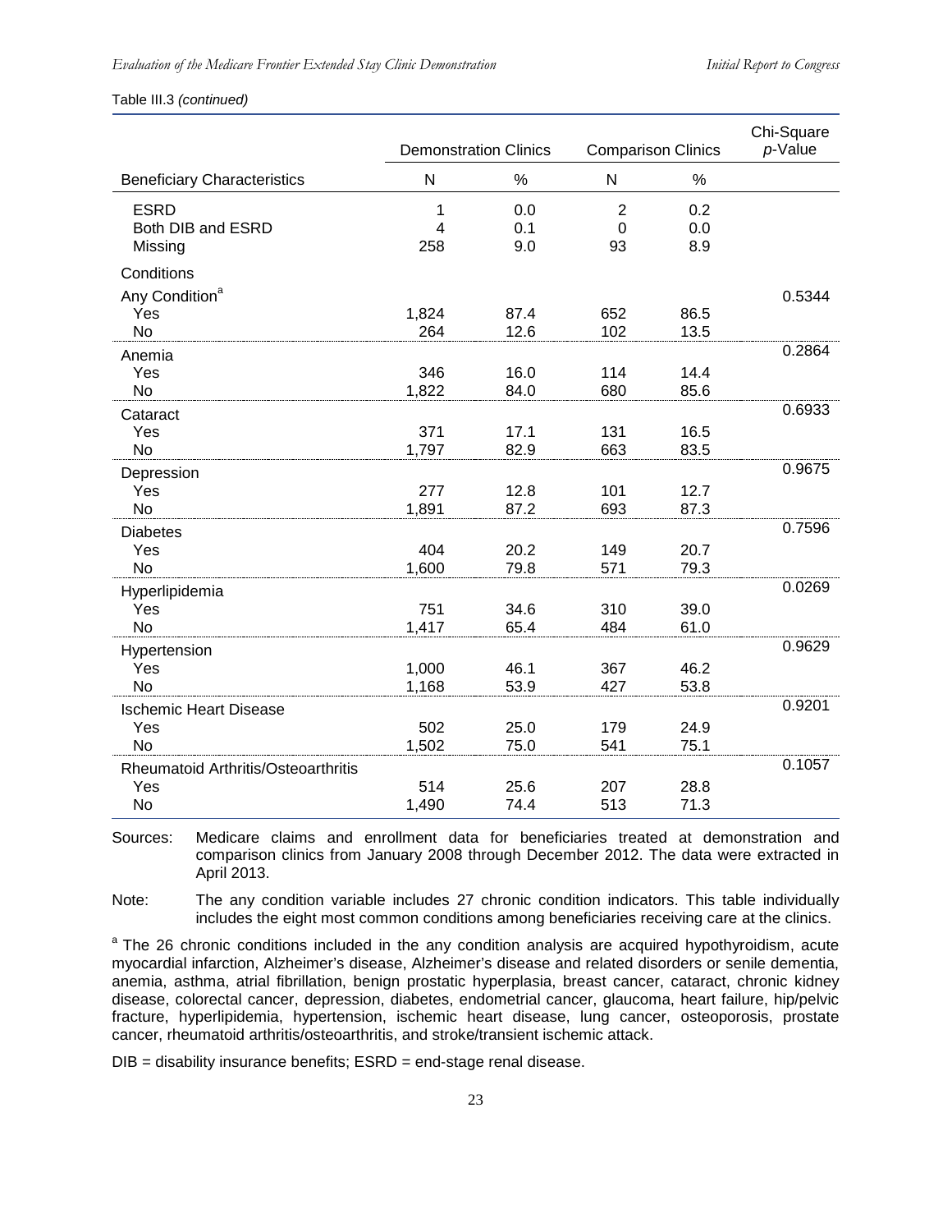Table III.3 *(continued)*

| | Demonstration Clinics | | Comparison Clinics | | Chi-Square *p*-Value |
|---|---|---|---|---|---|
| Beneficiary Characteristics | N | % | N | % | |
| ESRD | 1 | 0.0 | 2 | 0.2 | |
| Both DIB and ESRD | 4 | 0.1 | 0 | 0.0 | |
| Missing | 258 | 9.0 | 93 | 8.9 | |
| Conditions | | | | | |
| Any Condition[a] | | | | | 0.5344 |
| Yes | 1,824 | 87.4 | 652 | 86.5 | |
| No | 264 | 12.6 | 102 | 13.5 | |
| Anemia | | | | | 0.2864 |
| Yes | 346 | 16.0 | 114 | 14.4 | |
| No | 1,822 | 84.0 | 680 | 85.6 | |
| Cataract | | | | | 0.6933 |
| Yes | 371 | 17.1 | 131 | 16.5 | |
| No | 1,797 | 82.9 | 663 | 83.5 | |
| Depression | | | | | 0.9675 |
| Yes | 277 | 12.8 | 101 | 12.7 | |
| No | 1,891 | 87.2 | 693 | 87.3 | |
| Diabetes | | | | | 0.7596 |
| Yes | 404 | 20.2 | 149 | 20.7 | |
| No | 1,600 | 79.8 | 571 | 79.3 | |
| Hyperlipidemia | | | | | 0.0269 |
| Yes | 751 | 34.6 | 310 | 39.0 | |
| No | 1,417 | 65.4 | 484 | 61.0 | |
| Hypertension | | | | | 0.9629 |
| Yes | 1,000 | 46.1 | 367 | 46.2 | |
| No | 1,168 | 53.9 | 427 | 53.8 | |
| Ischemic Heart Disease | | | | | 0.9201 |
| Yes | 502 | 25.0 | 179 | 24.9 | |
| No | 1,502 | 75.0 | 541 | 75.1 | |
| Rheumatoid Arthritis/Osteoarthritis | | | | | 0.1057 |
| Yes | 514 | 25.6 | 207 | 28.8 | |
| No | 1,490 | 74.4 | 513 | 71.3 | |

Sources: Medicare claims and enrollment data for beneficiaries treated at demonstration and comparison clinics from January 2008 through December 2012. The data were extracted in April 2013.

Note: The any condition variable includes 27 chronic condition indicators. This table individually includes the eight most common conditions among beneficiaries receiving care at the clinics.

[a] The 26 chronic conditions included in the any condition analysis are acquired hypothyroidism, acute myocardial infarction, Alzheimer's disease, Alzheimer's disease and related disorders or senile dementia, anemia, asthma, atrial fibrillation, benign prostatic hyperplasia, breast cancer, cataract, chronic kidney disease, colorectal cancer, depression, diabetes, endometrial cancer, glaucoma, heart failure, hip/pelvic fracture, hyperlipidemia, hypertension, ischemic heart disease, lung cancer, osteoporosis, prostate cancer, rheumatoid arthritis/osteoarthritis, and stroke/transient ischemic attack.

DIB = disability insurance benefits; ESRD = end-stage renal disease.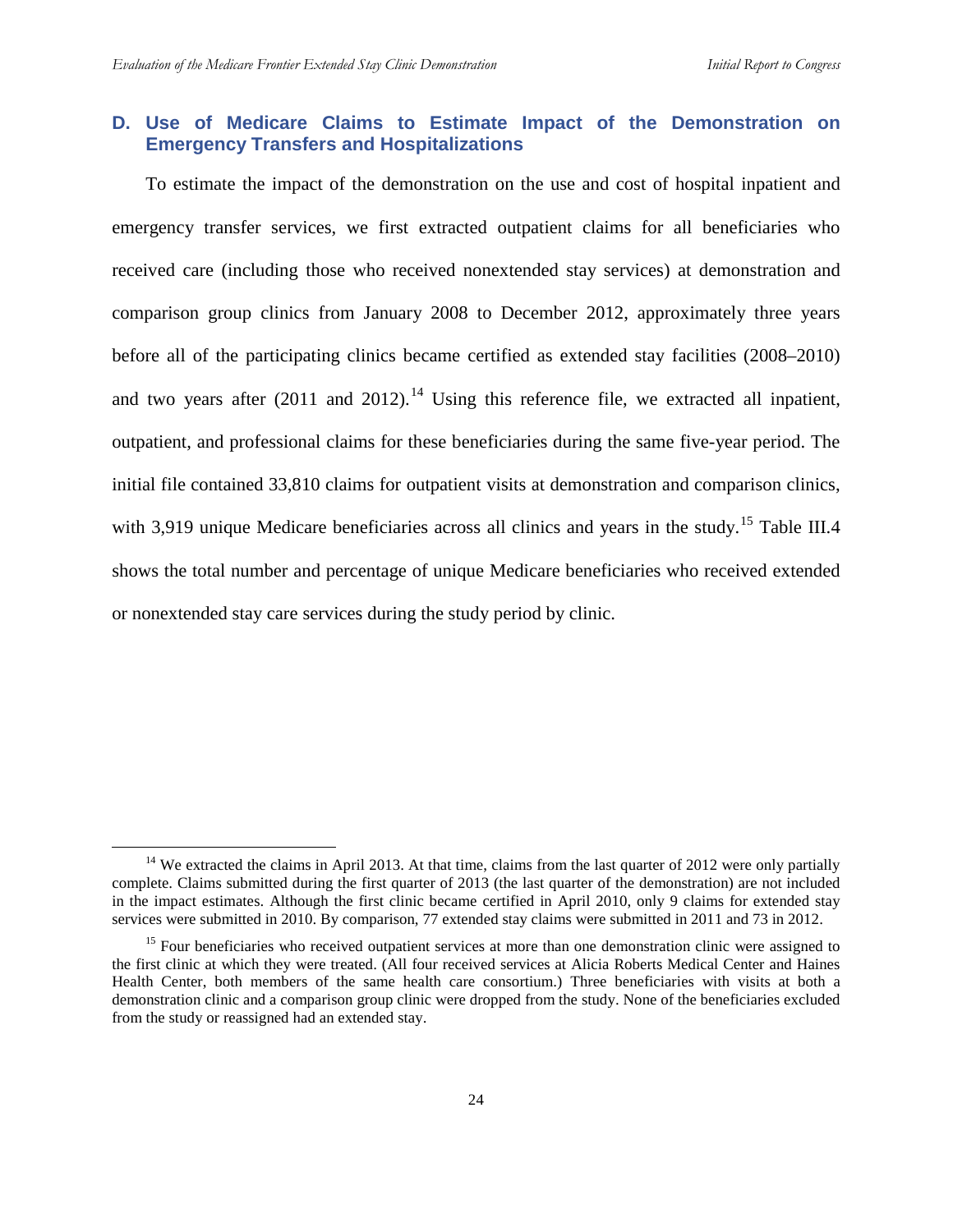## D. Use of Medicare Claims to Estimate Impact of the Demonstration on Emergency Transfers and Hospitalizations

To estimate the impact of the demonstration on the use and cost of hospital inpatient and emergency transfer services, we first extracted outpatient claims for all beneficiaries who received care (including those who received nonextended stay services) at demonstration and comparison group clinics from January 2008 to December 2012, approximately three years before all of the participating clinics became certified as extended stay facilities (2008–2010) and two years after (2011 and 2012).[14] Using this reference file, we extracted all inpatient, outpatient, and professional claims for these beneficiaries during the same five-year period. The initial file contained 33,810 claims for outpatient visits at demonstration and comparison clinics, with 3,919 unique Medicare beneficiaries across all clinics and years in the study.[15] Table III.4 shows the total number and percentage of unique Medicare beneficiaries who received extended or nonextended stay care services during the study period by clinic.

---

[14] We extracted the claims in April 2013. At that time, claims from the last quarter of 2012 were only partially complete. Claims submitted during the first quarter of 2013 (the last quarter of the demonstration) are not included in the impact estimates. Although the first clinic became certified in April 2010, only 9 claims for extended stay services were submitted in 2010. By comparison, 77 extended stay claims were submitted in 2011 and 73 in 2012.

[15] Four beneficiaries who received outpatient services at more than one demonstration clinic were assigned to the first clinic at which they were treated. (All four received services at Alicia Roberts Medical Center and Haines Health Center, both members of the same health care consortium.) Three beneficiaries with visits at both a demonstration clinic and a comparison group clinic were dropped from the study. None of the beneficiaries excluded from the study or reassigned had an extended stay.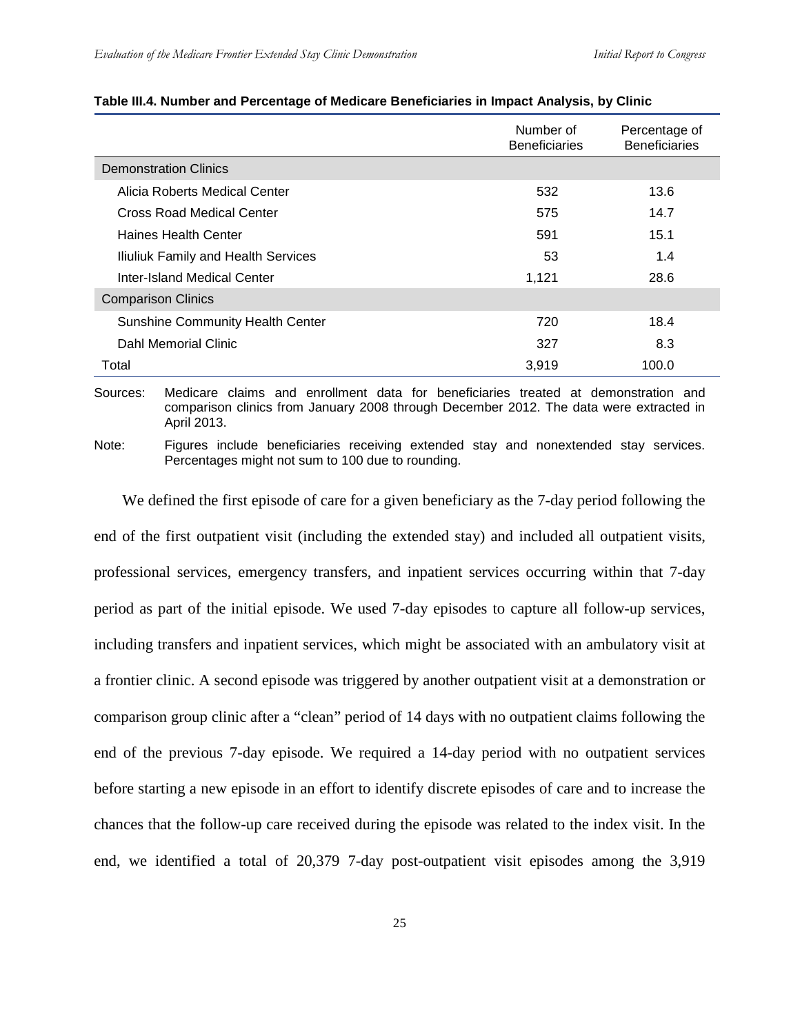**Table III.4. Number and Percentage of Medicare Beneficiaries in Impact Analysis, by Clinic**

| | Number of Beneficiaries | Percentage of Beneficiaries |
|---|---|---|
| Demonstration Clinics | | |
| Alicia Roberts Medical Center | 532 | 13.6 |
| Cross Road Medical Center | 575 | 14.7 |
| Haines Health Center | 591 | 15.1 |
| Iliuliuk Family and Health Services | 53 | 1.4 |
| Inter-Island Medical Center | 1,121 | 28.6 |
| Comparison Clinics | | |
| Sunshine Community Health Center | 720 | 18.4 |
| Dahl Memorial Clinic | 327 | 8.3 |
| Total | 3,919 | 100.0 |

Sources: Medicare claims and enrollment data for beneficiaries treated at demonstration and comparison clinics from January 2008 through December 2012. The data were extracted in April 2013.

Note: Figures include beneficiaries receiving extended stay and nonextended stay services. Percentages might not sum to 100 due to rounding.

We defined the first episode of care for a given beneficiary as the 7-day period following the end of the first outpatient visit (including the extended stay) and included all outpatient visits, professional services, emergency transfers, and inpatient services occurring within that 7-day period as part of the initial episode. We used 7-day episodes to capture all follow-up services, including transfers and inpatient services, which might be associated with an ambulatory visit at a frontier clinic. A second episode was triggered by another outpatient visit at a demonstration or comparison group clinic after a "clean" period of 14 days with no outpatient claims following the end of the previous 7-day episode. We required a 14-day period with no outpatient services before starting a new episode in an effort to identify discrete episodes of care and to increase the chances that the follow-up care received during the episode was related to the index visit. In the end, we identified a total of 20,379 7-day post-outpatient visit episodes among the 3,919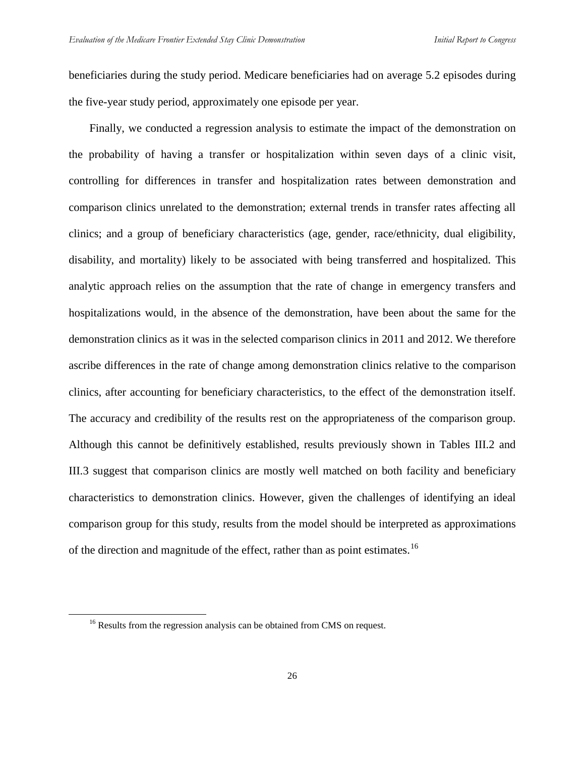beneficiaries during the study period. Medicare beneficiaries had on average 5.2 episodes during the five-year study period, approximately one episode per year.

Finally, we conducted a regression analysis to estimate the impact of the demonstration on the probability of having a transfer or hospitalization within seven days of a clinic visit, controlling for differences in transfer and hospitalization rates between demonstration and comparison clinics unrelated to the demonstration; external trends in transfer rates affecting all clinics; and a group of beneficiary characteristics (age, gender, race/ethnicity, dual eligibility, disability, and mortality) likely to be associated with being transferred and hospitalized. This analytic approach relies on the assumption that the rate of change in emergency transfers and hospitalizations would, in the absence of the demonstration, have been about the same for the demonstration clinics as it was in the selected comparison clinics in 2011 and 2012. We therefore ascribe differences in the rate of change among demonstration clinics relative to the comparison clinics, after accounting for beneficiary characteristics, to the effect of the demonstration itself. The accuracy and credibility of the results rest on the appropriateness of the comparison group. Although this cannot be definitively established, results previously shown in Tables III.2 and III.3 suggest that comparison clinics are mostly well matched on both facility and beneficiary characteristics to demonstration clinics. However, given the challenges of identifying an ideal comparison group for this study, results from the model should be interpreted as approximations of the direction and magnitude of the effect, rather than as point estimates.[16]

[16] Results from the regression analysis can be obtained from CMS on request.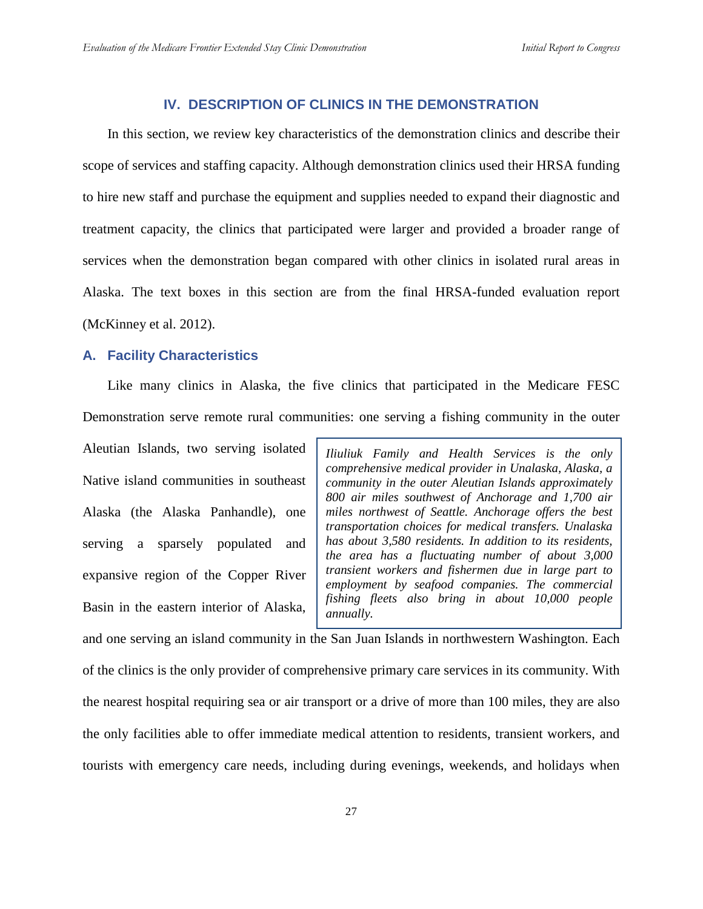# IV. DESCRIPTION OF CLINICS IN THE DEMONSTRATION

In this section, we review key characteristics of the demonstration clinics and describe their scope of services and staffing capacity. Although demonstration clinics used their HRSA funding to hire new staff and purchase the equipment and supplies needed to expand their diagnostic and treatment capacity, the clinics that participated were larger and provided a broader range of services when the demonstration began compared with other clinics in isolated rural areas in Alaska. The text boxes in this section are from the final HRSA-funded evaluation report (McKinney et al. 2012).

## A. Facility Characteristics

Like many clinics in Alaska, the five clinics that participated in the Medicare FESC Demonstration serve remote rural communities: one serving a fishing community in the outer Aleutian Islands, two serving isolated Native island communities in southeast Alaska (the Alaska Panhandle), one serving a sparsely populated and expansive region of the Copper River Basin in the eastern interior of Alaska, and one serving an island community in the San Juan Islands in northwestern Washington. Each of the clinics is the only provider of comprehensive primary care services in its community. With the nearest hospital requiring sea or air transport or a drive of more than 100 miles, they are also the only facilities able to offer immediate medical attention to residents, transient workers, and tourists with emergency care needs, including during evenings, weekends, and holidays when

> *Iliuliuk Family and Health Services is the only comprehensive medical provider in Unalaska, Alaska, a community in the outer Aleutian Islands approximately 800 air miles southwest of Anchorage and 1,700 air miles northwest of Seattle. Anchorage offers the best transportation choices for medical transfers. Unalaska has about 3,580 residents. In addition to its residents, the area has a fluctuating number of about 3,000 transient workers and fishermen due in large part to employment by seafood companies. The commercial fishing fleets also bring in about 10,000 people annually.*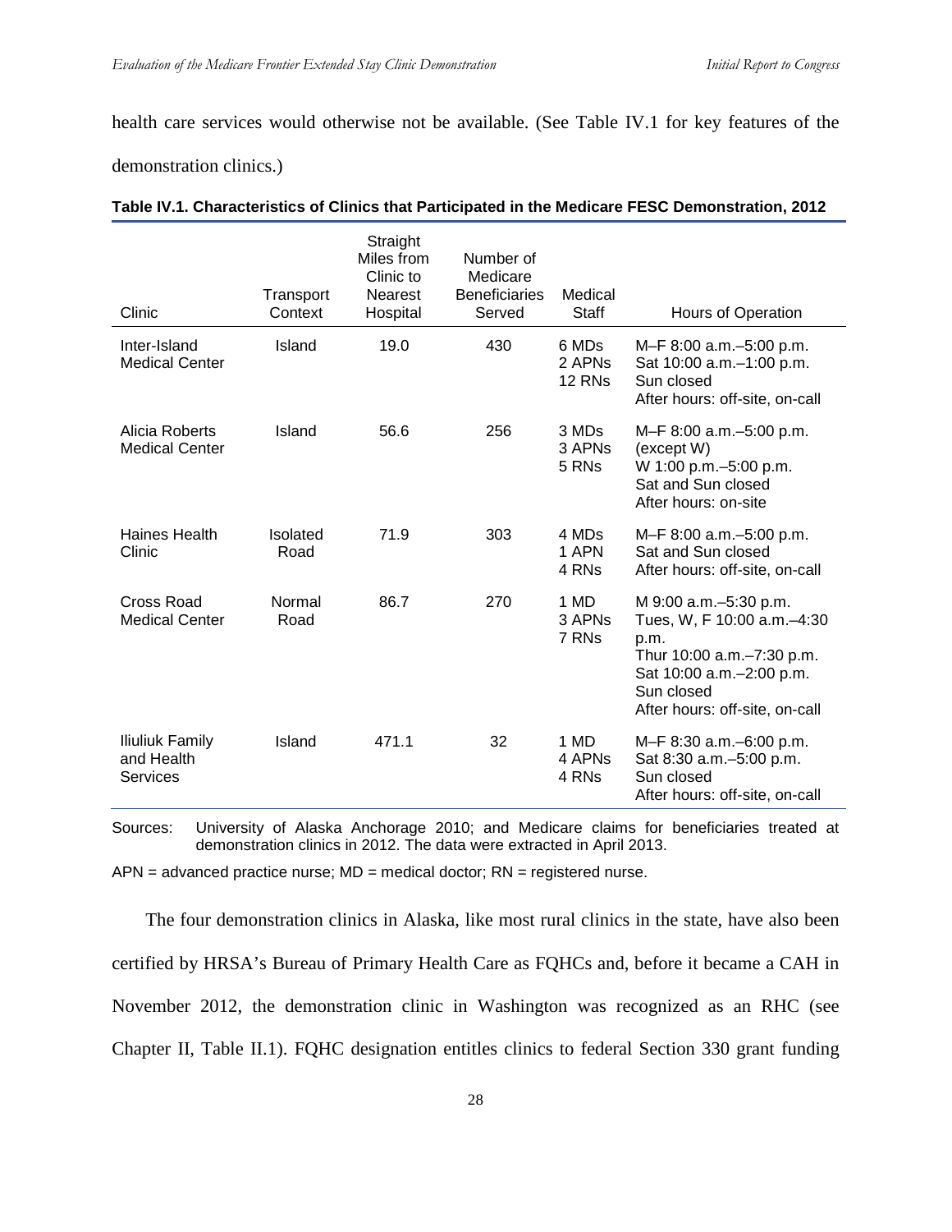health care services would otherwise not be available. (See Table IV.1 for key features of the demonstration clinics.)

**Table IV.1. Characteristics of Clinics that Participated in the Medicare FESC Demonstration, 2012**

| Clinic | Transport Context | Straight Miles from Clinic to Nearest Hospital | Number of Medicare Beneficiaries Served | Medical Staff | Hours of Operation |
|---|---|---|---|---|---|
| Inter-Island Medical Center | Island | 19.0 | 430 | 6 MDs<br>2 APNs<br>12 RNs | M–F 8:00 a.m.–5:00 p.m.<br>Sat 10:00 a.m.–1:00 p.m.<br>Sun closed<br>After hours: off-site, on-call |
| Alicia Roberts Medical Center | Island | 56.6 | 256 | 3 MDs<br>3 APNs<br>5 RNs | M–F 8:00 a.m.–5:00 p.m. (except W)<br>W 1:00 p.m.–5:00 p.m.<br>Sat and Sun closed<br>After hours: on-site |
| Haines Health Clinic | Isolated Road | 71.9 | 303 | 4 MDs<br>1 APN<br>4 RNs | M–F 8:00 a.m.–5:00 p.m.<br>Sat and Sun closed<br>After hours: off-site, on-call |
| Cross Road Medical Center | Normal Road | 86.7 | 270 | 1 MD<br>3 APNs<br>7 RNs | M 9:00 a.m.–5:30 p.m.<br>Tues, W, F 10:00 a.m.–4:30 p.m.<br>Thur 10:00 a.m.–7:30 p.m.<br>Sat 10:00 a.m.–2:00 p.m.<br>Sun closed<br>After hours: off-site, on-call |
| Iliuliuk Family and Health Services | Island | 471.1 | 32 | 1 MD<br>4 APNs<br>4 RNs | M–F 8:30 a.m.–6:00 p.m.<br>Sat 8:30 a.m.–5:00 p.m.<br>Sun closed<br>After hours: off-site, on-call |

Sources: University of Alaska Anchorage 2010; and Medicare claims for beneficiaries treated at demonstration clinics in 2012. The data were extracted in April 2013.

APN = advanced practice nurse; MD = medical doctor; RN = registered nurse.

The four demonstration clinics in Alaska, like most rural clinics in the state, have also been certified by HRSA's Bureau of Primary Health Care as FQHCs and, before it became a CAH in November 2012, the demonstration clinic in Washington was recognized as an RHC (see Chapter II, Table II.1). FQHC designation entitles clinics to federal Section 330 grant funding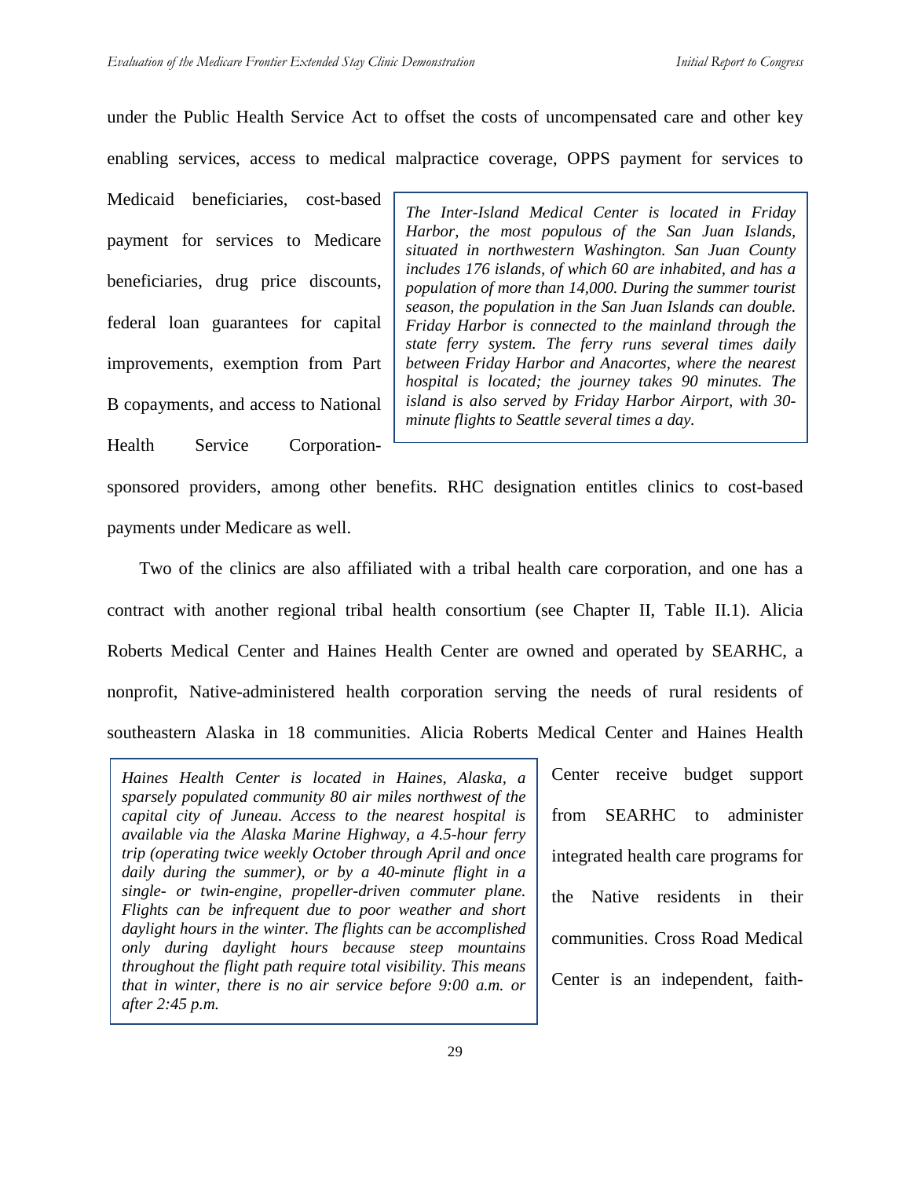under the Public Health Service Act to offset the costs of uncompensated care and other key enabling services, access to medical malpractice coverage, OPPS payment for services to Medicaid beneficiaries, cost-based payment for services to Medicare beneficiaries, drug price discounts, federal loan guarantees for capital improvements, exemption from Part B copayments, and access to National Health Service Corporation-sponsored providers, among other benefits. RHC designation entitles clinics to cost-based payments under Medicare as well.

> *The Inter-Island Medical Center is located in Friday Harbor, the most populous of the San Juan Islands, situated in northwestern Washington. San Juan County includes 176 islands, of which 60 are inhabited, and has a population of more than 14,000. During the summer tourist season, the population in the San Juan Islands can double. Friday Harbor is connected to the mainland through the state ferry system. The ferry runs several times daily between Friday Harbor and Anacortes, where the nearest hospital is located; the journey takes 90 minutes. The island is also served by Friday Harbor Airport, with 30-minute flights to Seattle several times a day.*

Two of the clinics are also affiliated with a tribal health care corporation, and one has a contract with another regional tribal health consortium (see Chapter II, Table II.1). Alicia Roberts Medical Center and Haines Health Center are owned and operated by SEARHC, a nonprofit, Native-administered health corporation serving the needs of rural residents of southeastern Alaska in 18 communities. Alicia Roberts Medical Center and Haines Health Center receive budget support from SEARHC to administer integrated health care programs for the Native residents in their communities. Cross Road Medical Center is an independent, faith-

> *Haines Health Center is located in Haines, Alaska, a sparsely populated community 80 air miles northwest of the capital city of Juneau. Access to the nearest hospital is available via the Alaska Marine Highway, a 4.5-hour ferry trip (operating twice weekly October through April and once daily during the summer), or by a 40-minute flight in a single- or twin-engine, propeller-driven commuter plane. Flights can be infrequent due to poor weather and short daylight hours in the winter. The flights can be accomplished only during daylight hours because steep mountains throughout the flight path require total visibility. This means that in winter, there is no air service before 9:00 a.m. or after 2:45 p.m.*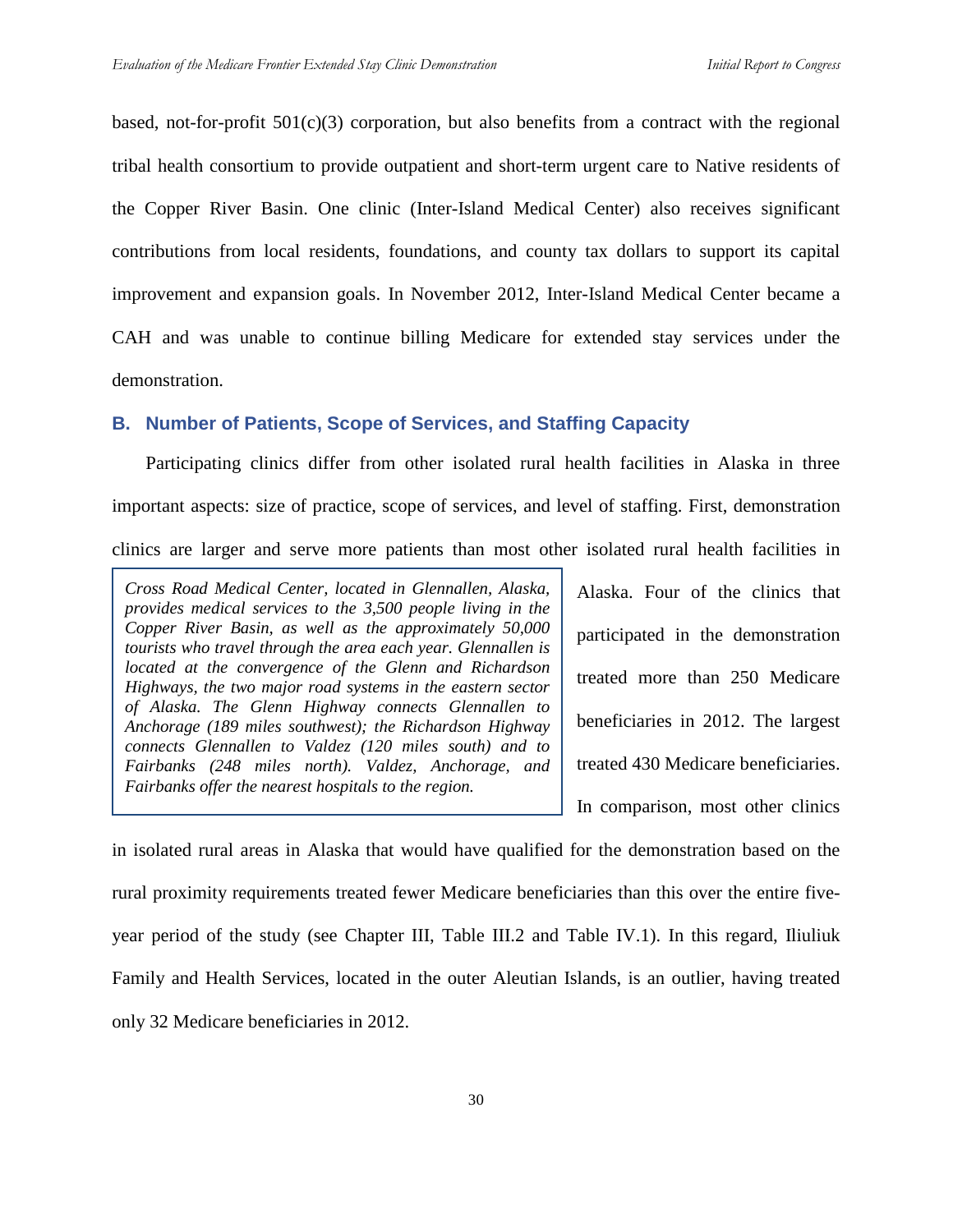based, not-for-profit 501(c)(3) corporation, but also benefits from a contract with the regional tribal health consortium to provide outpatient and short-term urgent care to Native residents of the Copper River Basin. One clinic (Inter-Island Medical Center) also receives significant contributions from local residents, foundations, and county tax dollars to support its capital improvement and expansion goals. In November 2012, Inter-Island Medical Center became a CAH and was unable to continue billing Medicare for extended stay services under the demonstration.

## B. Number of Patients, Scope of Services, and Staffing Capacity

Participating clinics differ from other isolated rural health facilities in Alaska in three important aspects: size of practice, scope of services, and level of staffing. First, demonstration clinics are larger and serve more patients than most other isolated rural health facilities in Alaska. Four of the clinics that participated in the demonstration treated more than 250 Medicare beneficiaries in 2012. The largest treated 430 Medicare beneficiaries. In comparison, most other clinics in isolated rural areas in Alaska that would have qualified for the demonstration based on the rural proximity requirements treated fewer Medicare beneficiaries than this over the entire five-year period of the study (see Chapter III, Table III.2 and Table IV.1). In this regard, Iliuliuk Family and Health Services, located in the outer Aleutian Islands, is an outlier, having treated only 32 Medicare beneficiaries in 2012.

> *Cross Road Medical Center, located in Glennallen, Alaska, provides medical services to the 3,500 people living in the Copper River Basin, as well as the approximately 50,000 tourists who travel through the area each year. Glennallen is located at the convergence of the Glenn and Richardson Highways, the two major road systems in the eastern sector of Alaska. The Glenn Highway connects Glennallen to Anchorage (189 miles southwest); the Richardson Highway connects Glennallen to Valdez (120 miles south) and to Fairbanks (248 miles north). Valdez, Anchorage, and Fairbanks offer the nearest hospitals to the region.*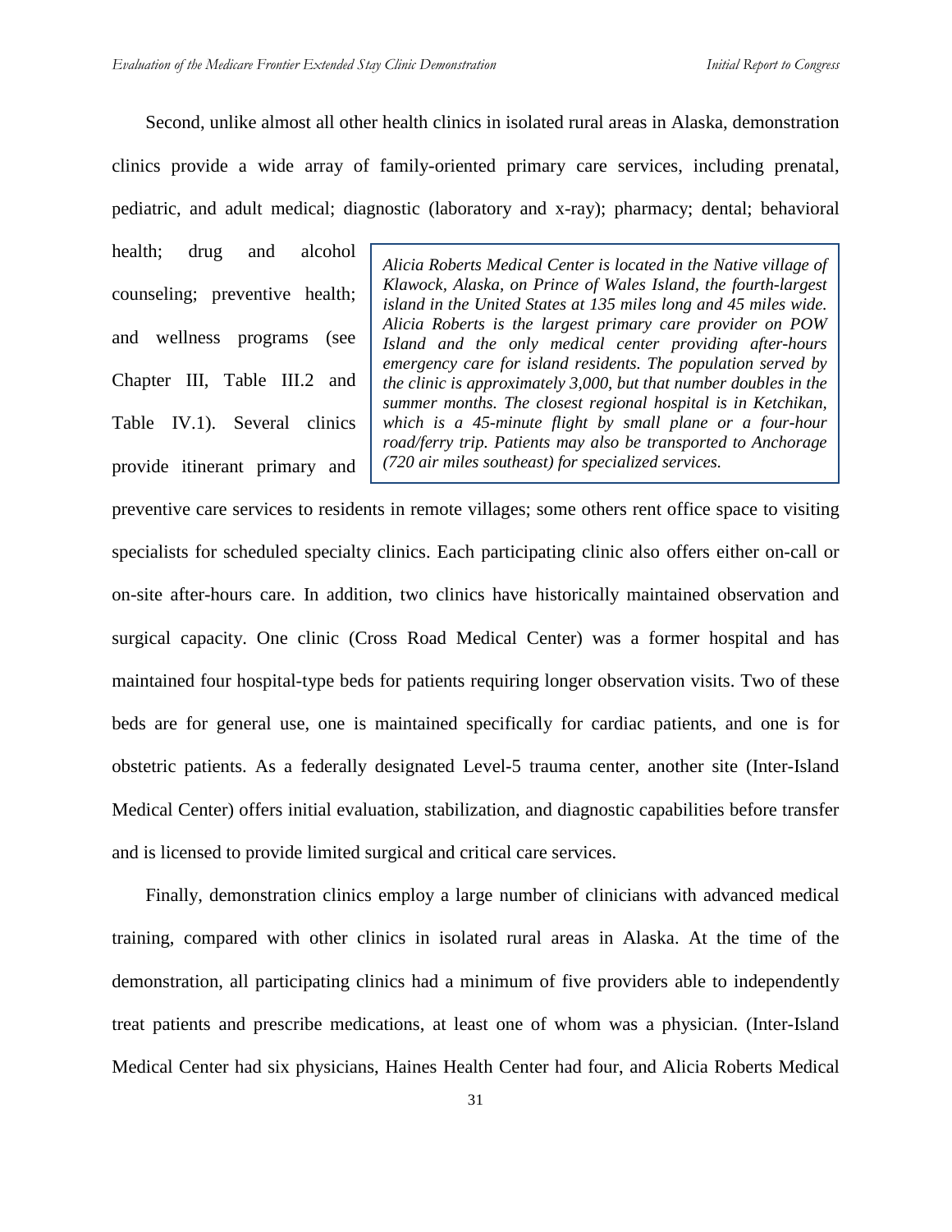Second, unlike almost all other health clinics in isolated rural areas in Alaska, demonstration clinics provide a wide array of family-oriented primary care services, including prenatal, pediatric, and adult medical; diagnostic (laboratory and x-ray); pharmacy; dental; behavioral health; drug and alcohol counseling; preventive health; and wellness programs (see Chapter III, Table III.2 and Table IV.1). Several clinics provide itinerant primary and preventive care services to residents in remote villages; some others rent office space to visiting specialists for scheduled specialty clinics. Each participating clinic also offers either on-call or on-site after-hours care. In addition, two clinics have historically maintained observation and surgical capacity. One clinic (Cross Road Medical Center) was a former hospital and has maintained four hospital-type beds for patients requiring longer observation visits. Two of these beds are for general use, one is maintained specifically for cardiac patients, and one is for obstetric patients. As a federally designated Level-5 trauma center, another site (Inter-Island Medical Center) offers initial evaluation, stabilization, and diagnostic capabilities before transfer and is licensed to provide limited surgical and critical care services.

> *Alicia Roberts Medical Center is located in the Native village of Klawock, Alaska, on Prince of Wales Island, the fourth-largest island in the United States at 135 miles long and 45 miles wide. Alicia Roberts is the largest primary care provider on POW Island and the only medical center providing after-hours emergency care for island residents. The population served by the clinic is approximately 3,000, but that number doubles in the summer months. The closest regional hospital is in Ketchikan, which is a 45-minute flight by small plane or a four-hour road/ferry trip. Patients may also be transported to Anchorage (720 air miles southeast) for specialized services.*

Finally, demonstration clinics employ a large number of clinicians with advanced medical training, compared with other clinics in isolated rural areas in Alaska. At the time of the demonstration, all participating clinics had a minimum of five providers able to independently treat patients and prescribe medications, at least one of whom was a physician. (Inter-Island Medical Center had six physicians, Haines Health Center had four, and Alicia Roberts Medical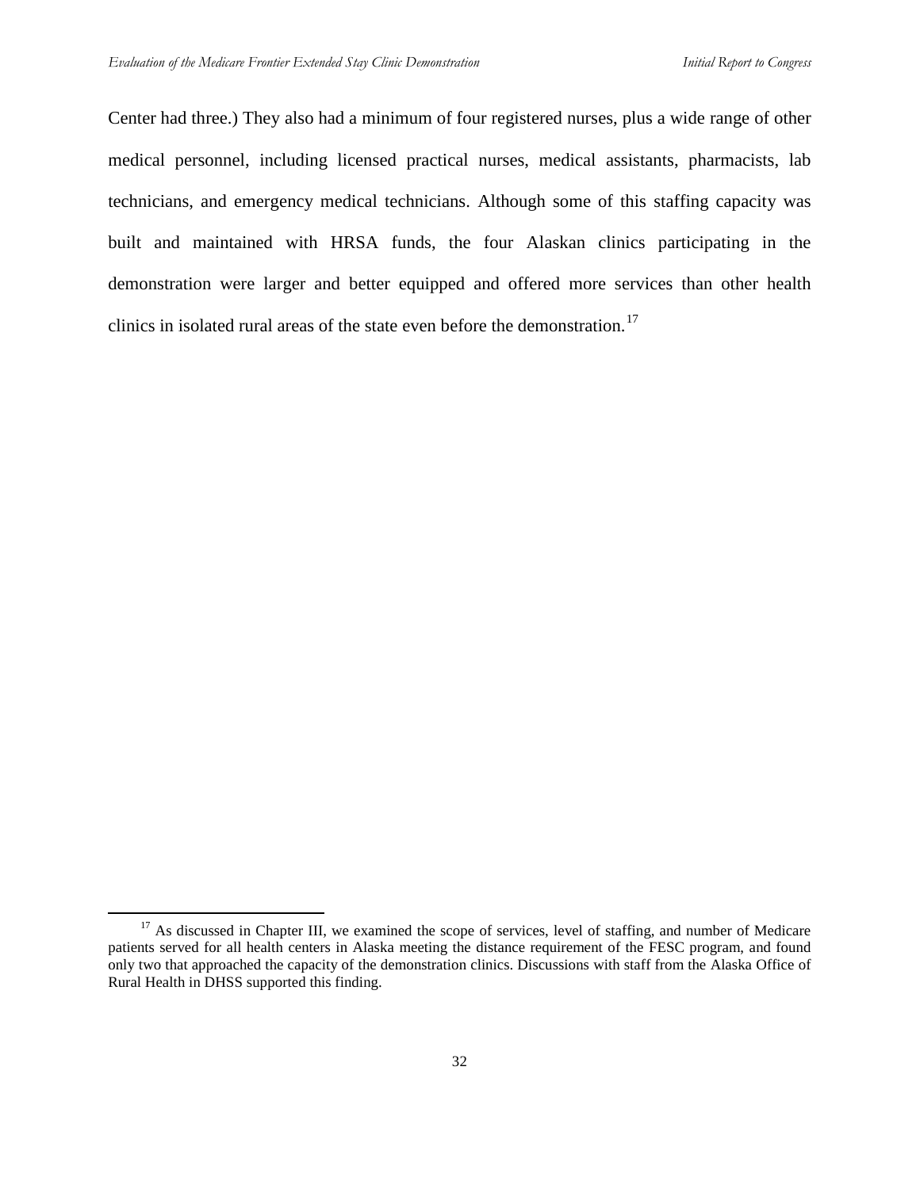Center had three.) They also had a minimum of four registered nurses, plus a wide range of other medical personnel, including licensed practical nurses, medical assistants, pharmacists, lab technicians, and emergency medical technicians. Although some of this staffing capacity was built and maintained with HRSA funds, the four Alaskan clinics participating in the demonstration were larger and better equipped and offered more services than other health clinics in isolated rural areas of the state even before the demonstration.[17]

---

[17] As discussed in Chapter III, we examined the scope of services, level of staffing, and number of Medicare patients served for all health centers in Alaska meeting the distance requirement of the FESC program, and found only two that approached the capacity of the demonstration clinics. Discussions with staff from the Alaska Office of Rural Health in DHSS supported this finding.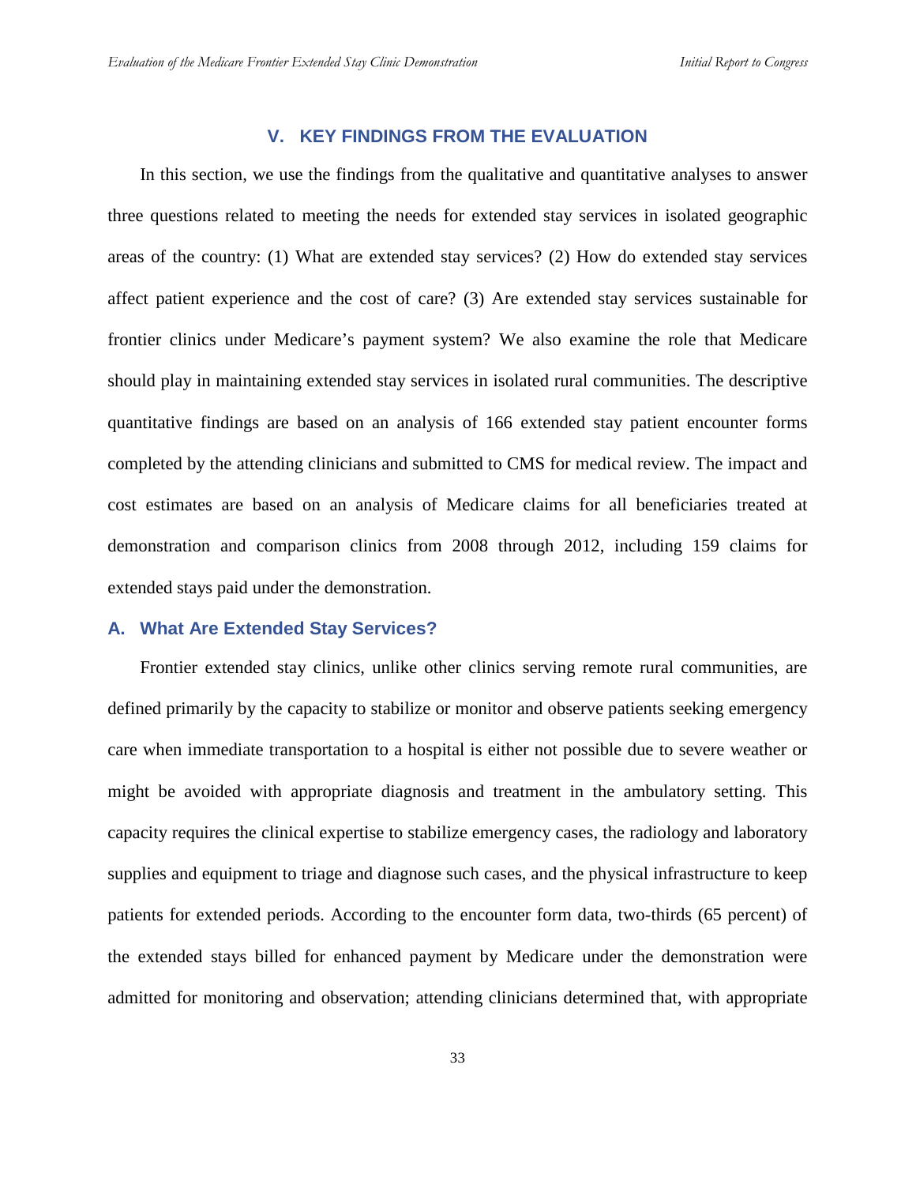## V. KEY FINDINGS FROM THE EVALUATION

In this section, we use the findings from the qualitative and quantitative analyses to answer three questions related to meeting the needs for extended stay services in isolated geographic areas of the country: (1) What are extended stay services? (2) How do extended stay services affect patient experience and the cost of care? (3) Are extended stay services sustainable for frontier clinics under Medicare's payment system? We also examine the role that Medicare should play in maintaining extended stay services in isolated rural communities. The descriptive quantitative findings are based on an analysis of 166 extended stay patient encounter forms completed by the attending clinicians and submitted to CMS for medical review. The impact and cost estimates are based on an analysis of Medicare claims for all beneficiaries treated at demonstration and comparison clinics from 2008 through 2012, including 159 claims for extended stays paid under the demonstration.

### A. What Are Extended Stay Services?

Frontier extended stay clinics, unlike other clinics serving remote rural communities, are defined primarily by the capacity to stabilize or monitor and observe patients seeking emergency care when immediate transportation to a hospital is either not possible due to severe weather or might be avoided with appropriate diagnosis and treatment in the ambulatory setting. This capacity requires the clinical expertise to stabilize emergency cases, the radiology and laboratory supplies and equipment to triage and diagnose such cases, and the physical infrastructure to keep patients for extended periods. According to the encounter form data, two-thirds (65 percent) of the extended stays billed for enhanced payment by Medicare under the demonstration were admitted for monitoring and observation; attending clinicians determined that, with appropriate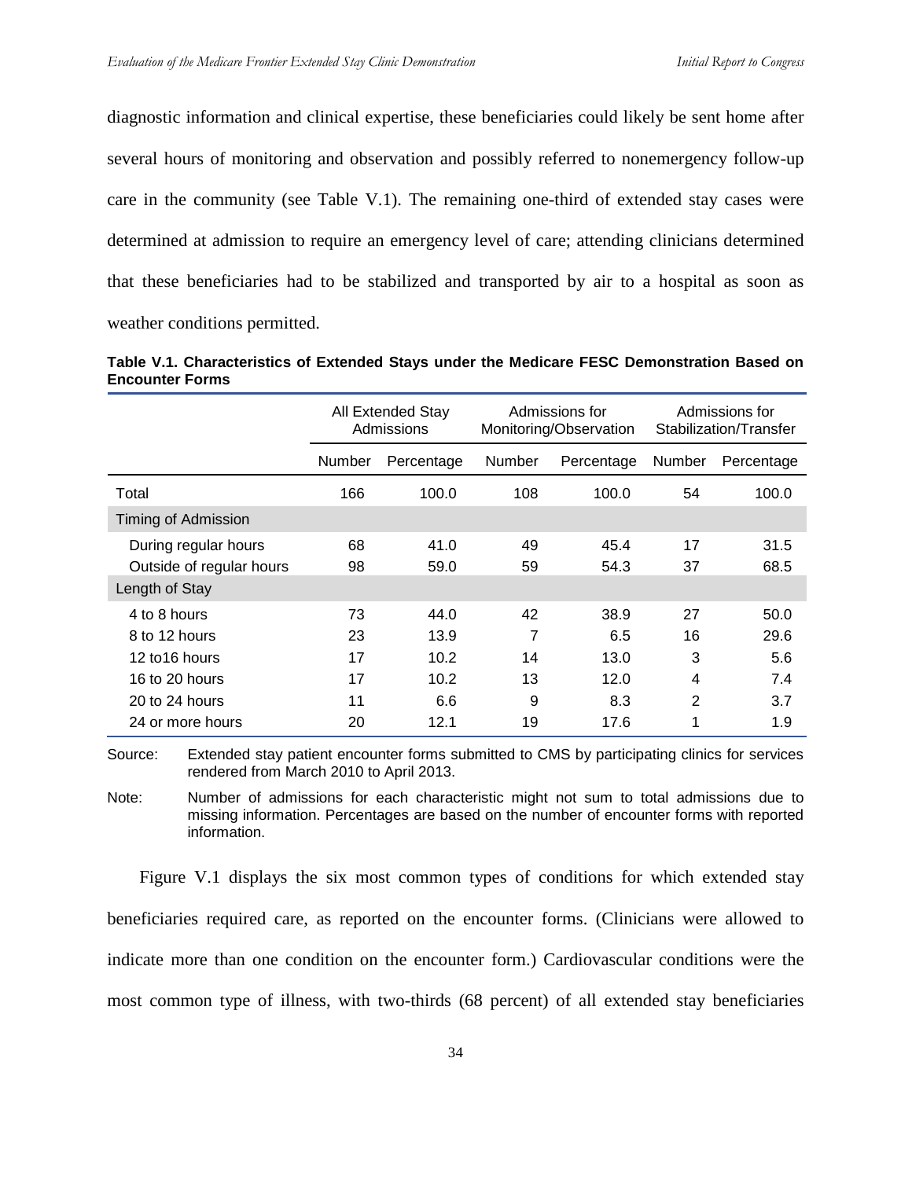diagnostic information and clinical expertise, these beneficiaries could likely be sent home after several hours of monitoring and observation and possibly referred to nonemergency follow-up care in the community (see Table V.1). The remaining one-third of extended stay cases were determined at admission to require an emergency level of care; attending clinicians determined that these beneficiaries had to be stabilized and transported by air to a hospital as soon as weather conditions permitted.

**Table V.1. Characteristics of Extended Stays under the Medicare FESC Demonstration Based on Encounter Forms**

| | All Extended Stay Admissions | | Admissions for Monitoring/Observation | | Admissions for Stabilization/Transfer | |
|---|---|---|---|---|---|---|
| | Number | Percentage | Number | Percentage | Number | Percentage |
| Total | 166 | 100.0 | 108 | 100.0 | 54 | 100.0 |
| Timing of Admission | | | | | | |
| During regular hours | 68 | 41.0 | 49 | 45.4 | 17 | 31.5 |
| Outside of regular hours | 98 | 59.0 | 59 | 54.3 | 37 | 68.5 |
| Length of Stay | | | | | | |
| 4 to 8 hours | 73 | 44.0 | 42 | 38.9 | 27 | 50.0 |
| 8 to 12 hours | 23 | 13.9 | 7 | 6.5 | 16 | 29.6 |
| 12 to16 hours | 17 | 10.2 | 14 | 13.0 | 3 | 5.6 |
| 16 to 20 hours | 17 | 10.2 | 13 | 12.0 | 4 | 7.4 |
| 20 to 24 hours | 11 | 6.6 | 9 | 8.3 | 2 | 3.7 |
| 24 or more hours | 20 | 12.1 | 19 | 17.6 | 1 | 1.9 |

Source: Extended stay patient encounter forms submitted to CMS by participating clinics for services rendered from March 2010 to April 2013.

Note: Number of admissions for each characteristic might not sum to total admissions due to missing information. Percentages are based on the number of encounter forms with reported information.

Figure V.1 displays the six most common types of conditions for which extended stay beneficiaries required care, as reported on the encounter forms. (Clinicians were allowed to indicate more than one condition on the encounter form.) Cardiovascular conditions were the most common type of illness, with two-thirds (68 percent) of all extended stay beneficiaries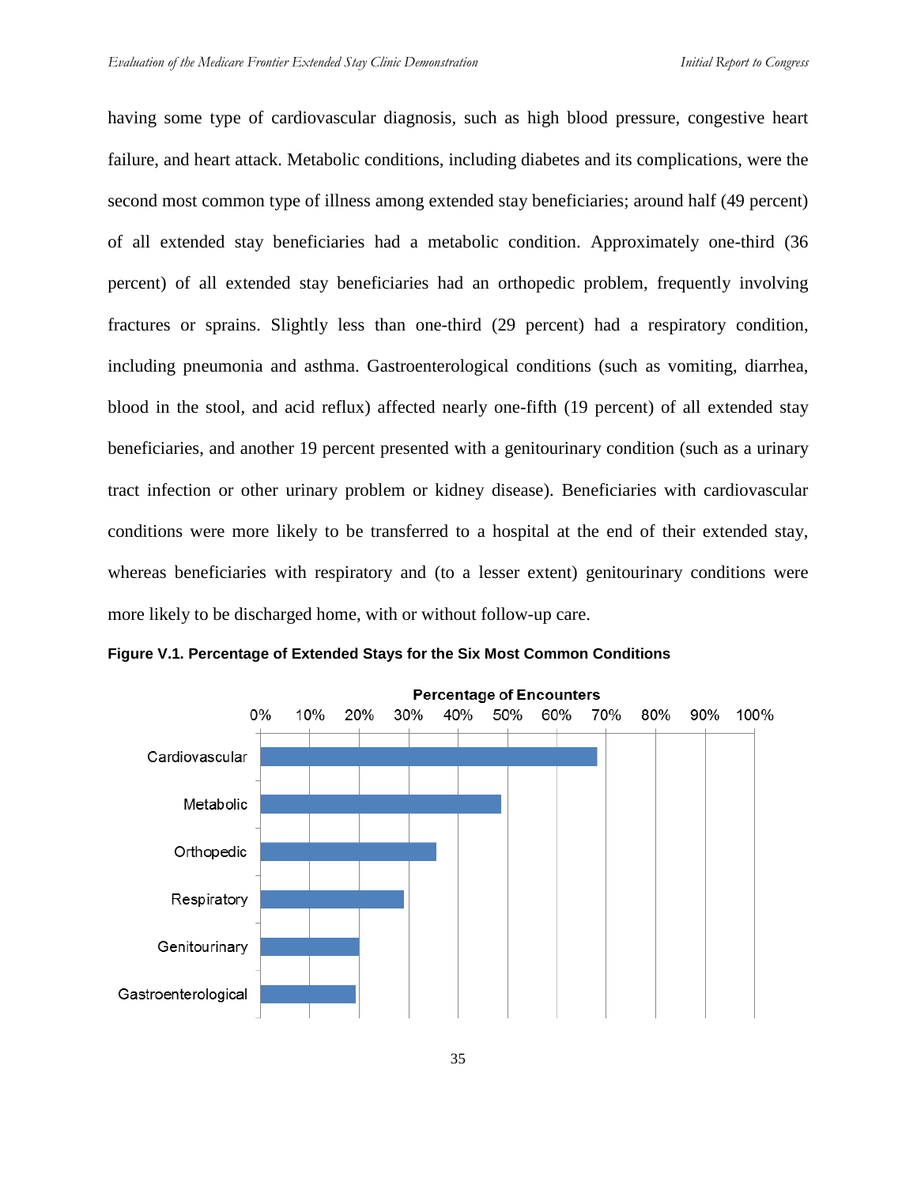having some type of cardiovascular diagnosis, such as high blood pressure, congestive heart failure, and heart attack. Metabolic conditions, including diabetes and its complications, were the second most common type of illness among extended stay beneficiaries; around half (49 percent) of all extended stay beneficiaries had a metabolic condition. Approximately one-third (36 percent) of all extended stay beneficiaries had an orthopedic problem, frequently involving fractures or sprains. Slightly less than one-third (29 percent) had a respiratory condition, including pneumonia and asthma. Gastroenterological conditions (such as vomiting, diarrhea, blood in the stool, and acid reflux) affected nearly one-fifth (19 percent) of all extended stay beneficiaries, and another 19 percent presented with a genitourinary condition (such as a urinary tract infection or other urinary problem or kidney disease). Beneficiaries with cardiovascular conditions were more likely to be transferred to a hospital at the end of their extended stay, whereas beneficiaries with respiratory and (to a lesser extent) genitourinary conditions were more likely to be discharged home, with or without follow-up care.

**Figure V.1. Percentage of Extended Stays for the Six Most Common Conditions**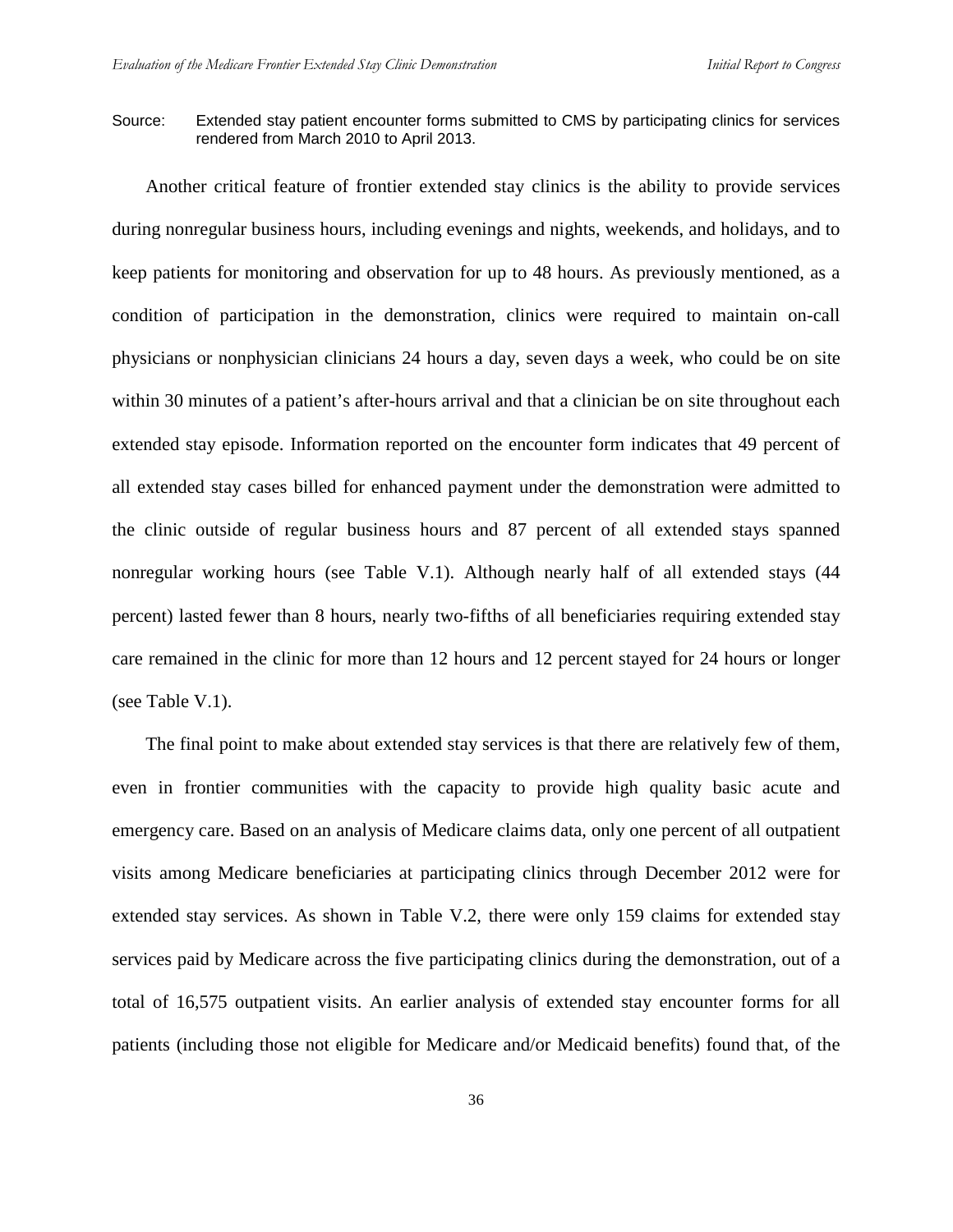Source: Extended stay patient encounter forms submitted to CMS by participating clinics for services rendered from March 2010 to April 2013.

Another critical feature of frontier extended stay clinics is the ability to provide services during nonregular business hours, including evenings and nights, weekends, and holidays, and to keep patients for monitoring and observation for up to 48 hours. As previously mentioned, as a condition of participation in the demonstration, clinics were required to maintain on-call physicians or nonphysician clinicians 24 hours a day, seven days a week, who could be on site within 30 minutes of a patient's after-hours arrival and that a clinician be on site throughout each extended stay episode. Information reported on the encounter form indicates that 49 percent of all extended stay cases billed for enhanced payment under the demonstration were admitted to the clinic outside of regular business hours and 87 percent of all extended stays spanned nonregular working hours (see Table V.1). Although nearly half of all extended stays (44 percent) lasted fewer than 8 hours, nearly two-fifths of all beneficiaries requiring extended stay care remained in the clinic for more than 12 hours and 12 percent stayed for 24 hours or longer (see Table V.1).

The final point to make about extended stay services is that there are relatively few of them, even in frontier communities with the capacity to provide high quality basic acute and emergency care. Based on an analysis of Medicare claims data, only one percent of all outpatient visits among Medicare beneficiaries at participating clinics through December 2012 were for extended stay services. As shown in Table V.2, there were only 159 claims for extended stay services paid by Medicare across the five participating clinics during the demonstration, out of a total of 16,575 outpatient visits. An earlier analysis of extended stay encounter forms for all patients (including those not eligible for Medicare and/or Medicaid benefits) found that, of the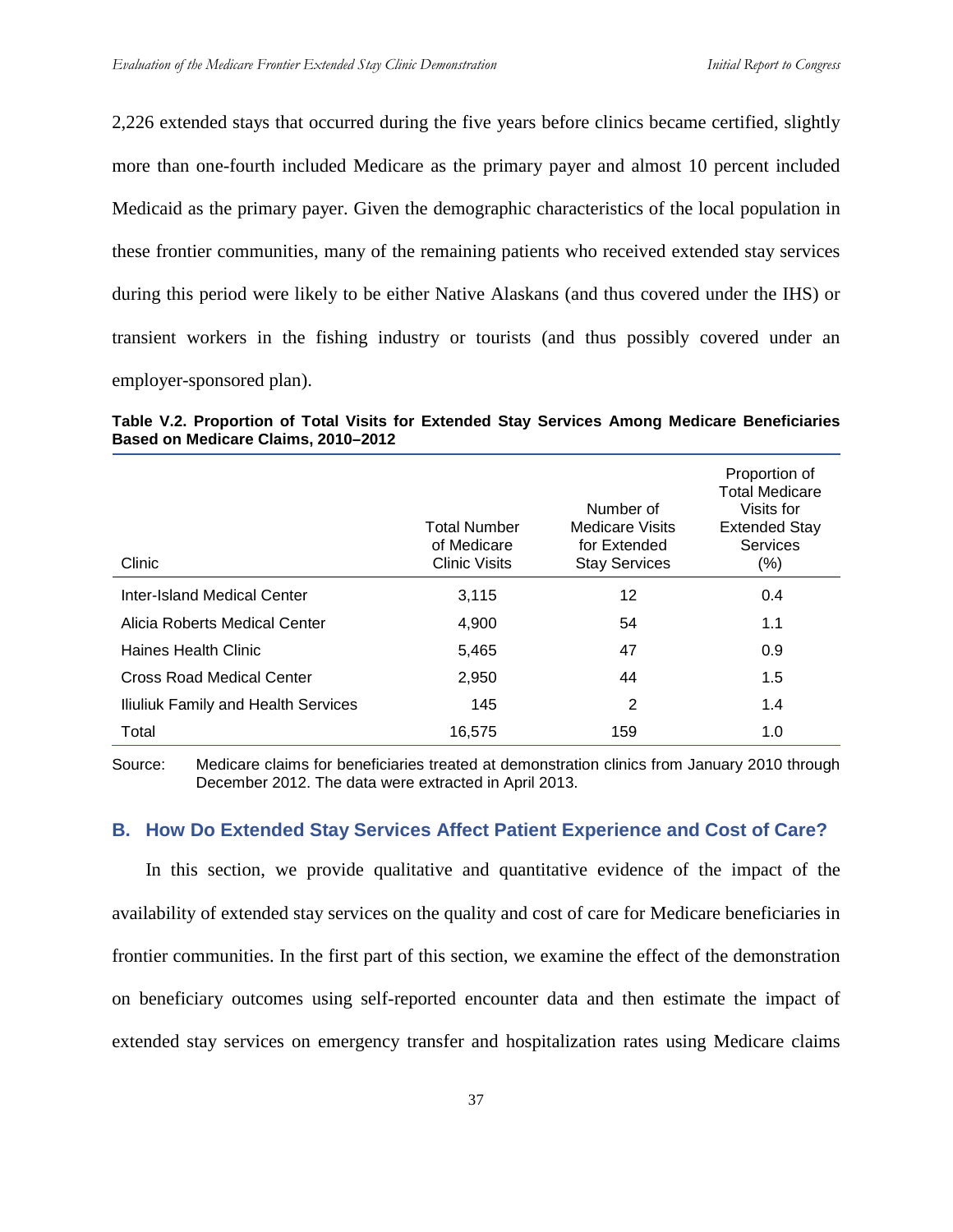2,226 extended stays that occurred during the five years before clinics became certified, slightly more than one-fourth included Medicare as the primary payer and almost 10 percent included Medicaid as the primary payer. Given the demographic characteristics of the local population in these frontier communities, many of the remaining patients who received extended stay services during this period were likely to be either Native Alaskans (and thus covered under the IHS) or transient workers in the fishing industry or tourists (and thus possibly covered under an employer-sponsored plan).

**Table V.2. Proportion of Total Visits for Extended Stay Services Among Medicare Beneficiaries Based on Medicare Claims, 2010–2012**

| Clinic | Total Number of Medicare Clinic Visits | Number of Medicare Visits for Extended Stay Services | Proportion of Total Medicare Visits for Extended Stay Services (%) |
|---|---|---|---|
| Inter-Island Medical Center | 3,115 | 12 | 0.4 |
| Alicia Roberts Medical Center | 4,900 | 54 | 1.1 |
| Haines Health Clinic | 5,465 | 47 | 0.9 |
| Cross Road Medical Center | 2,950 | 44 | 1.5 |
| Iliuliuk Family and Health Services | 145 | 2 | 1.4 |
| Total | 16,575 | 159 | 1.0 |

Source: Medicare claims for beneficiaries treated at demonstration clinics from January 2010 through December 2012. The data were extracted in April 2013.

## B. How Do Extended Stay Services Affect Patient Experience and Cost of Care?

In this section, we provide qualitative and quantitative evidence of the impact of the availability of extended stay services on the quality and cost of care for Medicare beneficiaries in frontier communities. In the first part of this section, we examine the effect of the demonstration on beneficiary outcomes using self-reported encounter data and then estimate the impact of extended stay services on emergency transfer and hospitalization rates using Medicare claims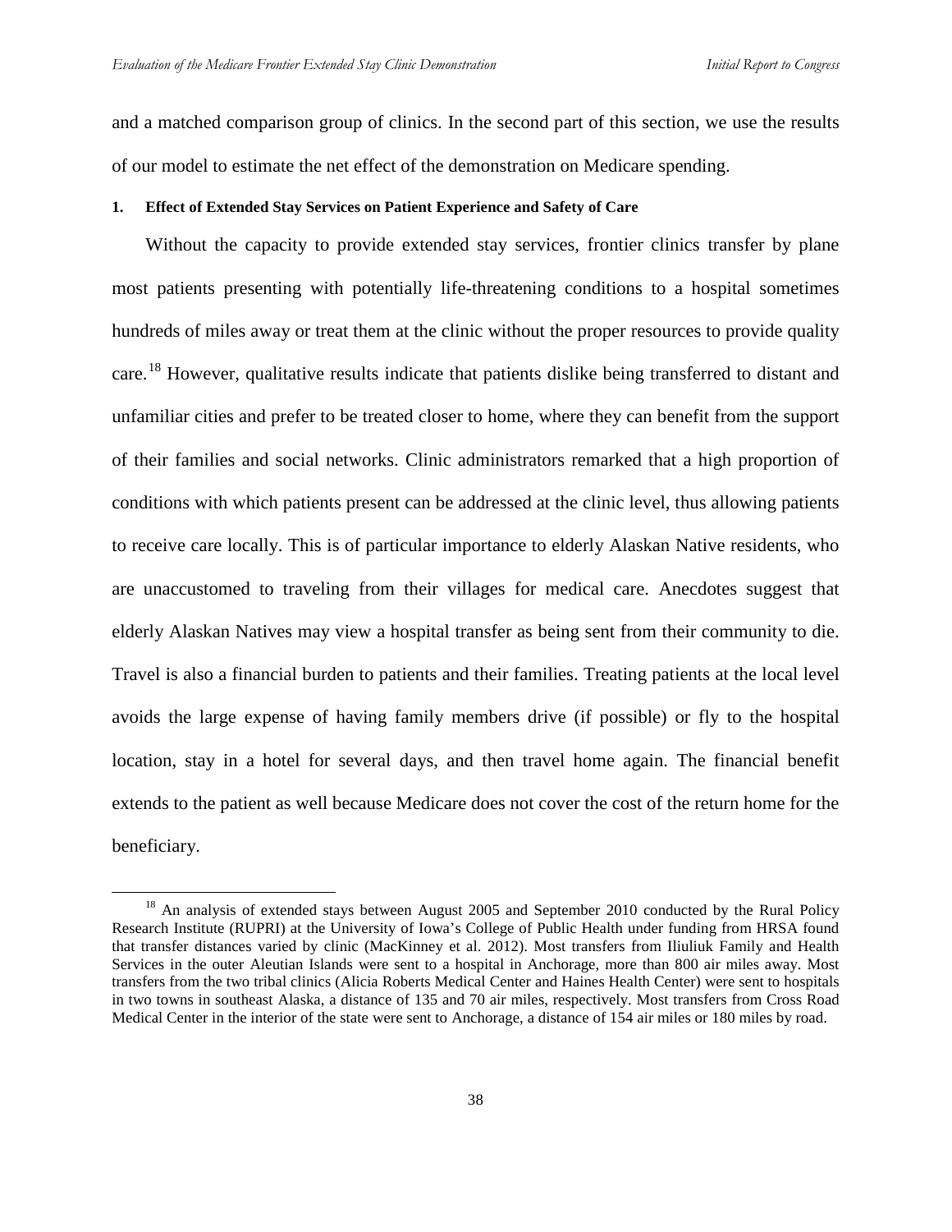and a matched comparison group of clinics. In the second part of this section, we use the results of our model to estimate the net effect of the demonstration on Medicare spending.

#### 1. Effect of Extended Stay Services on Patient Experience and Safety of Care

Without the capacity to provide extended stay services, frontier clinics transfer by plane most patients presenting with potentially life-threatening conditions to a hospital sometimes hundreds of miles away or treat them at the clinic without the proper resources to provide quality care.[18] However, qualitative results indicate that patients dislike being transferred to distant and unfamiliar cities and prefer to be treated closer to home, where they can benefit from the support of their families and social networks. Clinic administrators remarked that a high proportion of conditions with which patients present can be addressed at the clinic level, thus allowing patients to receive care locally. This is of particular importance to elderly Alaskan Native residents, who are unaccustomed to traveling from their villages for medical care. Anecdotes suggest that elderly Alaskan Natives may view a hospital transfer as being sent from their community to die. Travel is also a financial burden to patients and their families. Treating patients at the local level avoids the large expense of having family members drive (if possible) or fly to the hospital location, stay in a hotel for several days, and then travel home again. The financial benefit extends to the patient as well because Medicare does not cover the cost of the return home for the beneficiary.

---

[18] An analysis of extended stays between August 2005 and September 2010 conducted by the Rural Policy Research Institute (RUPRI) at the University of Iowa's College of Public Health under funding from HRSA found that transfer distances varied by clinic (MacKinney et al. 2012). Most transfers from Iliuliuk Family and Health Services in the outer Aleutian Islands were sent to a hospital in Anchorage, more than 800 air miles away. Most transfers from the two tribal clinics (Alicia Roberts Medical Center and Haines Health Center) were sent to hospitals in two towns in southeast Alaska, a distance of 135 and 70 air miles, respectively. Most transfers from Cross Road Medical Center in the interior of the state were sent to Anchorage, a distance of 154 air miles or 180 miles by road.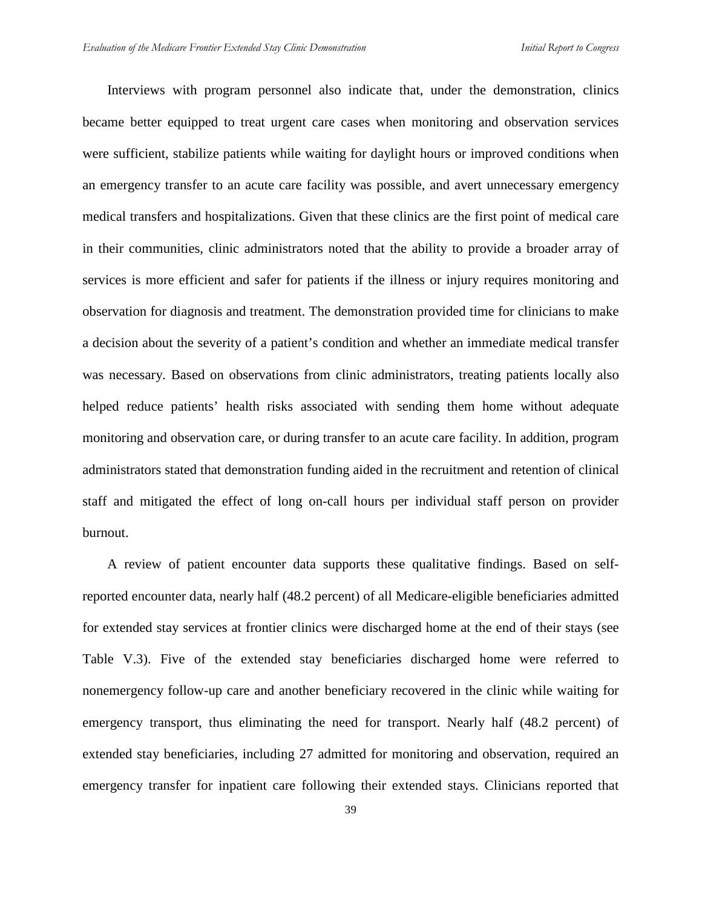Interviews with program personnel also indicate that, under the demonstration, clinics became better equipped to treat urgent care cases when monitoring and observation services were sufficient, stabilize patients while waiting for daylight hours or improved conditions when an emergency transfer to an acute care facility was possible, and avert unnecessary emergency medical transfers and hospitalizations. Given that these clinics are the first point of medical care in their communities, clinic administrators noted that the ability to provide a broader array of services is more efficient and safer for patients if the illness or injury requires monitoring and observation for diagnosis and treatment. The demonstration provided time for clinicians to make a decision about the severity of a patient's condition and whether an immediate medical transfer was necessary. Based on observations from clinic administrators, treating patients locally also helped reduce patients' health risks associated with sending them home without adequate monitoring and observation care, or during transfer to an acute care facility. In addition, program administrators stated that demonstration funding aided in the recruitment and retention of clinical staff and mitigated the effect of long on-call hours per individual staff person on provider burnout.

A review of patient encounter data supports these qualitative findings. Based on self-reported encounter data, nearly half (48.2 percent) of all Medicare-eligible beneficiaries admitted for extended stay services at frontier clinics were discharged home at the end of their stays (see Table V.3). Five of the extended stay beneficiaries discharged home were referred to nonemergency follow-up care and another beneficiary recovered in the clinic while waiting for emergency transport, thus eliminating the need for transport. Nearly half (48.2 percent) of extended stay beneficiaries, including 27 admitted for monitoring and observation, required an emergency transfer for inpatient care following their extended stays. Clinicians reported that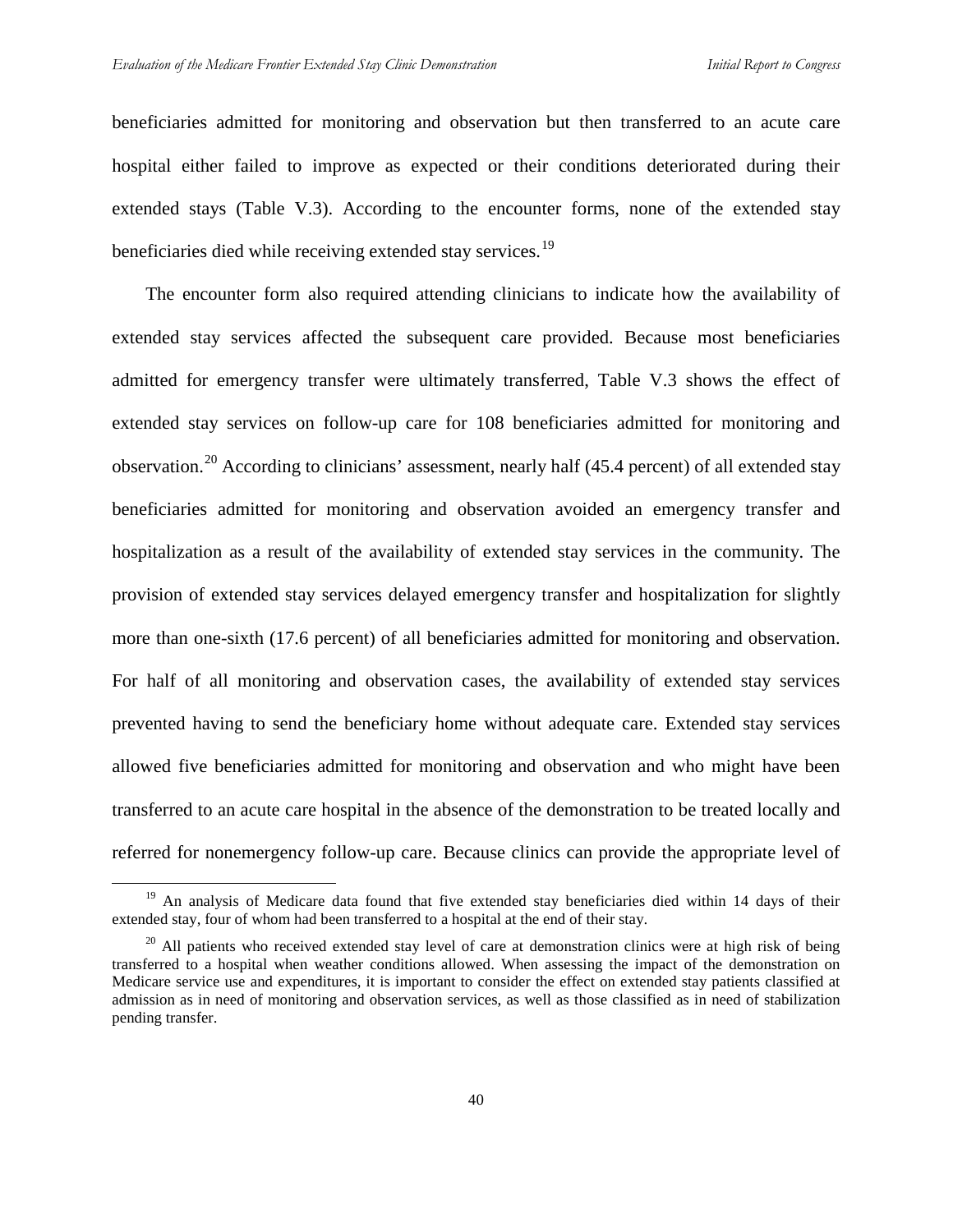beneficiaries admitted for monitoring and observation but then transferred to an acute care hospital either failed to improve as expected or their conditions deteriorated during their extended stays (Table V.3). According to the encounter forms, none of the extended stay beneficiaries died while receiving extended stay services.[19]

The encounter form also required attending clinicians to indicate how the availability of extended stay services affected the subsequent care provided. Because most beneficiaries admitted for emergency transfer were ultimately transferred, Table V.3 shows the effect of extended stay services on follow-up care for 108 beneficiaries admitted for monitoring and observation.[20] According to clinicians' assessment, nearly half (45.4 percent) of all extended stay beneficiaries admitted for monitoring and observation avoided an emergency transfer and hospitalization as a result of the availability of extended stay services in the community. The provision of extended stay services delayed emergency transfer and hospitalization for slightly more than one-sixth (17.6 percent) of all beneficiaries admitted for monitoring and observation. For half of all monitoring and observation cases, the availability of extended stay services prevented having to send the beneficiary home without adequate care. Extended stay services allowed five beneficiaries admitted for monitoring and observation and who might have been transferred to an acute care hospital in the absence of the demonstration to be treated locally and referred for nonemergency follow-up care. Because clinics can provide the appropriate level of

[19] An analysis of Medicare data found that five extended stay beneficiaries died within 14 days of their extended stay, four of whom had been transferred to a hospital at the end of their stay.

[20] All patients who received extended stay level of care at demonstration clinics were at high risk of being transferred to a hospital when weather conditions allowed. When assessing the impact of the demonstration on Medicare service use and expenditures, it is important to consider the effect on extended stay patients classified at admission as in need of monitoring and observation services, as well as those classified as in need of stabilization pending transfer.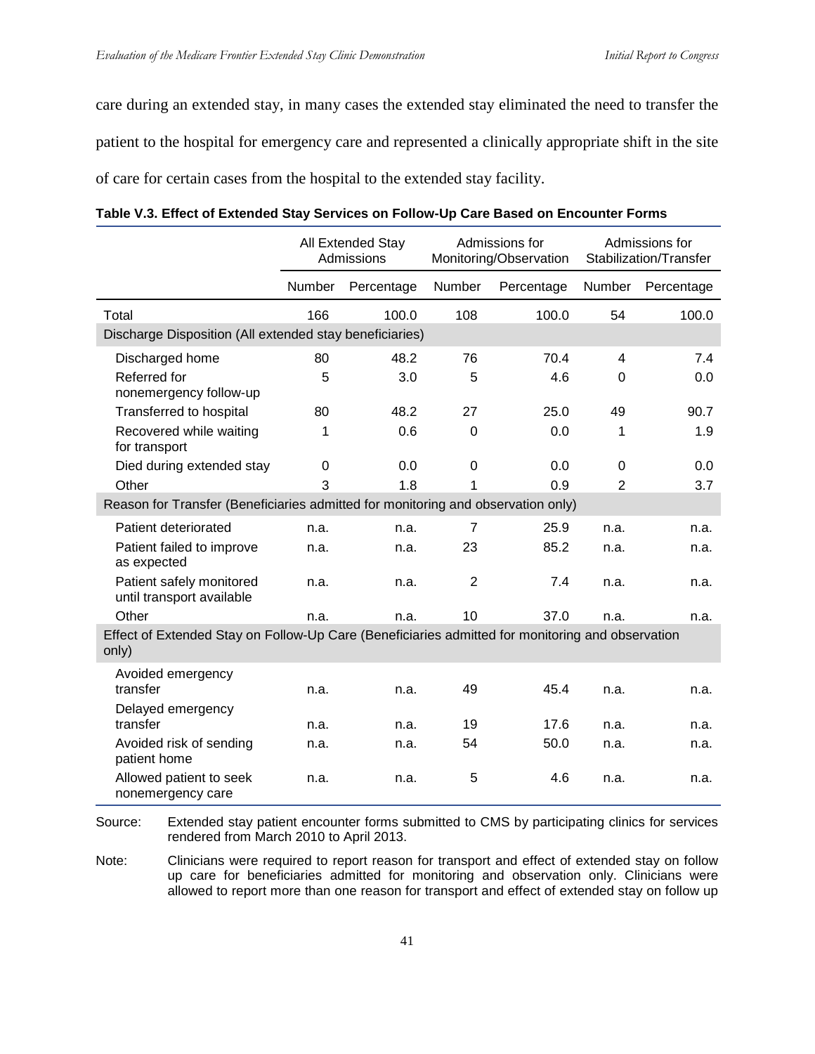care during an extended stay, in many cases the extended stay eliminated the need to transfer the patient to the hospital for emergency care and represented a clinically appropriate shift in the site of care for certain cases from the hospital to the extended stay facility.

**Table V.3. Effect of Extended Stay Services on Follow-Up Care Based on Encounter Forms**

| | All Extended Stay Admissions | | Admissions for Monitoring/Observation | | Admissions for Stabilization/Transfer | |
|---|---|---|---|---|---|---|
| | Number | Percentage | Number | Percentage | Number | Percentage |
| Total | 166 | 100.0 | 108 | 100.0 | 54 | 100.0 |
| Discharge Disposition (All extended stay beneficiaries) | | | | | | |
| Discharged home | 80 | 48.2 | 76 | 70.4 | 4 | 7.4 |
| Referred for nonemergency follow-up | 5 | 3.0 | 5 | 4.6 | 0 | 0.0 |
| Transferred to hospital | 80 | 48.2 | 27 | 25.0 | 49 | 90.7 |
| Recovered while waiting for transport | 1 | 0.6 | 0 | 0.0 | 1 | 1.9 |
| Died during extended stay | 0 | 0.0 | 0 | 0.0 | 0 | 0.0 |
| Other | 3 | 1.8 | 1 | 0.9 | 2 | 3.7 |
| Reason for Transfer (Beneficiaries admitted for monitoring and observation only) | | | | | | |
| Patient deteriorated | n.a. | n.a. | 7 | 25.9 | n.a. | n.a. |
| Patient failed to improve as expected | n.a. | n.a. | 23 | 85.2 | n.a. | n.a. |
| Patient safely monitored until transport available | n.a. | n.a. | 2 | 7.4 | n.a. | n.a. |
| Other | n.a. | n.a. | 10 | 37.0 | n.a. | n.a. |
| Effect of Extended Stay on Follow-Up Care (Beneficiaries admitted for monitoring and observation only) | | | | | | |
| Avoided emergency transfer | n.a. | n.a. | 49 | 45.4 | n.a. | n.a. |
| Delayed emergency transfer | n.a. | n.a. | 19 | 17.6 | n.a. | n.a. |
| Avoided risk of sending patient home | n.a. | n.a. | 54 | 50.0 | n.a. | n.a. |
| Allowed patient to seek nonemergency care | n.a. | n.a. | 5 | 4.6 | n.a. | n.a. |

Source: Extended stay patient encounter forms submitted to CMS by participating clinics for services rendered from March 2010 to April 2013.

Note: Clinicians were required to report reason for transport and effect of extended stay on follow up care for beneficiaries admitted for monitoring and observation only. Clinicians were allowed to report more than one reason for transport and effect of extended stay on follow up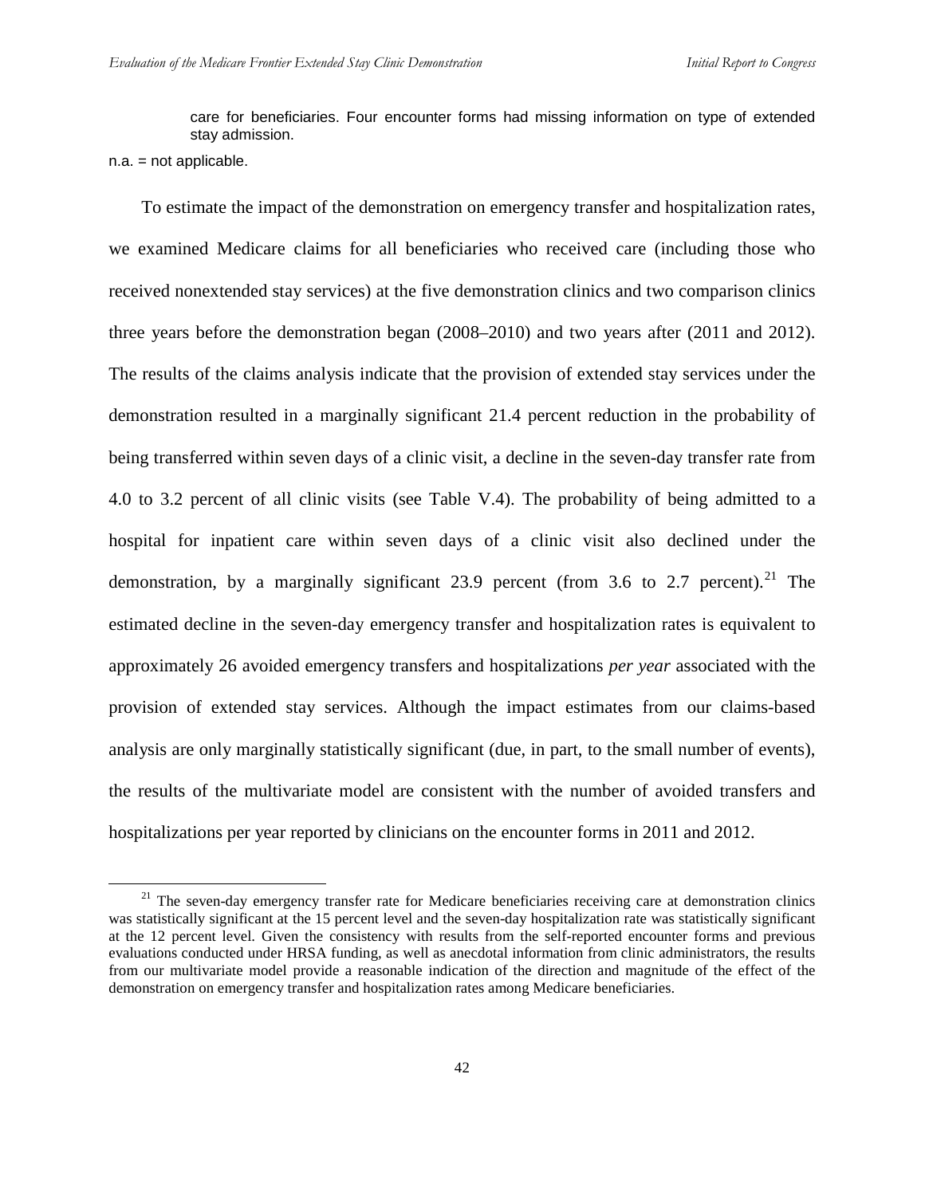care for beneficiaries. Four encounter forms had missing information on type of extended stay admission.

n.a. = not applicable.

To estimate the impact of the demonstration on emergency transfer and hospitalization rates, we examined Medicare claims for all beneficiaries who received care (including those who received nonextended stay services) at the five demonstration clinics and two comparison clinics three years before the demonstration began (2008–2010) and two years after (2011 and 2012). The results of the claims analysis indicate that the provision of extended stay services under the demonstration resulted in a marginally significant 21.4 percent reduction in the probability of being transferred within seven days of a clinic visit, a decline in the seven-day transfer rate from 4.0 to 3.2 percent of all clinic visits (see Table V.4). The probability of being admitted to a hospital for inpatient care within seven days of a clinic visit also declined under the demonstration, by a marginally significant 23.9 percent (from 3.6 to 2.7 percent).[21] The estimated decline in the seven-day emergency transfer and hospitalization rates is equivalent to approximately 26 avoided emergency transfers and hospitalizations *per year* associated with the provision of extended stay services. Although the impact estimates from our claims-based analysis are only marginally statistically significant (due, in part, to the small number of events), the results of the multivariate model are consistent with the number of avoided transfers and hospitalizations per year reported by clinicians on the encounter forms in 2011 and 2012.

[21] The seven-day emergency transfer rate for Medicare beneficiaries receiving care at demonstration clinics was statistically significant at the 15 percent level and the seven-day hospitalization rate was statistically significant at the 12 percent level. Given the consistency with results from the self-reported encounter forms and previous evaluations conducted under HRSA funding, as well as anecdotal information from clinic administrators, the results from our multivariate model provide a reasonable indication of the direction and magnitude of the effect of the demonstration on emergency transfer and hospitalization rates among Medicare beneficiaries.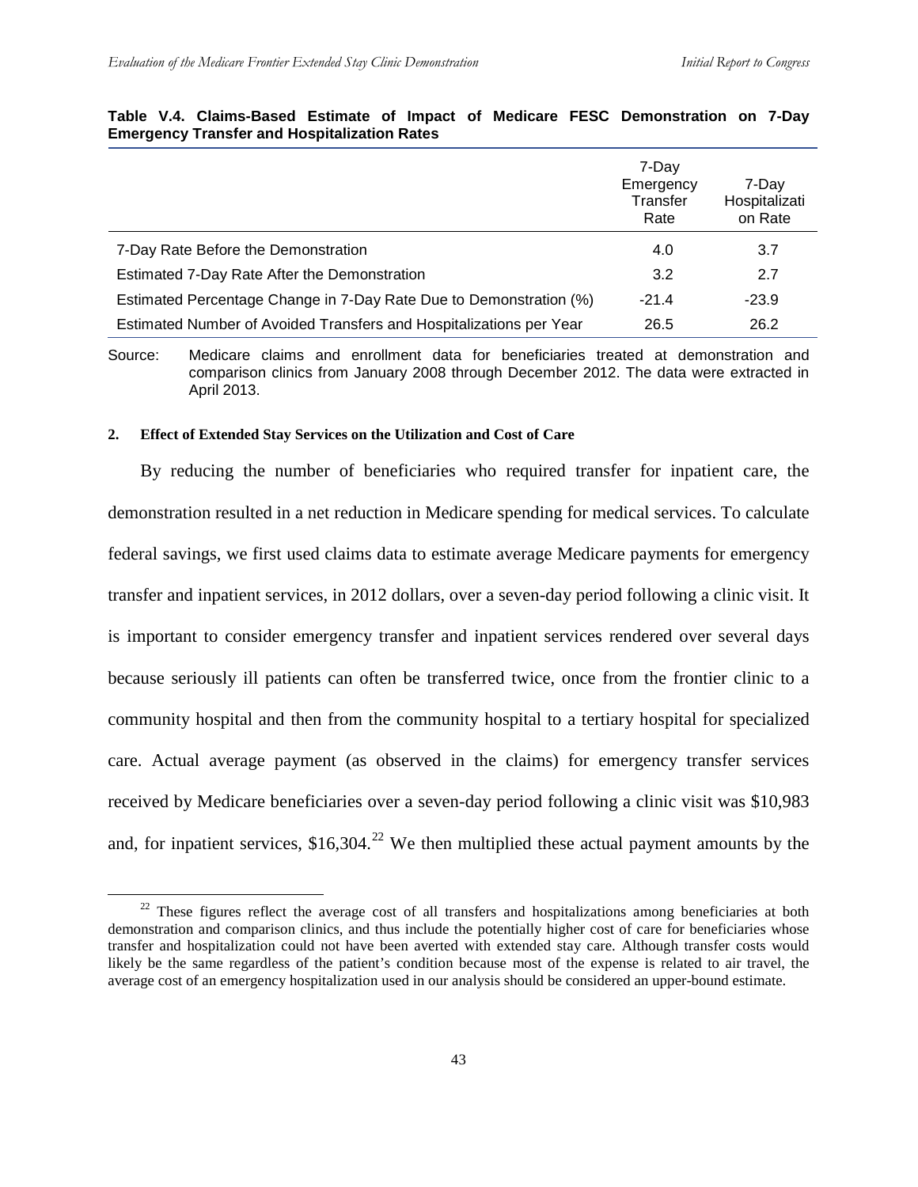**Table V.4. Claims-Based Estimate of Impact of Medicare FESC Demonstration on 7-Day Emergency Transfer and Hospitalization Rates**

| | 7-Day Emergency Transfer Rate | 7-Day Hospitalization Rate |
|---|---|---|
| 7-Day Rate Before the Demonstration | 4.0 | 3.7 |
| Estimated 7-Day Rate After the Demonstration | 3.2 | 2.7 |
| Estimated Percentage Change in 7-Day Rate Due to Demonstration (%) | -21.4 | -23.9 |
| Estimated Number of Avoided Transfers and Hospitalizations per Year | 26.5 | 26.2 |

Source: Medicare claims and enrollment data for beneficiaries treated at demonstration and comparison clinics from January 2008 through December 2012. The data were extracted in April 2013.

### 2. Effect of Extended Stay Services on the Utilization and Cost of Care

By reducing the number of beneficiaries who required transfer for inpatient care, the demonstration resulted in a net reduction in Medicare spending for medical services. To calculate federal savings, we first used claims data to estimate average Medicare payments for emergency transfer and inpatient services, in 2012 dollars, over a seven-day period following a clinic visit. It is important to consider emergency transfer and inpatient services rendered over several days because seriously ill patients can often be transferred twice, once from the frontier clinic to a community hospital and then from the community hospital to a tertiary hospital for specialized care. Actual average payment (as observed in the claims) for emergency transfer services received by Medicare beneficiaries over a seven-day period following a clinic visit was $10,983 and, for inpatient services, $16,304.[22] We then multiplied these actual payment amounts by the

[22] These figures reflect the average cost of all transfers and hospitalizations among beneficiaries at both demonstration and comparison clinics, and thus include the potentially higher cost of care for beneficiaries whose transfer and hospitalization could not have been averted with extended stay care. Although transfer costs would likely be the same regardless of the patient's condition because most of the expense is related to air travel, the average cost of an emergency hospitalization used in our analysis should be considered an upper-bound estimate.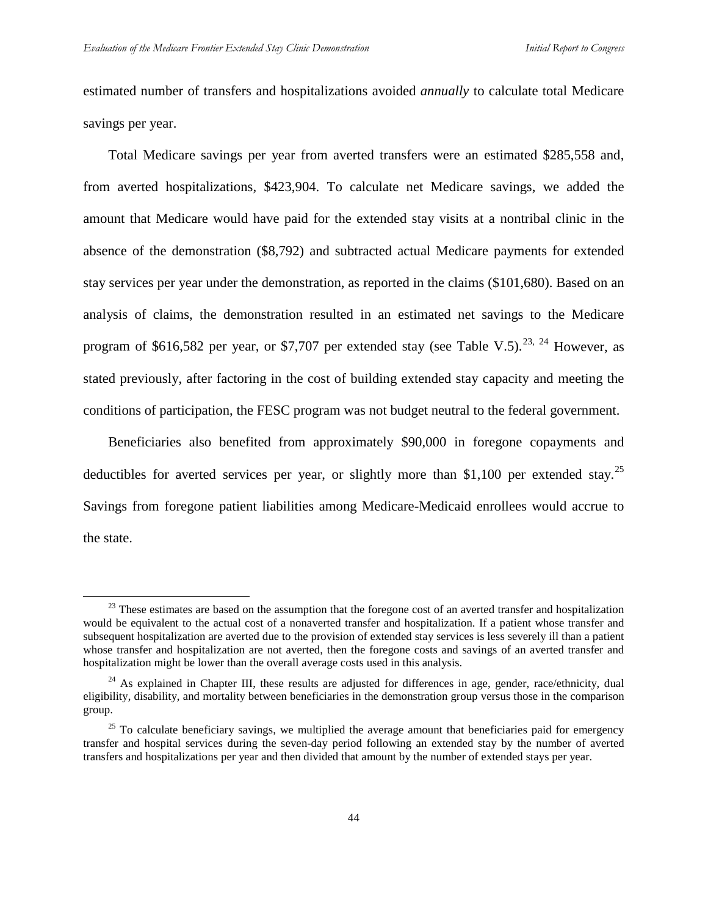estimated number of transfers and hospitalizations avoided *annually* to calculate total Medicare savings per year.

Total Medicare savings per year from averted transfers were an estimated $285,558 and, from averted hospitalizations, $423,904. To calculate net Medicare savings, we added the amount that Medicare would have paid for the extended stay visits at a nontribal clinic in the absence of the demonstration ($8,792) and subtracted actual Medicare payments for extended stay services per year under the demonstration, as reported in the claims ($101,680). Based on an analysis of claims, the demonstration resulted in an estimated net savings to the Medicare program of $616,582 per year, or $7,707 per extended stay (see Table V.5).[23, 24] However, as stated previously, after factoring in the cost of building extended stay capacity and meeting the conditions of participation, the FESC program was not budget neutral to the federal government.

Beneficiaries also benefited from approximately $90,000 in foregone copayments and deductibles for averted services per year, or slightly more than $1,100 per extended stay.[25] Savings from foregone patient liabilities among Medicare-Medicaid enrollees would accrue to the state.

---

[23] These estimates are based on the assumption that the foregone cost of an averted transfer and hospitalization would be equivalent to the actual cost of a nonaverted transfer and hospitalization. If a patient whose transfer and subsequent hospitalization are averted due to the provision of extended stay services is less severely ill than a patient whose transfer and hospitalization are not averted, then the foregone costs and savings of an averted transfer and hospitalization might be lower than the overall average costs used in this analysis.

[24] As explained in Chapter III, these results are adjusted for differences in age, gender, race/ethnicity, dual eligibility, disability, and mortality between beneficiaries in the demonstration group versus those in the comparison group.

[25] To calculate beneficiary savings, we multiplied the average amount that beneficiaries paid for emergency transfer and hospital services during the seven-day period following an extended stay by the number of averted transfers and hospitalizations per year and then divided that amount by the number of extended stays per year.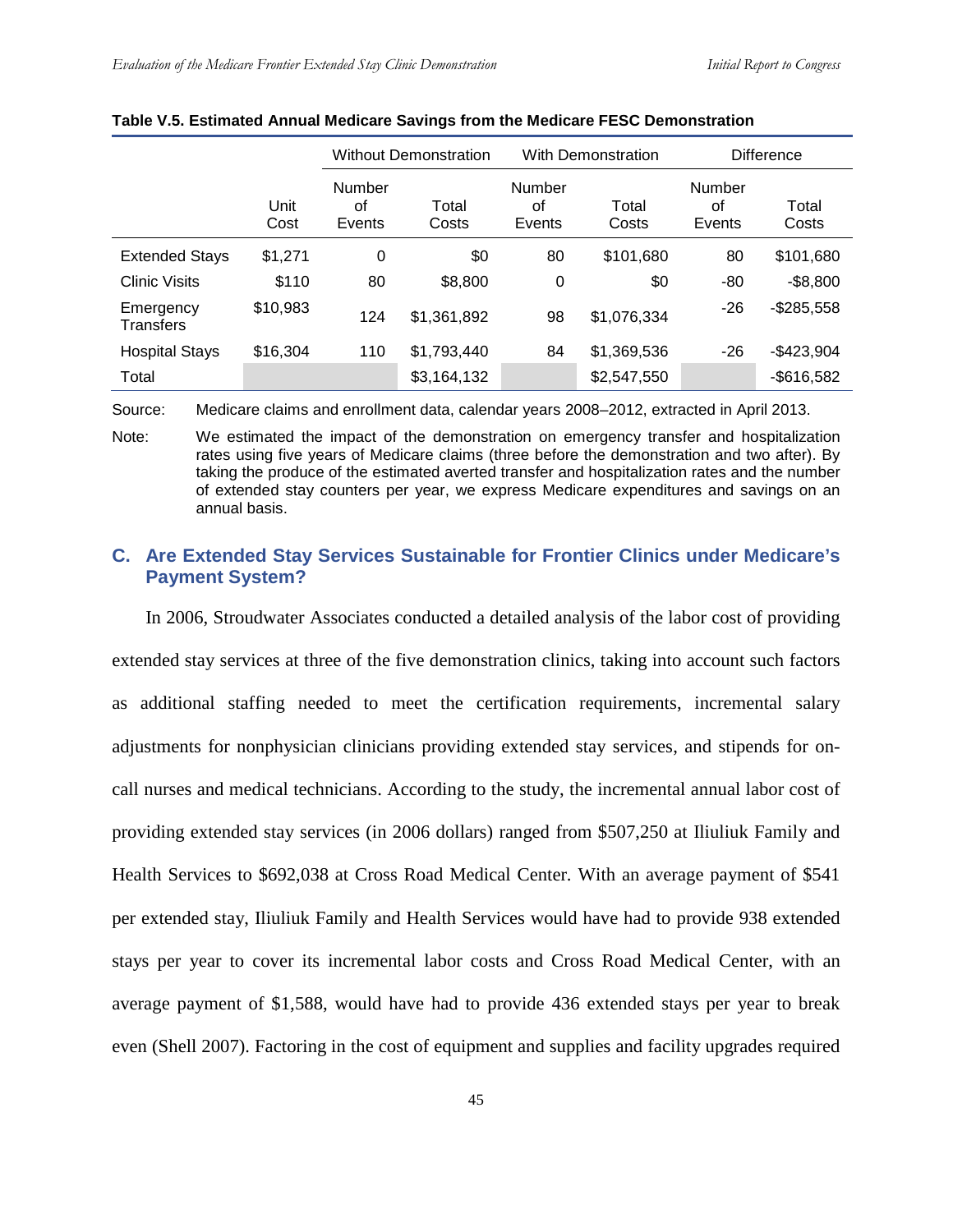**Table V.5. Estimated Annual Medicare Savings from the Medicare FESC Demonstration**

| | | Without Demonstration | | With Demonstration | | Difference | |
|---|---|---|---|---|---|---|---|
| | Unit Cost | Number of Events | Total Costs | Number of Events | Total Costs | Number of Events | Total Costs |
| Extended Stays | $1,271 | 0 | $0 | 80 | $101,680 | 80 | $101,680 |
| Clinic Visits | $110 | 80 | $8,800 | 0 | $0 | -80 | -$8,800 |
| Emergency Transfers | $10,983 | 124 | $1,361,892 | 98 | $1,076,334 | -26 | -$285,558 |
| Hospital Stays | $16,304 | 110 | $1,793,440 | 84 | $1,369,536 | -26 | -$423,904 |
| Total | | | $3,164,132 | | $2,547,550 | | -$616,582 |

Source: Medicare claims and enrollment data, calendar years 2008–2012, extracted in April 2013.

Note: We estimated the impact of the demonstration on emergency transfer and hospitalization rates using five years of Medicare claims (three before the demonstration and two after). By taking the produce of the estimated averted transfer and hospitalization rates and the number of extended stay counters per year, we express Medicare expenditures and savings on an annual basis.

## C. Are Extended Stay Services Sustainable for Frontier Clinics under Medicare's Payment System?

In 2006, Stroudwater Associates conducted a detailed analysis of the labor cost of providing extended stay services at three of the five demonstration clinics, taking into account such factors as additional staffing needed to meet the certification requirements, incremental salary adjustments for nonphysician clinicians providing extended stay services, and stipends for on-call nurses and medical technicians. According to the study, the incremental annual labor cost of providing extended stay services (in 2006 dollars) ranged from $507,250 at Iliuliuk Family and Health Services to $692,038 at Cross Road Medical Center. With an average payment of $541 per extended stay, Iliuliuk Family and Health Services would have had to provide 938 extended stays per year to cover its incremental labor costs and Cross Road Medical Center, with an average payment of $1,588, would have had to provide 436 extended stays per year to break even (Shell 2007). Factoring in the cost of equipment and supplies and facility upgrades required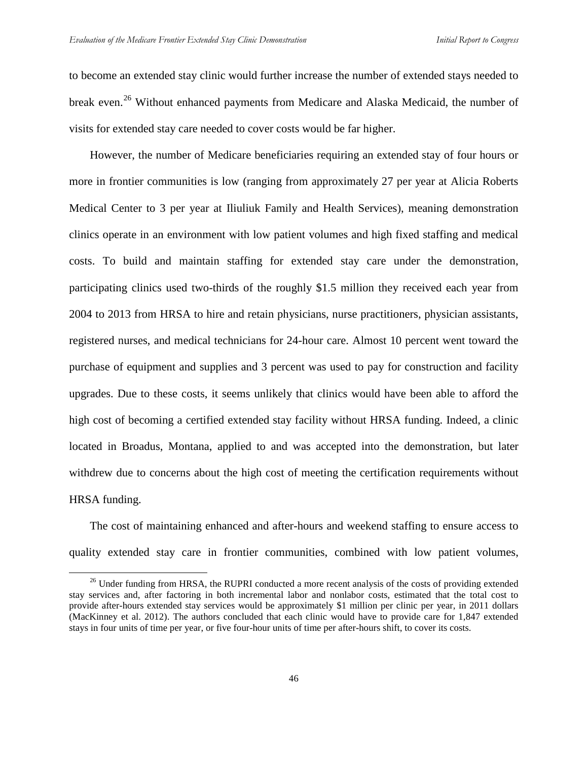to become an extended stay clinic would further increase the number of extended stays needed to break even.[26] Without enhanced payments from Medicare and Alaska Medicaid, the number of visits for extended stay care needed to cover costs would be far higher.

However, the number of Medicare beneficiaries requiring an extended stay of four hours or more in frontier communities is low (ranging from approximately 27 per year at Alicia Roberts Medical Center to 3 per year at Iliuliuk Family and Health Services), meaning demonstration clinics operate in an environment with low patient volumes and high fixed staffing and medical costs. To build and maintain staffing for extended stay care under the demonstration, participating clinics used two-thirds of the roughly $1.5 million they received each year from 2004 to 2013 from HRSA to hire and retain physicians, nurse practitioners, physician assistants, registered nurses, and medical technicians for 24-hour care. Almost 10 percent went toward the purchase of equipment and supplies and 3 percent was used to pay for construction and facility upgrades. Due to these costs, it seems unlikely that clinics would have been able to afford the high cost of becoming a certified extended stay facility without HRSA funding. Indeed, a clinic located in Broadus, Montana, applied to and was accepted into the demonstration, but later withdrew due to concerns about the high cost of meeting the certification requirements without HRSA funding.

The cost of maintaining enhanced and after-hours and weekend staffing to ensure access to quality extended stay care in frontier communities, combined with low patient volumes,

[26] Under funding from HRSA, the RUPRI conducted a more recent analysis of the costs of providing extended stay services and, after factoring in both incremental labor and nonlabor costs, estimated that the total cost to provide after-hours extended stay services would be approximately $1 million per clinic per year, in 2011 dollars (MacKinney et al. 2012). The authors concluded that each clinic would have to provide care for 1,847 extended stays in four units of time per year, or five four-hour units of time per after-hours shift, to cover its costs.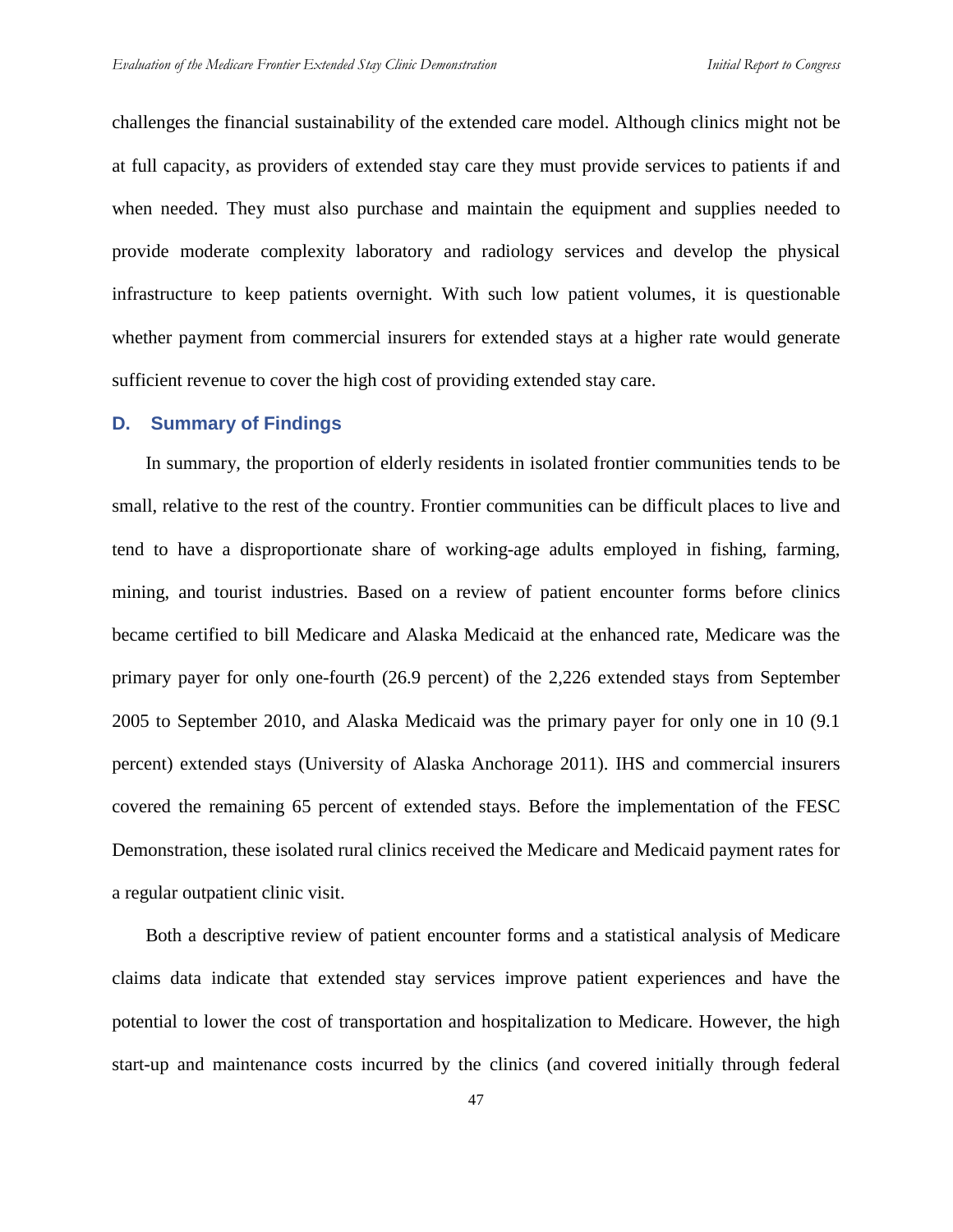challenges the financial sustainability of the extended care model. Although clinics might not be at full capacity, as providers of extended stay care they must provide services to patients if and when needed. They must also purchase and maintain the equipment and supplies needed to provide moderate complexity laboratory and radiology services and develop the physical infrastructure to keep patients overnight. With such low patient volumes, it is questionable whether payment from commercial insurers for extended stays at a higher rate would generate sufficient revenue to cover the high cost of providing extended stay care.

### D. Summary of Findings

In summary, the proportion of elderly residents in isolated frontier communities tends to be small, relative to the rest of the country. Frontier communities can be difficult places to live and tend to have a disproportionate share of working-age adults employed in fishing, farming, mining, and tourist industries. Based on a review of patient encounter forms before clinics became certified to bill Medicare and Alaska Medicaid at the enhanced rate, Medicare was the primary payer for only one-fourth (26.9 percent) of the 2,226 extended stays from September 2005 to September 2010, and Alaska Medicaid was the primary payer for only one in 10 (9.1 percent) extended stays (University of Alaska Anchorage 2011). IHS and commercial insurers covered the remaining 65 percent of extended stays. Before the implementation of the FESC Demonstration, these isolated rural clinics received the Medicare and Medicaid payment rates for a regular outpatient clinic visit.

Both a descriptive review of patient encounter forms and a statistical analysis of Medicare claims data indicate that extended stay services improve patient experiences and have the potential to lower the cost of transportation and hospitalization to Medicare. However, the high start-up and maintenance costs incurred by the clinics (and covered initially through federal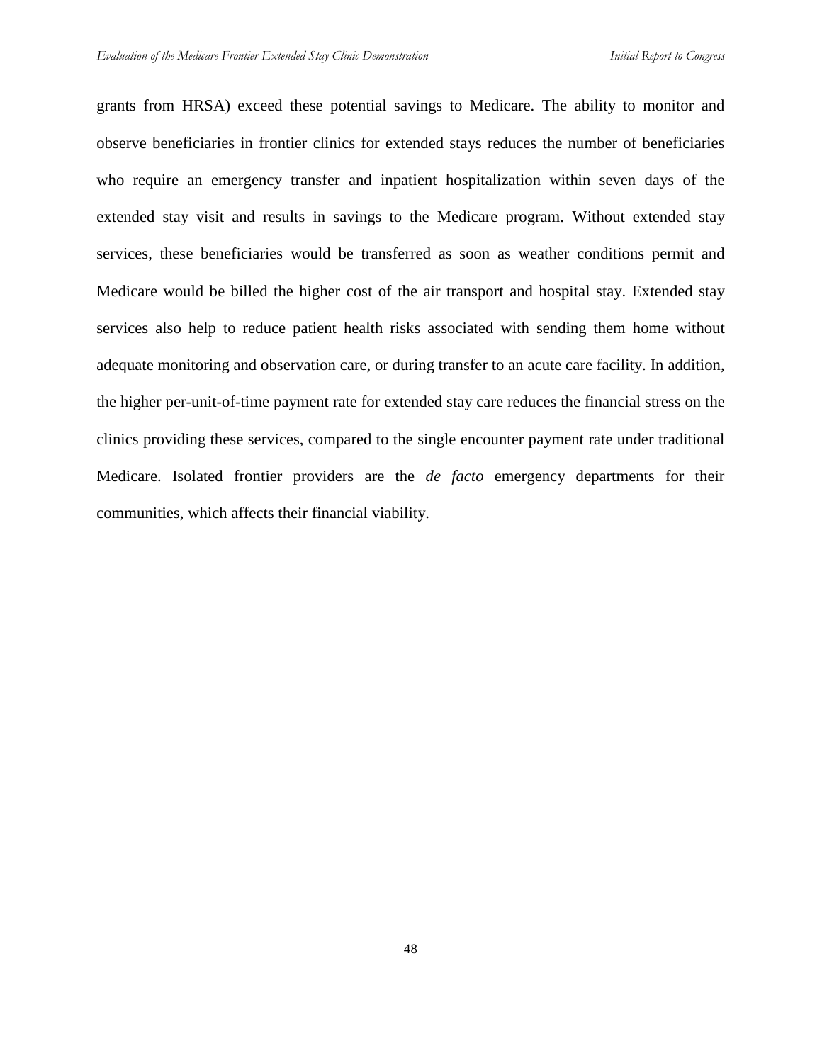grants from HRSA) exceed these potential savings to Medicare. The ability to monitor and observe beneficiaries in frontier clinics for extended stays reduces the number of beneficiaries who require an emergency transfer and inpatient hospitalization within seven days of the extended stay visit and results in savings to the Medicare program. Without extended stay services, these beneficiaries would be transferred as soon as weather conditions permit and Medicare would be billed the higher cost of the air transport and hospital stay. Extended stay services also help to reduce patient health risks associated with sending them home without adequate monitoring and observation care, or during transfer to an acute care facility. In addition, the higher per-unit-of-time payment rate for extended stay care reduces the financial stress on the clinics providing these services, compared to the single encounter payment rate under traditional Medicare. Isolated frontier providers are the *de facto* emergency departments for their communities, which affects their financial viability.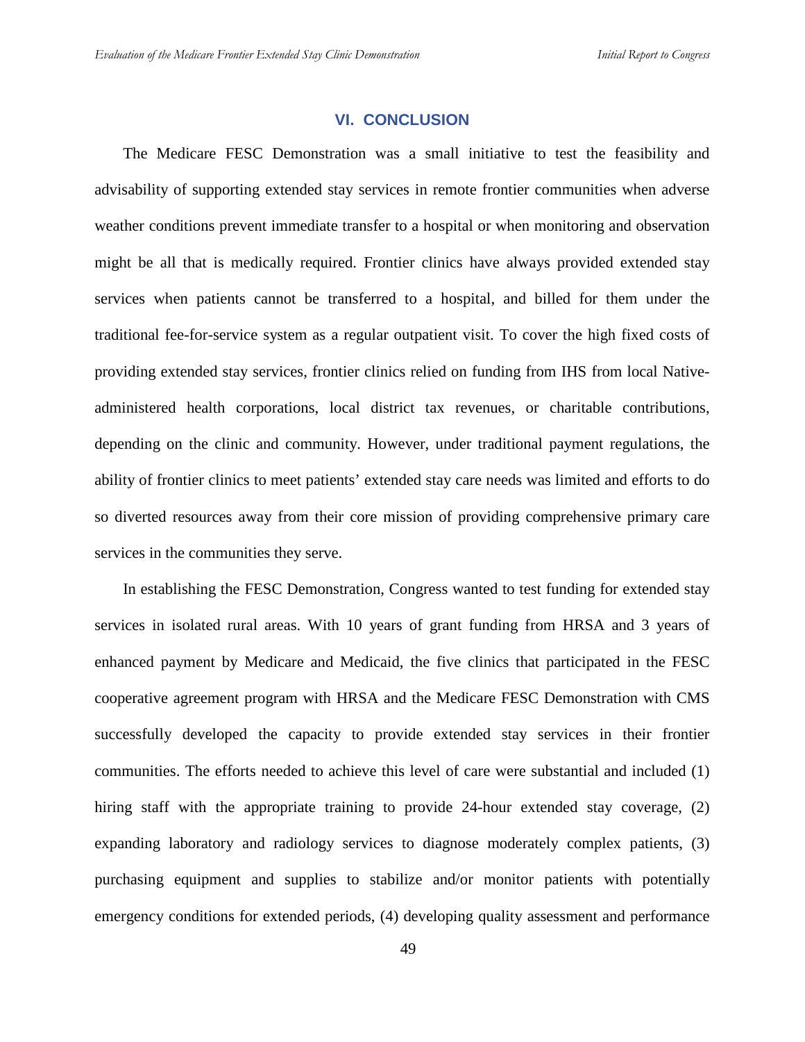## VI. CONCLUSION

The Medicare FESC Demonstration was a small initiative to test the feasibility and advisability of supporting extended stay services in remote frontier communities when adverse weather conditions prevent immediate transfer to a hospital or when monitoring and observation might be all that is medically required. Frontier clinics have always provided extended stay services when patients cannot be transferred to a hospital, and billed for them under the traditional fee-for-service system as a regular outpatient visit. To cover the high fixed costs of providing extended stay services, frontier clinics relied on funding from IHS from local Native-administered health corporations, local district tax revenues, or charitable contributions, depending on the clinic and community. However, under traditional payment regulations, the ability of frontier clinics to meet patients' extended stay care needs was limited and efforts to do so diverted resources away from their core mission of providing comprehensive primary care services in the communities they serve.

In establishing the FESC Demonstration, Congress wanted to test funding for extended stay services in isolated rural areas. With 10 years of grant funding from HRSA and 3 years of enhanced payment by Medicare and Medicaid, the five clinics that participated in the FESC cooperative agreement program with HRSA and the Medicare FESC Demonstration with CMS successfully developed the capacity to provide extended stay services in their frontier communities. The efforts needed to achieve this level of care were substantial and included (1) hiring staff with the appropriate training to provide 24-hour extended stay coverage, (2) expanding laboratory and radiology services to diagnose moderately complex patients, (3) purchasing equipment and supplies to stabilize and/or monitor patients with potentially emergency conditions for extended periods, (4) developing quality assessment and performance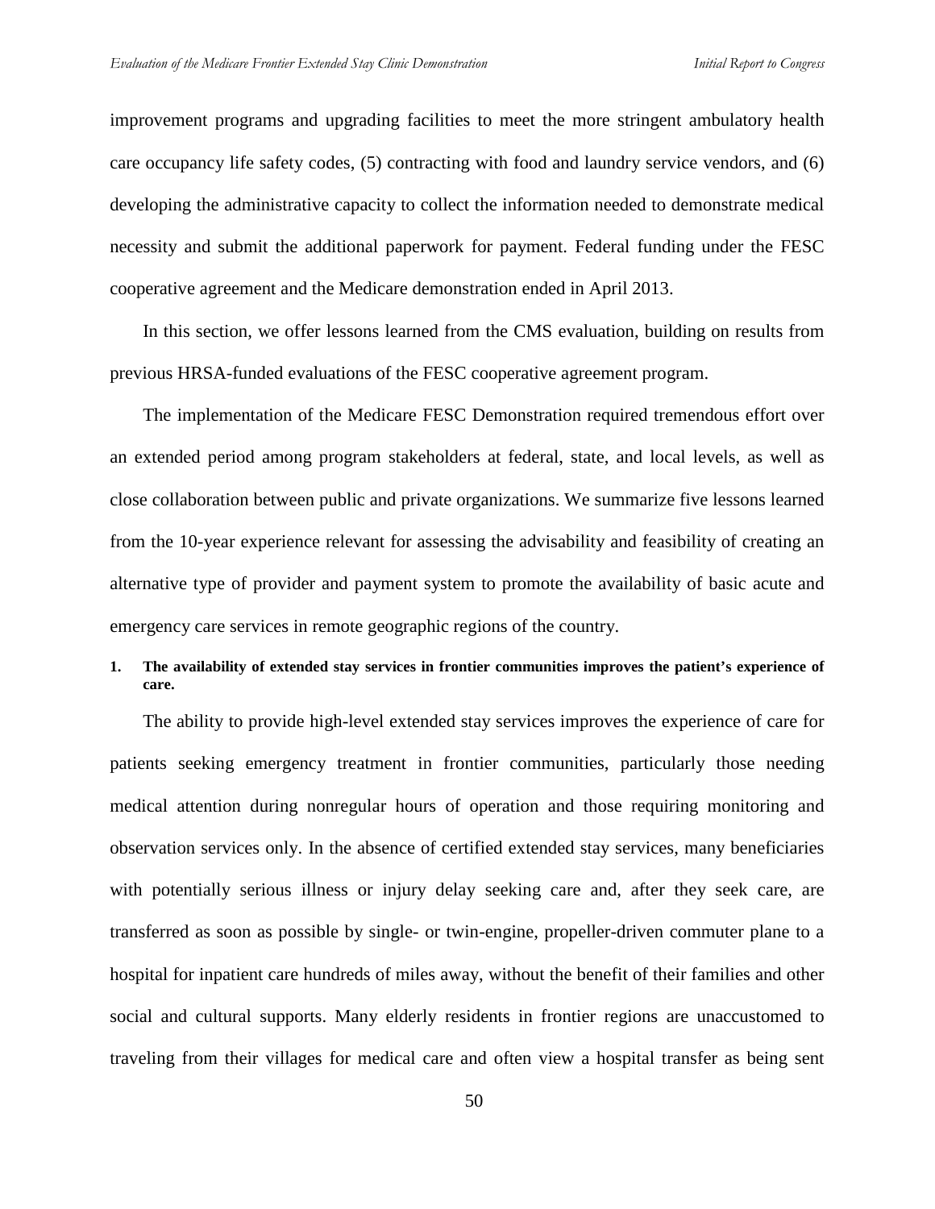improvement programs and upgrading facilities to meet the more stringent ambulatory health care occupancy life safety codes, (5) contracting with food and laundry service vendors, and (6) developing the administrative capacity to collect the information needed to demonstrate medical necessity and submit the additional paperwork for payment. Federal funding under the FESC cooperative agreement and the Medicare demonstration ended in April 2013.

In this section, we offer lessons learned from the CMS evaluation, building on results from previous HRSA-funded evaluations of the FESC cooperative agreement program.

The implementation of the Medicare FESC Demonstration required tremendous effort over an extended period among program stakeholders at federal, state, and local levels, as well as close collaboration between public and private organizations. We summarize five lessons learned from the 10-year experience relevant for assessing the advisability and feasibility of creating an alternative type of provider and payment system to promote the availability of basic acute and emergency care services in remote geographic regions of the country.

**1. The availability of extended stay services in frontier communities improves the patient's experience of care.**

The ability to provide high-level extended stay services improves the experience of care for patients seeking emergency treatment in frontier communities, particularly those needing medical attention during nonregular hours of operation and those requiring monitoring and observation services only. In the absence of certified extended stay services, many beneficiaries with potentially serious illness or injury delay seeking care and, after they seek care, are transferred as soon as possible by single- or twin-engine, propeller-driven commuter plane to a hospital for inpatient care hundreds of miles away, without the benefit of their families and other social and cultural supports. Many elderly residents in frontier regions are unaccustomed to traveling from their villages for medical care and often view a hospital transfer as being sent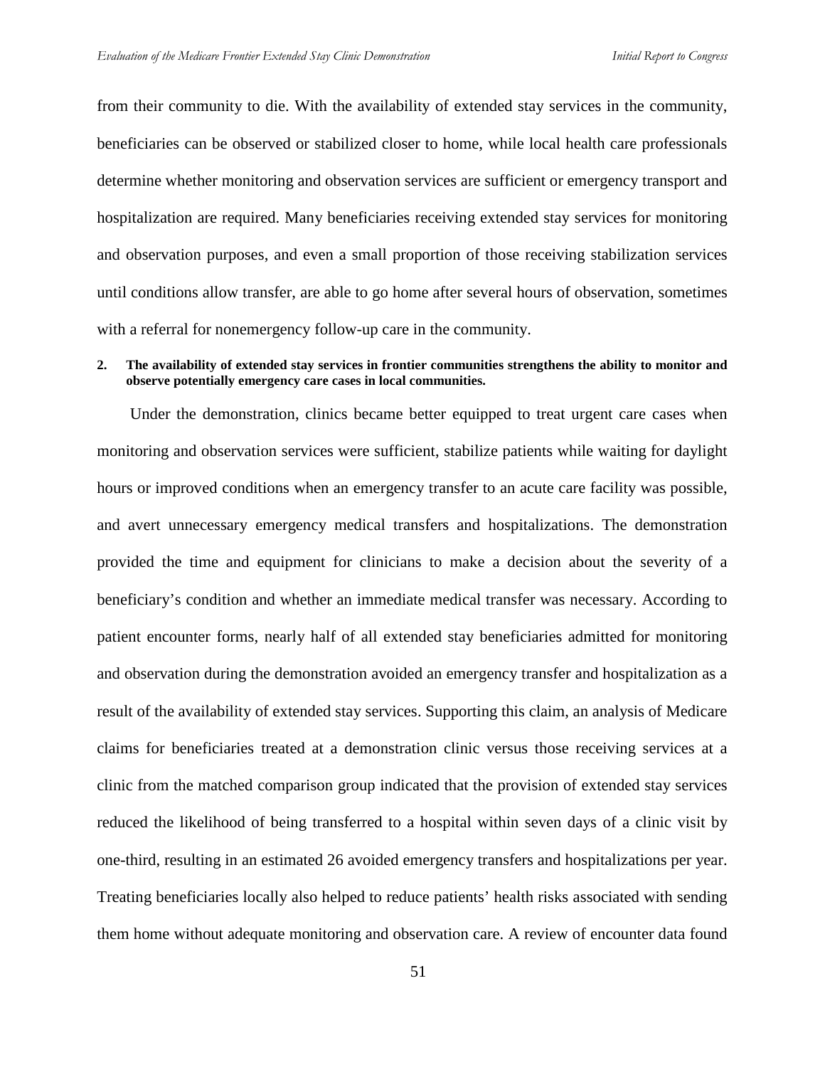from their community to die. With the availability of extended stay services in the community, beneficiaries can be observed or stabilized closer to home, while local health care professionals determine whether monitoring and observation services are sufficient or emergency transport and hospitalization are required. Many beneficiaries receiving extended stay services for monitoring and observation purposes, and even a small proportion of those receiving stabilization services until conditions allow transfer, are able to go home after several hours of observation, sometimes with a referral for nonemergency follow-up care in the community.

**2. The availability of extended stay services in frontier communities strengthens the ability to monitor and observe potentially emergency care cases in local communities.**

Under the demonstration, clinics became better equipped to treat urgent care cases when monitoring and observation services were sufficient, stabilize patients while waiting for daylight hours or improved conditions when an emergency transfer to an acute care facility was possible, and avert unnecessary emergency medical transfers and hospitalizations. The demonstration provided the time and equipment for clinicians to make a decision about the severity of a beneficiary's condition and whether an immediate medical transfer was necessary. According to patient encounter forms, nearly half of all extended stay beneficiaries admitted for monitoring and observation during the demonstration avoided an emergency transfer and hospitalization as a result of the availability of extended stay services. Supporting this claim, an analysis of Medicare claims for beneficiaries treated at a demonstration clinic versus those receiving services at a clinic from the matched comparison group indicated that the provision of extended stay services reduced the likelihood of being transferred to a hospital within seven days of a clinic visit by one-third, resulting in an estimated 26 avoided emergency transfers and hospitalizations per year. Treating beneficiaries locally also helped to reduce patients' health risks associated with sending them home without adequate monitoring and observation care. A review of encounter data found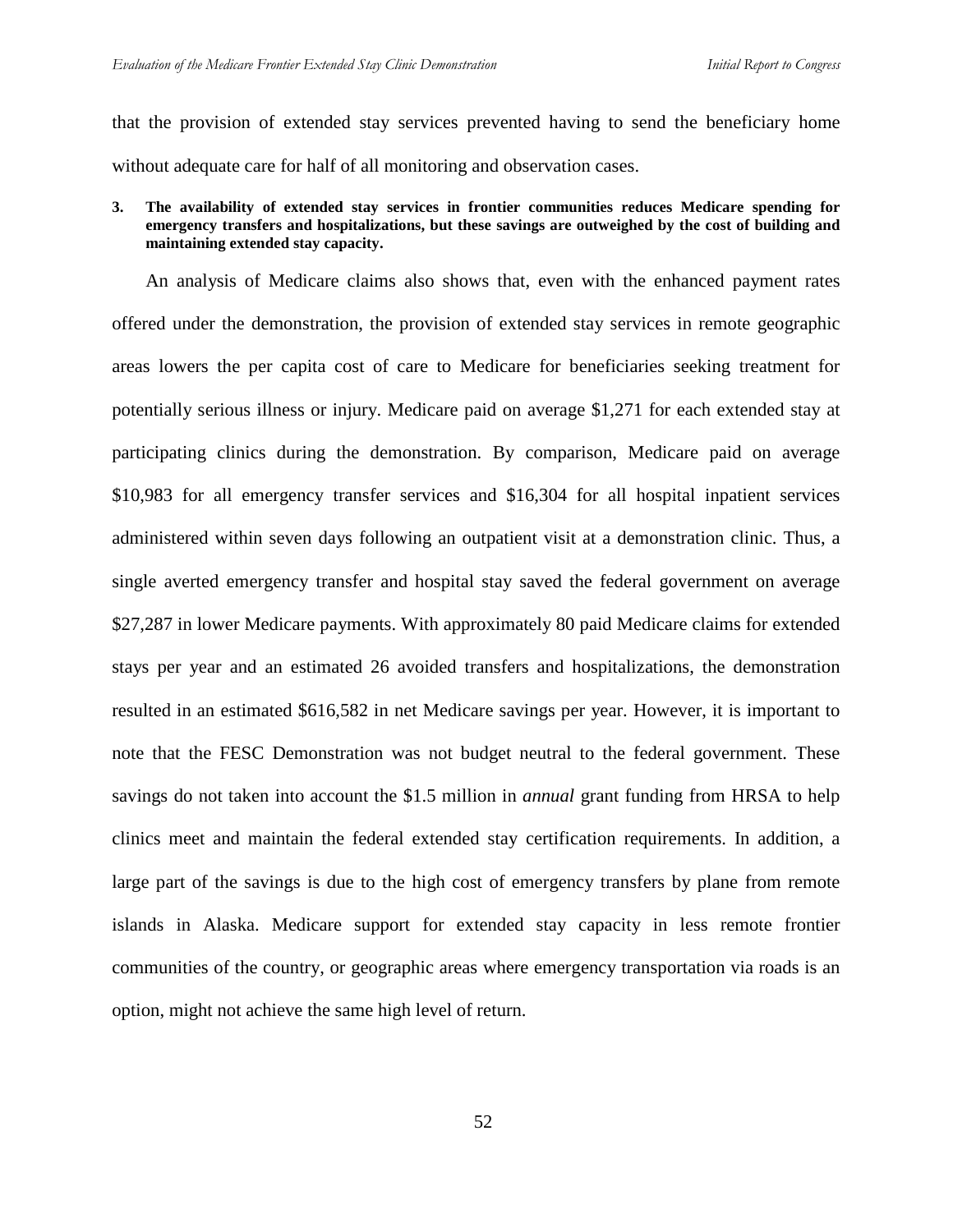that the provision of extended stay services prevented having to send the beneficiary home without adequate care for half of all monitoring and observation cases.

**3. The availability of extended stay services in frontier communities reduces Medicare spending for emergency transfers and hospitalizations, but these savings are outweighed by the cost of building and maintaining extended stay capacity.**

An analysis of Medicare claims also shows that, even with the enhanced payment rates offered under the demonstration, the provision of extended stay services in remote geographic areas lowers the per capita cost of care to Medicare for beneficiaries seeking treatment for potentially serious illness or injury. Medicare paid on average $1,271 for each extended stay at participating clinics during the demonstration. By comparison, Medicare paid on average $10,983 for all emergency transfer services and $16,304 for all hospital inpatient services administered within seven days following an outpatient visit at a demonstration clinic. Thus, a single averted emergency transfer and hospital stay saved the federal government on average $27,287 in lower Medicare payments. With approximately 80 paid Medicare claims for extended stays per year and an estimated 26 avoided transfers and hospitalizations, the demonstration resulted in an estimated $616,582 in net Medicare savings per year. However, it is important to note that the FESC Demonstration was not budget neutral to the federal government. These savings do not taken into account the $1.5 million in *annual* grant funding from HRSA to help clinics meet and maintain the federal extended stay certification requirements. In addition, a large part of the savings is due to the high cost of emergency transfers by plane from remote islands in Alaska. Medicare support for extended stay capacity in less remote frontier communities of the country, or geographic areas where emergency transportation via roads is an option, might not achieve the same high level of return.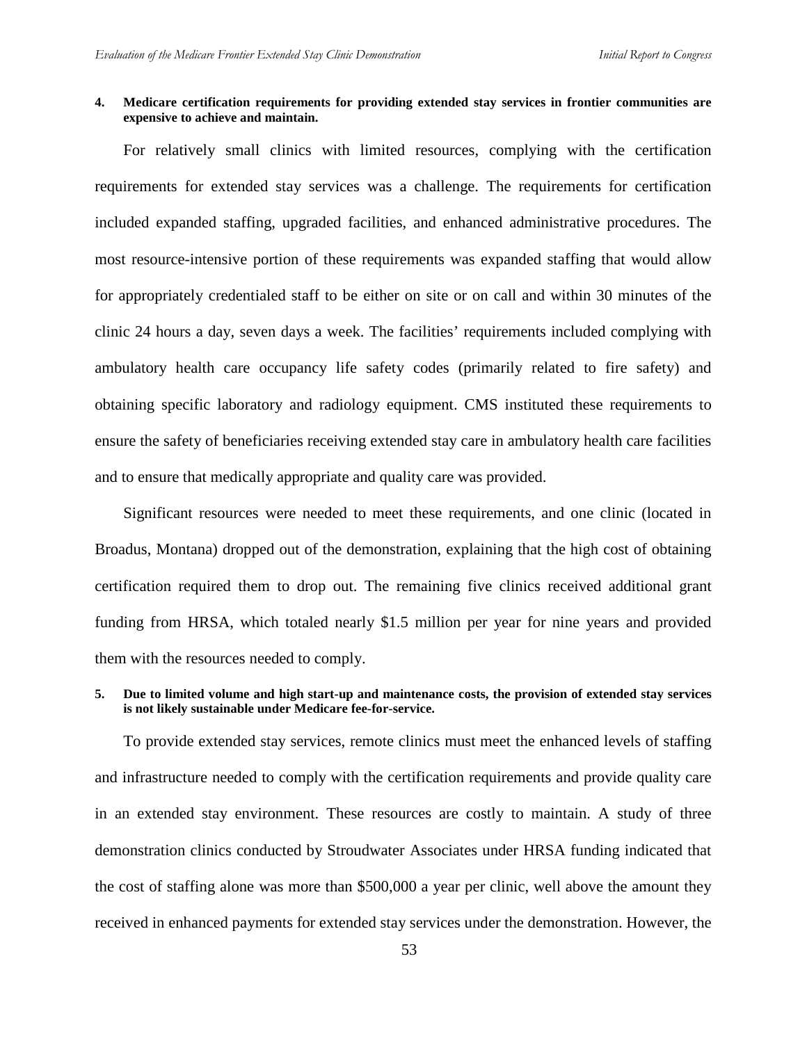**4. Medicare certification requirements for providing extended stay services in frontier communities are expensive to achieve and maintain.**

For relatively small clinics with limited resources, complying with the certification requirements for extended stay services was a challenge. The requirements for certification included expanded staffing, upgraded facilities, and enhanced administrative procedures. The most resource-intensive portion of these requirements was expanded staffing that would allow for appropriately credentialed staff to be either on site or on call and within 30 minutes of the clinic 24 hours a day, seven days a week. The facilities' requirements included complying with ambulatory health care occupancy life safety codes (primarily related to fire safety) and obtaining specific laboratory and radiology equipment. CMS instituted these requirements to ensure the safety of beneficiaries receiving extended stay care in ambulatory health care facilities and to ensure that medically appropriate and quality care was provided.

Significant resources were needed to meet these requirements, and one clinic (located in Broadus, Montana) dropped out of the demonstration, explaining that the high cost of obtaining certification required them to drop out. The remaining five clinics received additional grant funding from HRSA, which totaled nearly $1.5 million per year for nine years and provided them with the resources needed to comply.

**5. Due to limited volume and high start-up and maintenance costs, the provision of extended stay services is not likely sustainable under Medicare fee-for-service.**

To provide extended stay services, remote clinics must meet the enhanced levels of staffing and infrastructure needed to comply with the certification requirements and provide quality care in an extended stay environment. These resources are costly to maintain. A study of three demonstration clinics conducted by Stroudwater Associates under HRSA funding indicated that the cost of staffing alone was more than $500,000 a year per clinic, well above the amount they received in enhanced payments for extended stay services under the demonstration. However, the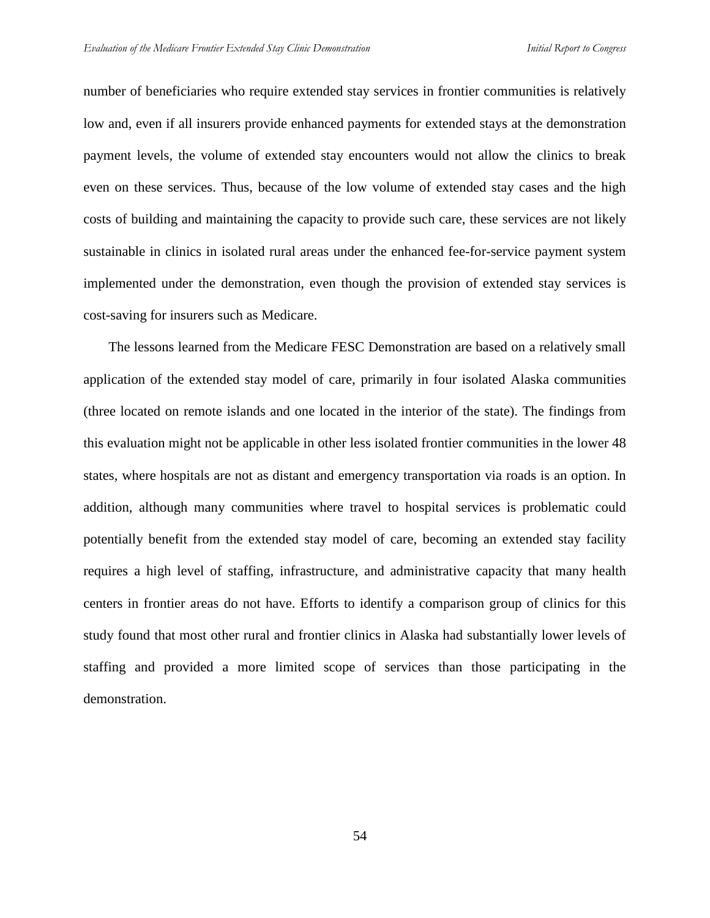number of beneficiaries who require extended stay services in frontier communities is relatively low and, even if all insurers provide enhanced payments for extended stays at the demonstration payment levels, the volume of extended stay encounters would not allow the clinics to break even on these services. Thus, because of the low volume of extended stay cases and the high costs of building and maintaining the capacity to provide such care, these services are not likely sustainable in clinics in isolated rural areas under the enhanced fee-for-service payment system implemented under the demonstration, even though the provision of extended stay services is cost-saving for insurers such as Medicare.

The lessons learned from the Medicare FESC Demonstration are based on a relatively small application of the extended stay model of care, primarily in four isolated Alaska communities (three located on remote islands and one located in the interior of the state). The findings from this evaluation might not be applicable in other less isolated frontier communities in the lower 48 states, where hospitals are not as distant and emergency transportation via roads is an option. In addition, although many communities where travel to hospital services is problematic could potentially benefit from the extended stay model of care, becoming an extended stay facility requires a high level of staffing, infrastructure, and administrative capacity that many health centers in frontier areas do not have. Efforts to identify a comparison group of clinics for this study found that most other rural and frontier clinics in Alaska had substantially lower levels of staffing and provided a more limited scope of services than those participating in the demonstration.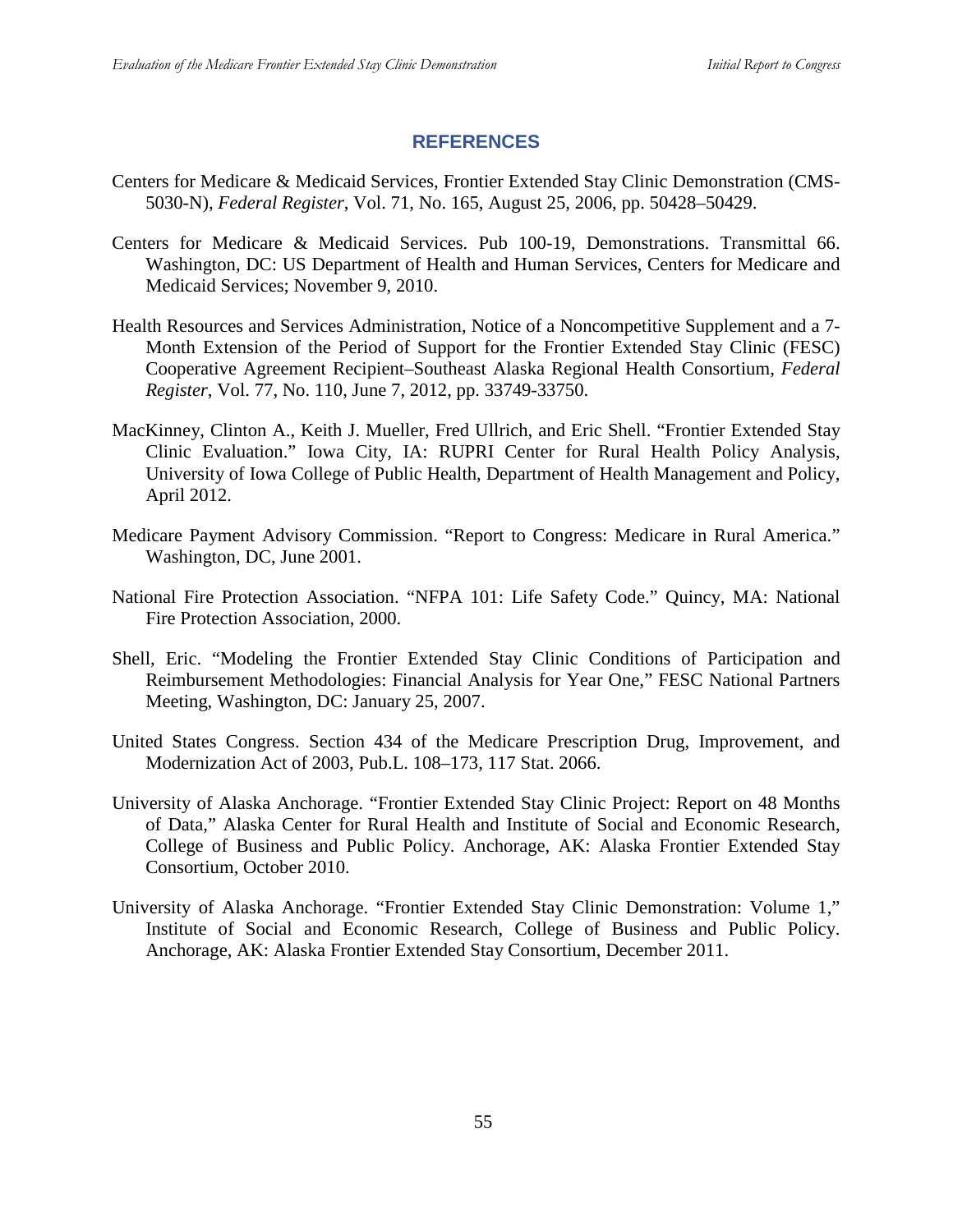## REFERENCES

Centers for Medicare & Medicaid Services, Frontier Extended Stay Clinic Demonstration (CMS-5030-N), *Federal Register*, Vol. 71, No. 165, August 25, 2006, pp. 50428–50429.

Centers for Medicare & Medicaid Services. Pub 100-19, Demonstrations. Transmittal 66. Washington, DC: US Department of Health and Human Services, Centers for Medicare and Medicaid Services; November 9, 2010.

Health Resources and Services Administration, Notice of a Noncompetitive Supplement and a 7-Month Extension of the Period of Support for the Frontier Extended Stay Clinic (FESC) Cooperative Agreement Recipient–Southeast Alaska Regional Health Consortium, *Federal Register*, Vol. 77, No. 110, June 7, 2012, pp. 33749-33750.

MacKinney, Clinton A., Keith J. Mueller, Fred Ullrich, and Eric Shell. "Frontier Extended Stay Clinic Evaluation." Iowa City, IA: RUPRI Center for Rural Health Policy Analysis, University of Iowa College of Public Health, Department of Health Management and Policy, April 2012.

Medicare Payment Advisory Commission. "Report to Congress: Medicare in Rural America." Washington, DC, June 2001.

National Fire Protection Association. "NFPA 101: Life Safety Code." Quincy, MA: National Fire Protection Association, 2000.

Shell, Eric. "Modeling the Frontier Extended Stay Clinic Conditions of Participation and Reimbursement Methodologies: Financial Analysis for Year One," FESC National Partners Meeting, Washington, DC: January 25, 2007.

United States Congress. Section 434 of the Medicare Prescription Drug, Improvement, and Modernization Act of 2003, Pub.L. 108–173, 117 Stat. 2066.

University of Alaska Anchorage. "Frontier Extended Stay Clinic Project: Report on 48 Months of Data," Alaska Center for Rural Health and Institute of Social and Economic Research, College of Business and Public Policy. Anchorage, AK: Alaska Frontier Extended Stay Consortium, October 2010.

University of Alaska Anchorage. "Frontier Extended Stay Clinic Demonstration: Volume 1," Institute of Social and Economic Research, College of Business and Public Policy. Anchorage, AK: Alaska Frontier Extended Stay Consortium, December 2011.